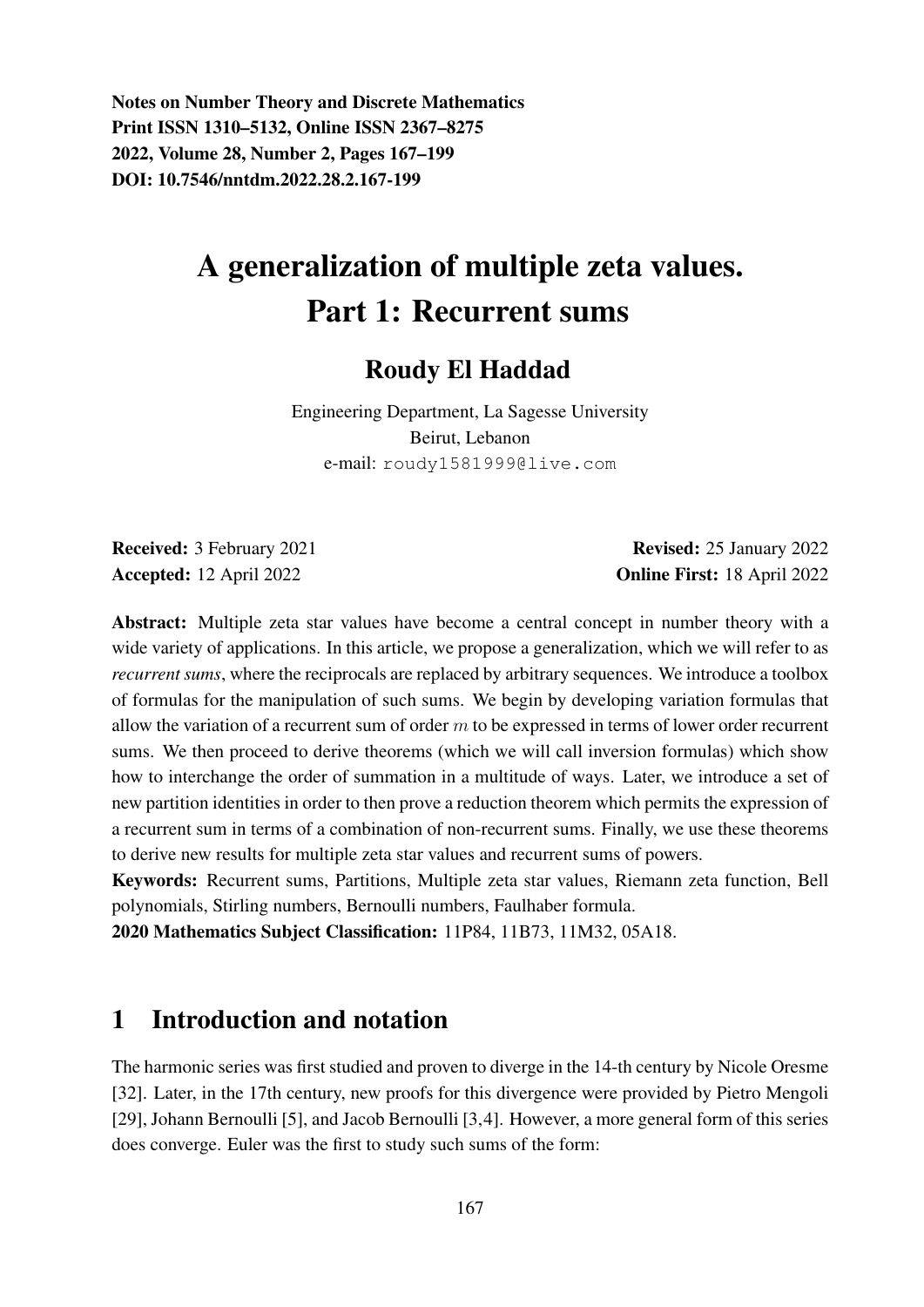**Notes on Number Theory and Discrete Mathematics**
**Print ISSN 1310–5132, Online ISSN 2367–8275**
**2022, Volume 28, Number 2, Pages 167–199**
**DOI: 10.7546/nntdm.2022.28.2.167-199**

# A generalization of multiple zeta values. Part 1: Recurrent sums

## Roudy El Haddad

Engineering Department, La Sagesse University
Beirut, Lebanon
e-mail: roudy1581999@live.com

**Received:** 3 February 2021 **Revised:** 25 January 2022
**Accepted:** 12 April 2022 **Online First:** 18 April 2022

**Abstract:** Multiple zeta star values have become a central concept in number theory with a wide variety of applications. In this article, we propose a generalization, which we will refer to as *recurrent sums*, where the reciprocals are replaced by arbitrary sequences. We introduce a toolbox of formulas for the manipulation of such sums. We begin by developing variation formulas that allow the variation of a recurrent sum of order $m$ to be expressed in terms of lower order recurrent sums. We then proceed to derive theorems (which we will call inversion formulas) which show how to interchange the order of summation in a multitude of ways. Later, we introduce a set of new partition identities in order to then prove a reduction theorem which permits the expression of a recurrent sum in terms of a combination of non-recurrent sums. Finally, we use these theorems to derive new results for multiple zeta star values and recurrent sums of powers.

**Keywords:** Recurrent sums, Partitions, Multiple zeta star values, Riemann zeta function, Bell polynomials, Stirling numbers, Bernoulli numbers, Faulhaber formula.

**2020 Mathematics Subject Classification:** 11P84, 11B73, 11M32, 05A18.

## 1 Introduction and notation

The harmonic series was first studied and proven to diverge in the 14-th century by Nicole Oresme [32]. Later, in the 17th century, new proofs for this divergence were provided by Pietro Mengoli [29], Johann Bernoulli [5], and Jacob Bernoulli [3,4]. However, a more general form of this series does converge. Euler was the first to study such sums of the form: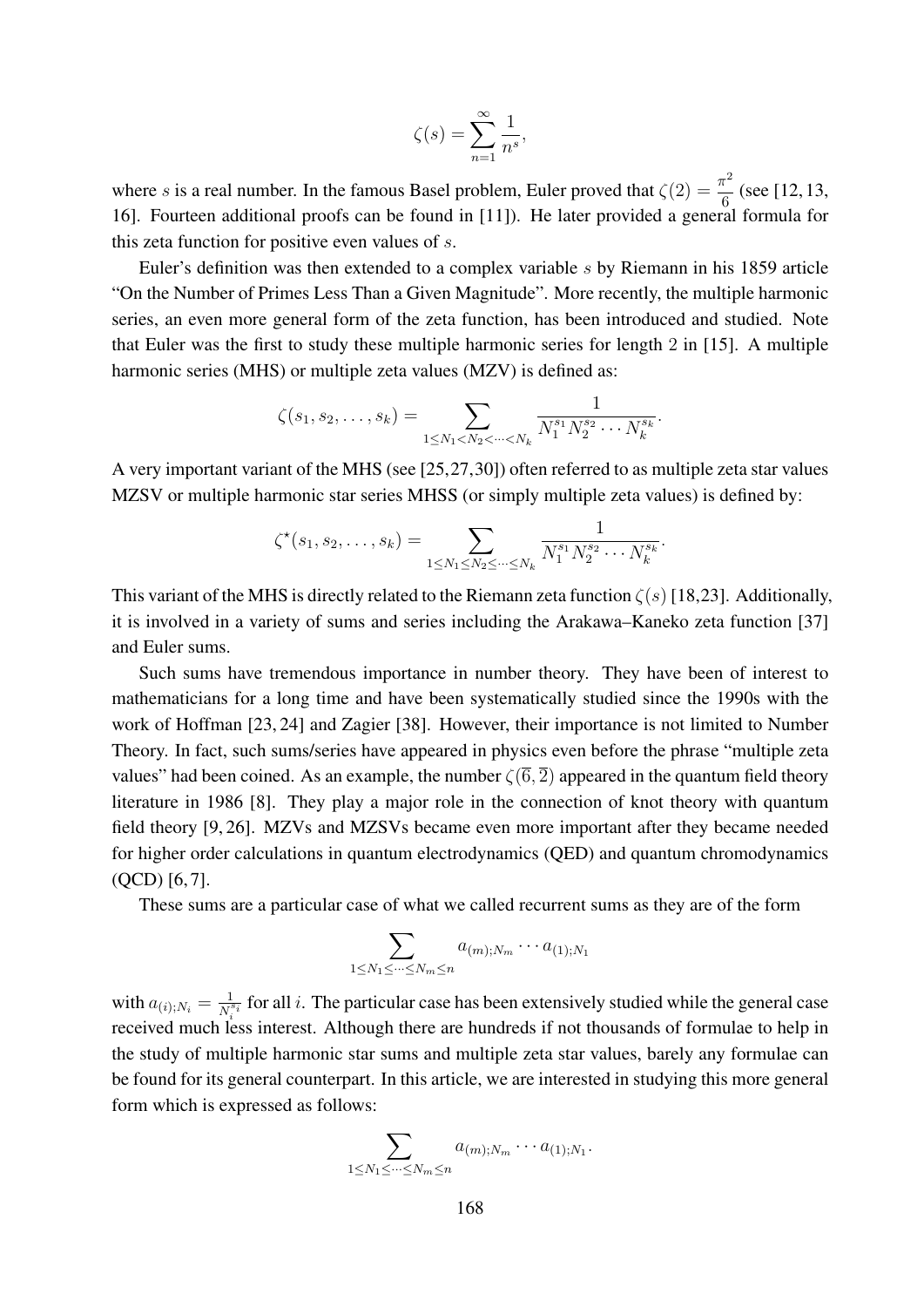$$\zeta(s) = \sum_{n=1}^{\infty} \frac{1}{n^s},$$

where $s$ is a real number. In the famous Basel problem, Euler proved that $\zeta(2) = \frac{\pi^2}{6}$ (see [12, 13, 16]. Fourteen additional proofs can be found in [11]). He later provided a general formula for this zeta function for positive even values of $s$.

Euler's definition was then extended to a complex variable $s$ by Riemann in his 1859 article "On the Number of Primes Less Than a Given Magnitude". More recently, the multiple harmonic series, an even more general form of the zeta function, has been introduced and studied. Note that Euler was the first to study these multiple harmonic series for length 2 in [15]. A multiple harmonic series (MHS) or multiple zeta values (MZV) is defined as:

$$\zeta(s_1, s_2, \ldots, s_k) = \sum_{1 \leq N_1 < N_2 < \cdots < N_k} \frac{1}{N_1^{s_1} N_2^{s_2} \cdots N_k^{s_k}}.$$

A very important variant of the MHS (see [25,27,30]) often referred to as multiple zeta star values MZSV or multiple harmonic star series MHSS (or simply multiple zeta values) is defined by:

$$\zeta^\star(s_1, s_2, \ldots, s_k) = \sum_{1 \leq N_1 \leq N_2 \leq \cdots \leq N_k} \frac{1}{N_1^{s_1} N_2^{s_2} \cdots N_k^{s_k}}.$$

This variant of the MHS is directly related to the Riemann zeta function $\zeta(s)$ [18,23]. Additionally, it is involved in a variety of sums and series including the Arakawa–Kaneko zeta function [37] and Euler sums.

Such sums have tremendous importance in number theory. They have been of interest to mathematicians for a long time and have been systematically studied since the 1990s with the work of Hoffman [23, 24] and Zagier [38]. However, their importance is not limited to Number Theory. In fact, such sums/series have appeared in physics even before the phrase "multiple zeta values" had been coined. As an example, the number $\zeta(\overline{6}, \overline{2})$ appeared in the quantum field theory literature in 1986 [8]. They play a major role in the connection of knot theory with quantum field theory [9, 26]. MZVs and MZSVs became even more important after they became needed for higher order calculations in quantum electrodynamics (QED) and quantum chromodynamics (QCD) [6, 7].

These sums are a particular case of what we called recurrent sums as they are of the form

$$\sum_{1 \leq N_1 \leq \cdots \leq N_m \leq n} a_{(m);N_m} \cdots a_{(1);N_1}$$

with $a_{(i);N_i} = \frac{1}{N_i^{s_i}}$ for all $i$. The particular case has been extensively studied while the general case received much less interest. Although there are hundreds if not thousands of formulae to help in the study of multiple harmonic star sums and multiple zeta star values, barely any formulae can be found for its general counterpart. In this article, we are interested in studying this more general form which is expressed as follows:

$$\sum_{1 \leq N_1 \leq \cdots \leq N_m \leq n} a_{(m);N_m} \cdots a_{(1);N_1}.$$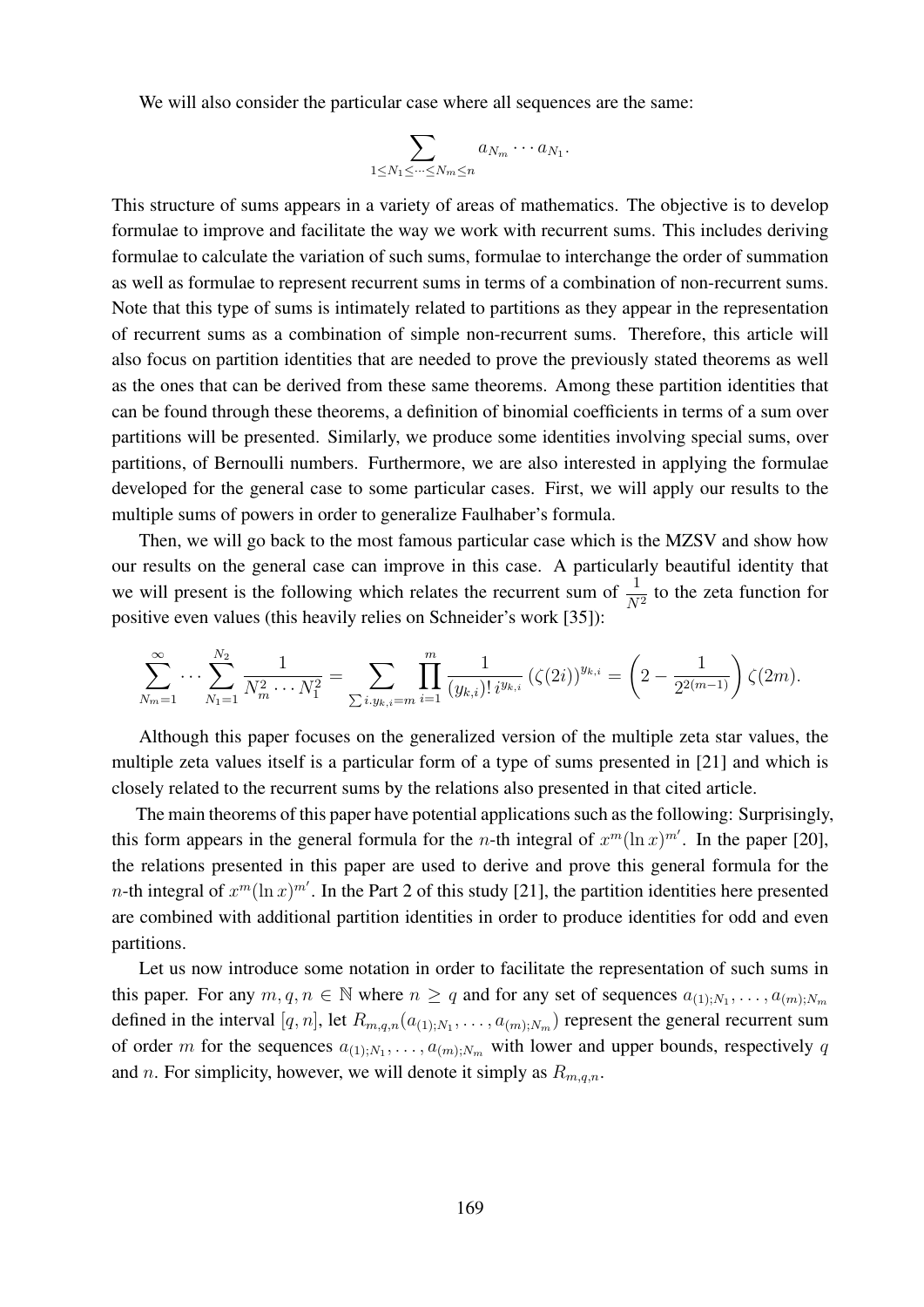We will also consider the particular case where all sequences are the same:

$$\sum_{1\leq N_1\leq\cdots\leq N_m\leq n} a_{N_m}\cdots a_{N_1}.$$

This structure of sums appears in a variety of areas of mathematics. The objective is to develop formulae to improve and facilitate the way we work with recurrent sums. This includes deriving formulae to calculate the variation of such sums, formulae to interchange the order of summation as well as formulae to represent recurrent sums in terms of a combination of non-recurrent sums. Note that this type of sums is intimately related to partitions as they appear in the representation of recurrent sums as a combination of simple non-recurrent sums. Therefore, this article will also focus on partition identities that are needed to prove the previously stated theorems as well as the ones that can be derived from these same theorems. Among these partition identities that can be found through these theorems, a definition of binomial coefficients in terms of a sum over partitions will be presented. Similarly, we produce some identities involving special sums, over partitions, of Bernoulli numbers. Furthermore, we are also interested in applying the formulae developed for the general case to some particular cases. First, we will apply our results to the multiple sums of powers in order to generalize Faulhaber's formula.

Then, we will go back to the most famous particular case which is the MZSV and show how our results on the general case can improve in this case. A particularly beautiful identity that we will present is the following which relates the recurrent sum of $\frac{1}{N^2}$ to the zeta function for positive even values (this heavily relies on Schneider's work [35]):

$$\sum_{N_m=1}^{\infty}\cdots\sum_{N_1=1}^{N_2}\frac{1}{N_m^2\cdots N_1^2}=\sum_{\sum i.y_{k,i}=m}\prod_{i=1}^{m}\frac{1}{(y_{k,i})!\,i^{y_{k,i}}}\left(\zeta(2i)\right)^{y_{k,i}}=\left(2-\frac{1}{2^{2(m-1)}}\right)\zeta(2m).$$

Although this paper focuses on the generalized version of the multiple zeta star values, the multiple zeta values itself is a particular form of a type of sums presented in [21] and which is closely related to the recurrent sums by the relations also presented in that cited article.

The main theorems of this paper have potential applications such as the following: Surprisingly, this form appears in the general formula for the $n$-th integral of $x^m(\ln x)^{m'}$. In the paper [20], the relations presented in this paper are used to derive and prove this general formula for the $n$-th integral of $x^m(\ln x)^{m'}$. In the Part 2 of this study [21], the partition identities here presented are combined with additional partition identities in order to produce identities for odd and even partitions.

Let us now introduce some notation in order to facilitate the representation of such sums in this paper. For any $m, q, n \in \mathbb{N}$ where $n \geq q$ and for any set of sequences $a_{(1);N_1}, \ldots, a_{(m);N_m}$ defined in the interval $[q, n]$, let $R_{m,q,n}(a_{(1);N_1}, \ldots, a_{(m);N_m})$ represent the general recurrent sum of order $m$ for the sequences $a_{(1);N_1}, \ldots, a_{(m);N_m}$ with lower and upper bounds, respectively $q$ and $n$. For simplicity, however, we will denote it simply as $R_{m,q,n}$.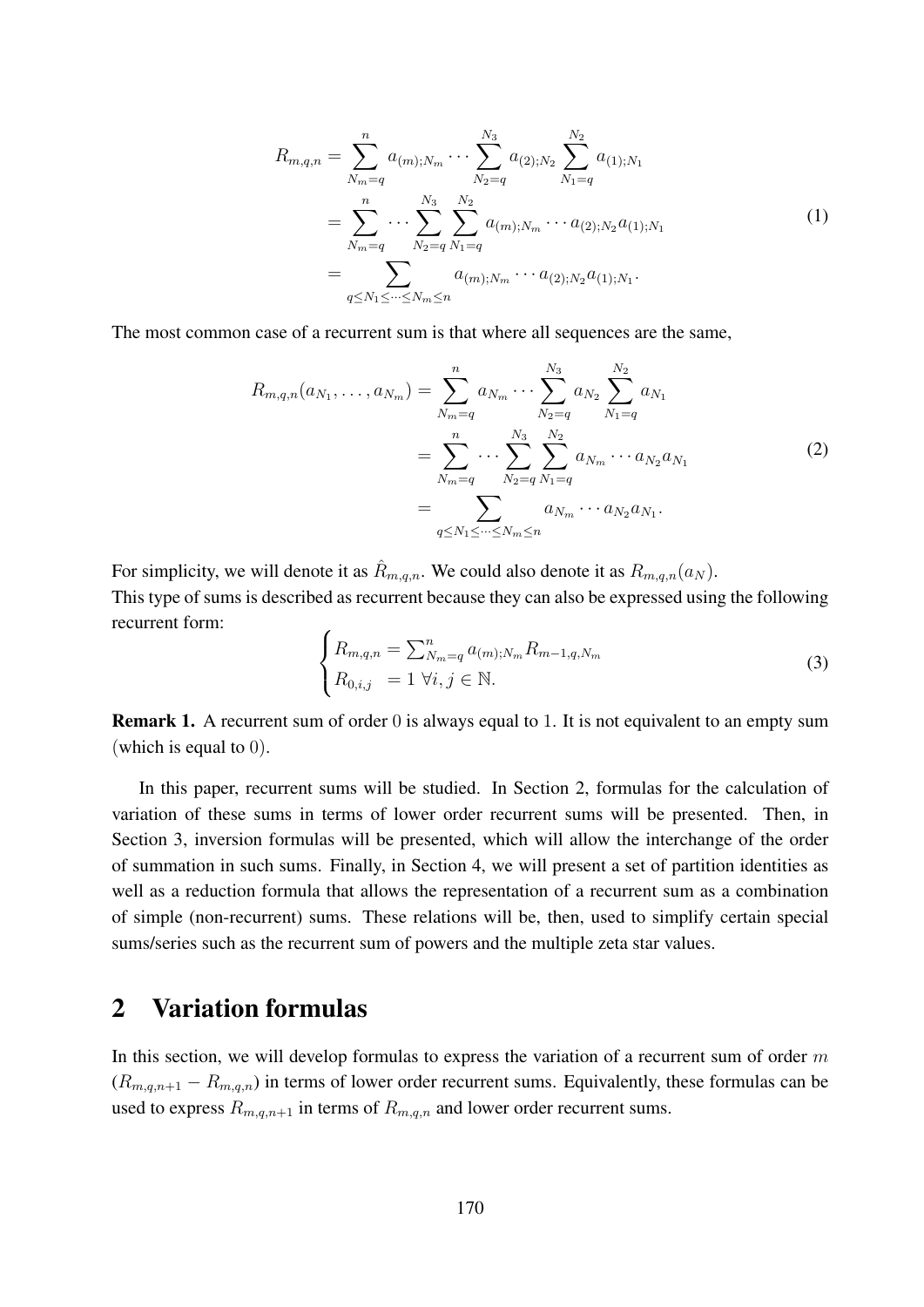$$
\begin{aligned}
R_{m,q,n} &= \sum_{N_m=q}^{n} a_{(m);N_m} \cdots \sum_{N_2=q}^{N_3} a_{(2);N_2} \sum_{N_1=q}^{N_2} a_{(1);N_1} \\
&= \sum_{N_m=q}^{n} \cdots \sum_{N_2=q}^{N_3} \sum_{N_1=q}^{N_2} a_{(m);N_m} \cdots a_{(2);N_2} a_{(1);N_1} \\
&= \sum_{q \leq N_1 \leq \cdots \leq N_m \leq n} a_{(m);N_m} \cdots a_{(2);N_2} a_{(1);N_1}.
\end{aligned} \tag{1}
$$

The most common case of a recurrent sum is that where all sequences are the same,

$$
\begin{aligned}
R_{m,q,n}(a_{N_1}, \ldots, a_{N_m}) &= \sum_{N_m=q}^{n} a_{N_m} \cdots \sum_{N_2=q}^{N_3} a_{N_2} \sum_{N_1=q}^{N_2} a_{N_1} \\
&= \sum_{N_m=q}^{n} \cdots \sum_{N_2=q}^{N_3} \sum_{N_1=q}^{N_2} a_{N_m} \cdots a_{N_2} a_{N_1} \\
&= \sum_{q \leq N_1 \leq \cdots \leq N_m \leq n} a_{N_m} \cdots a_{N_2} a_{N_1}.
\end{aligned} \tag{2}
$$

For simplicity, we will denote it as $\hat{R}_{m,q,n}$. We could also denote it as $R_{m,q,n}(a_N)$.
This type of sums is described as recurrent because they can also be expressed using the following recurrent form:

$$
\begin{cases}
R_{m,q,n} = \sum_{N_m=q}^{n} a_{(m);N_m} R_{m-1,q,N_m} \\
R_{0,i,j} \ \ = 1 \ \forall i, j \in \mathbb{N}.
\end{cases} \tag{3}
$$

**Remark 1.** A recurrent sum of order $0$ is always equal to $1$. It is not equivalent to an empty sum (which is equal to $0$).

In this paper, recurrent sums will be studied. In Section 2, formulas for the calculation of variation of these sums in terms of lower order recurrent sums will be presented. Then, in Section 3, inversion formulas will be presented, which will allow the interchange of the order of summation in such sums. Finally, in Section 4, we will present a set of partition identities as well as a reduction formula that allows the representation of a recurrent sum as a combination of simple (non-recurrent) sums. These relations will be, then, used to simplify certain special sums/series such as the recurrent sum of powers and the multiple zeta star values.

## 2 Variation formulas

In this section, we will develop formulas to express the variation of a recurrent sum of order $m$ ($R_{m,q,n+1} - R_{m,q,n}$) in terms of lower order recurrent sums. Equivalently, these formulas can be used to express $R_{m,q,n+1}$ in terms of $R_{m,q,n}$ and lower order recurrent sums.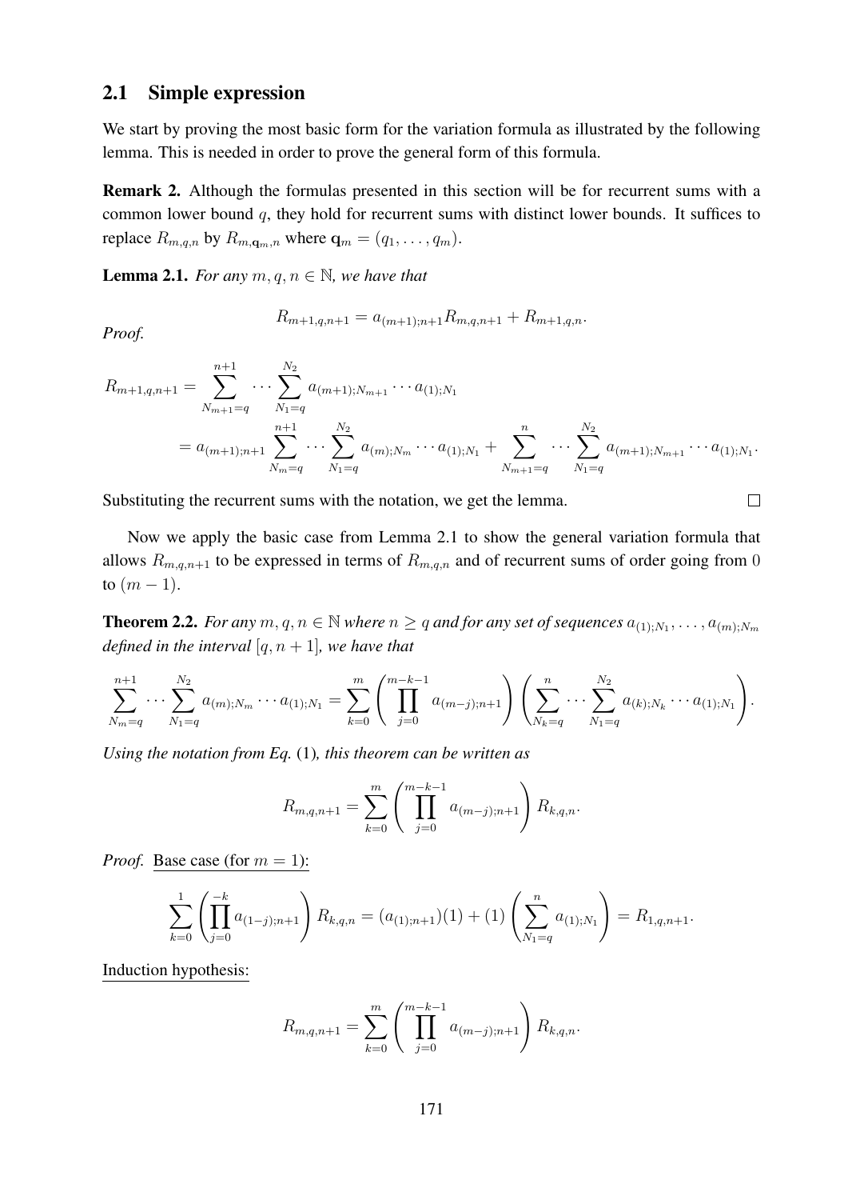## 2.1 Simple expression

We start by proving the most basic form for the variation formula as illustrated by the following lemma. This is needed in order to prove the general form of this formula.

**Remark 2.** Although the formulas presented in this section will be for recurrent sums with a common lower bound $q$, they hold for recurrent sums with distinct lower bounds. It suffices to replace $R_{m,q,n}$ by $R_{m,\mathbf{q}_m,n}$ where $\mathbf{q}_m = (q_1, \ldots, q_m)$.

**Lemma 2.1.** *For any $m, q, n \in \mathbb{N}$, we have that*

$$R_{m+1,q,n+1} = a_{(m+1);n+1} R_{m,q,n+1} + R_{m+1,q,n}.$$

*Proof.*

$$\begin{aligned}
R_{m+1,q,n+1} &= \sum_{N_{m+1}=q}^{n+1} \cdots \sum_{N_1=q}^{N_2} a_{(m+1);N_{m+1}} \cdots a_{(1);N_1} \\
&= a_{(m+1);n+1} \sum_{N_m=q}^{n+1} \cdots \sum_{N_1=q}^{N_2} a_{(m);N_m} \cdots a_{(1);N_1} + \sum_{N_{m+1}=q}^{n} \cdots \sum_{N_1=q}^{N_2} a_{(m+1);N_{m+1}} \cdots a_{(1);N_1}.
\end{aligned}$$

Substituting the recurrent sums with the notation, we get the lemma. ∎

Now we apply the basic case from Lemma 2.1 to show the general variation formula that allows $R_{m,q,n+1}$ to be expressed in terms of $R_{m,q,n}$ and of recurrent sums of order going from $0$ to $(m-1)$.

**Theorem 2.2.** *For any $m, q, n \in \mathbb{N}$ where $n \geq q$ and for any set of sequences $a_{(1);N_1}, \ldots, a_{(m);N_m}$ defined in the interval $[q, n+1]$, we have that*

$$\sum_{N_m=q}^{n+1} \cdots \sum_{N_1=q}^{N_2} a_{(m);N_m} \cdots a_{(1);N_1} = \sum_{k=0}^{m} \left( \prod_{j=0}^{m-k-1} a_{(m-j);n+1} \right) \left( \sum_{N_k=q}^{n} \cdots \sum_{N_1=q}^{N_2} a_{(k);N_k} \cdots a_{(1);N_1} \right).$$

*Using the notation from Eq.* (1)*, this theorem can be written as*

$$R_{m,q,n+1} = \sum_{k=0}^{m} \left( \prod_{j=0}^{m-k-1} a_{(m-j);n+1} \right) R_{k,q,n}.$$

*Proof.* Base case (for $m = 1$):

$$\sum_{k=0}^{1} \left( \prod_{j=0}^{-k} a_{(1-j);n+1} \right) R_{k,q,n} = (a_{(1);n+1})(1) + (1) \left( \sum_{N_1=q}^{n} a_{(1);N_1} \right) = R_{1,q,n+1}.$$

Induction hypothesis:

$$R_{m,q,n+1} = \sum_{k=0}^{m} \left( \prod_{j=0}^{m-k-1} a_{(m-j);n+1} \right) R_{k,q,n}.$$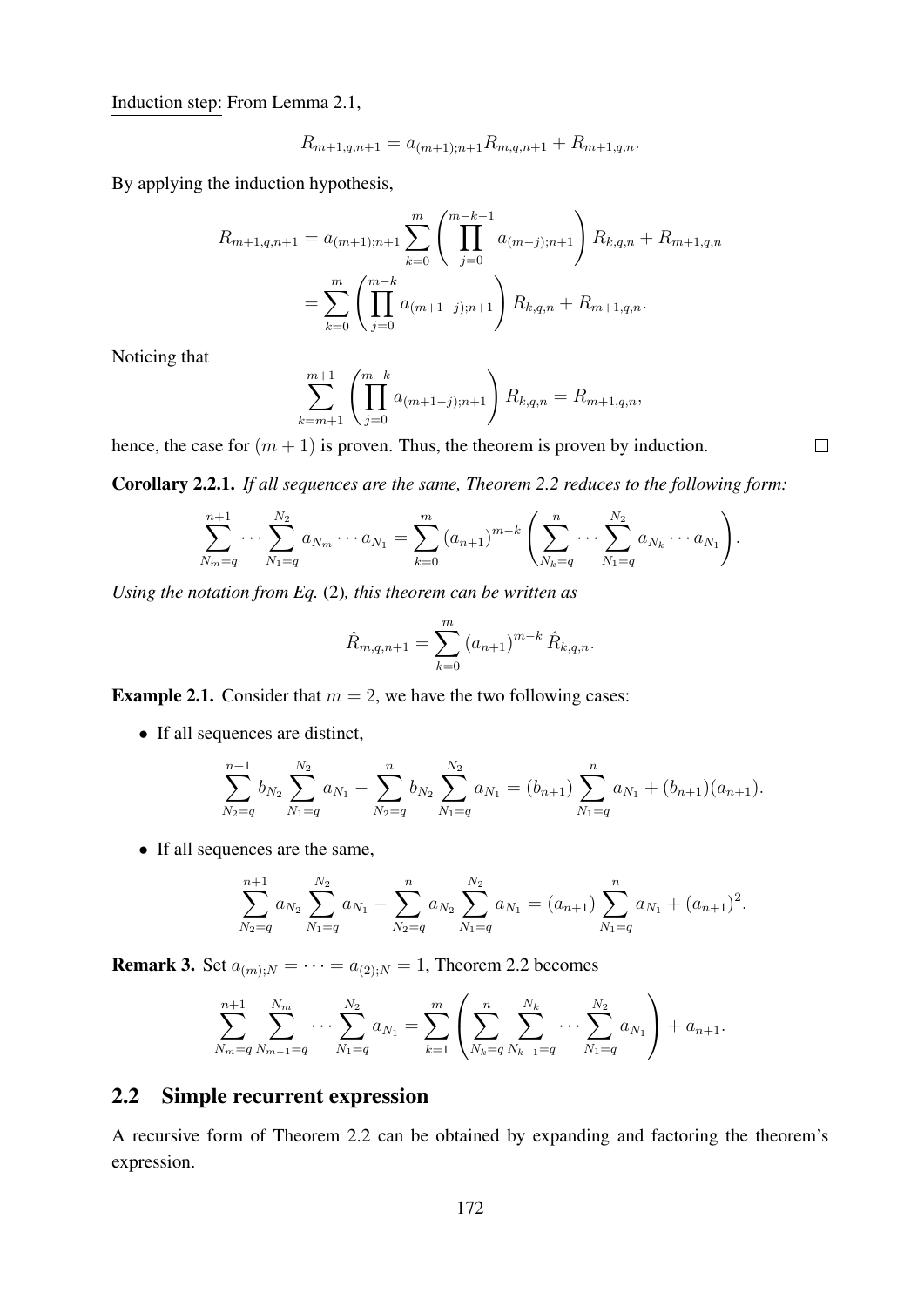Induction step: From Lemma 2.1,

$$R_{m+1,q,n+1} = a_{(m+1);n+1} R_{m,q,n+1} + R_{m+1,q,n}.$$

By applying the induction hypothesis,

$$\begin{aligned} R_{m+1,q,n+1} &= a_{(m+1);n+1} \sum_{k=0}^{m} \left( \prod_{j=0}^{m-k-1} a_{(m-j);n+1} \right) R_{k,q,n} + R_{m+1,q,n} \\ &= \sum_{k=0}^{m} \left( \prod_{j=0}^{m-k} a_{(m+1-j);n+1} \right) R_{k,q,n} + R_{m+1,q,n}. \end{aligned}$$

Noticing that

$$\sum_{k=m+1}^{m+1} \left( \prod_{j=0}^{m-k} a_{(m+1-j);n+1} \right) R_{k,q,n} = R_{m+1,q,n},$$

hence, the case for $(m+1)$ is proven. Thus, the theorem is proven by induction. □

**Corollary 2.2.1.** *If all sequences are the same, Theorem 2.2 reduces to the following form:*

$$\sum_{N_m=q}^{n+1} \cdots \sum_{N_1=q}^{N_2} a_{N_m} \cdots a_{N_1} = \sum_{k=0}^{m} (a_{n+1})^{m-k} \left( \sum_{N_k=q}^{n} \cdots \sum_{N_1=q}^{N_2} a_{N_k} \cdots a_{N_1} \right).$$

*Using the notation from Eq.* (2)*, this theorem can be written as*

$$\hat{R}_{m,q,n+1} = \sum_{k=0}^{m} (a_{n+1})^{m-k} \hat{R}_{k,q,n}.$$

**Example 2.1.** Consider that $m = 2$, we have the two following cases:

- If all sequences are distinct,

$$\sum_{N_2=q}^{n+1} b_{N_2} \sum_{N_1=q}^{N_2} a_{N_1} - \sum_{N_2=q}^{n} b_{N_2} \sum_{N_1=q}^{N_2} a_{N_1} = (b_{n+1}) \sum_{N_1=q}^{n} a_{N_1} + (b_{n+1})(a_{n+1}).$$

- If all sequences are the same,

$$\sum_{N_2=q}^{n+1} a_{N_2} \sum_{N_1=q}^{N_2} a_{N_1} - \sum_{N_2=q}^{n} a_{N_2} \sum_{N_1=q}^{N_2} a_{N_1} = (a_{n+1}) \sum_{N_1=q}^{n} a_{N_1} + (a_{n+1})^2.$$

**Remark 3.** Set $a_{(m);N} = \cdots = a_{(2);N} = 1$, Theorem 2.2 becomes

$$\sum_{N_m=q}^{n+1} \sum_{N_{m-1}=q}^{N_m} \cdots \sum_{N_1=q}^{N_2} a_{N_1} = \sum_{k=1}^{m} \left( \sum_{N_k=q}^{n} \sum_{N_{k-1}=q}^{N_k} \cdots \sum_{N_1=q}^{N_2} a_{N_1} \right) + a_{n+1}.$$

## 2.2 Simple recurrent expression

A recursive form of Theorem 2.2 can be obtained by expanding and factoring the theorem's expression.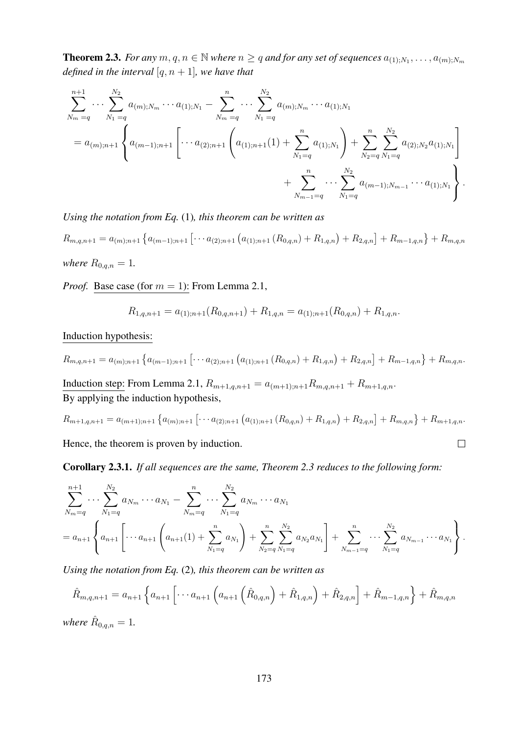**Theorem 2.3.** *For any $m, q, n \in \mathbb{N}$ where $n \geq q$ and for any set of sequences $a_{(1);N_1}, \ldots, a_{(m);N_m}$ defined in the interval $[q, n+1]$, we have that*

$$
\begin{aligned}
&\sum_{N_m=q}^{n+1} \cdots \sum_{N_1=q}^{N_2} a_{(m);N_m} \cdots a_{(1);N_1} - \sum_{N_m=q}^{n} \cdots \sum_{N_1=q}^{N_2} a_{(m);N_m} \cdots a_{(1);N_1} \\
&= a_{(m);n+1} \left\{ a_{(m-1);n+1} \left[ \cdots a_{(2);n+1} \left( a_{(1);n+1}(1) + \sum_{N_1=q}^{n} a_{(1);N_1} \right) + \sum_{N_2=q}^{n} \sum_{N_1=q}^{N_2} a_{(2);N_2} a_{(1);N_1} \right] \right. \\
&\qquad \left. + \sum_{N_{m-1}=q}^{n} \cdots \sum_{N_1=q}^{N_2} a_{(m-1);N_{m-1}} \cdots a_{(1);N_1} \right\}.
\end{aligned}
$$

*Using the notation from Eq.* (1)*, this theorem can be written as*

$$
R_{m,q,n+1} = a_{(m);n+1} \left\{ a_{(m-1);n+1} \left[ \cdots a_{(2);n+1} \left( a_{(1);n+1} \left( R_{0,q,n} \right) + R_{1,q,n} \right) + R_{2,q,n} \right] + R_{m-1,q,n} \right\} + R_{m,q,n}
$$

*where $R_{0,q,n} = 1$.*

*Proof.* Base case (for $m = 1$): From Lemma 2.1,

$$
R_{1,q,n+1} = a_{(1);n+1}(R_{0,q,n+1}) + R_{1,q,n} = a_{(1);n+1}(R_{0,q,n}) + R_{1,q,n}.
$$

Induction hypothesis:

$$
R_{m,q,n+1} = a_{(m);n+1} \left\{ a_{(m-1);n+1} \left[ \cdots a_{(2);n+1} \left( a_{(1);n+1} \left( R_{0,q,n} \right) + R_{1,q,n} \right) + R_{2,q,n} \right] + R_{m-1,q,n} \right\} + R_{m,q,n}.
$$

Induction step: From Lemma 2.1, $R_{m+1,q,n+1} = a_{(m+1);n+1} R_{m,q,n+1} + R_{m+1,q,n}$.
By applying the induction hypothesis,

$$
R_{m+1,q,n+1} = a_{(m+1);n+1} \left\{ a_{(m);n+1} \left[ \cdots a_{(2);n+1} \left( a_{(1);n+1} \left( R_{0,q,n} \right) + R_{1,q,n} \right) + R_{2,q,n} \right] + R_{m,q,n} \right\} + R_{m+1,q,n}.
$$

Hence, the theorem is proven by induction. ∎

**Corollary 2.3.1.** *If all sequences are the same, Theorem 2.3 reduces to the following form:*

$$
\begin{aligned}
&\sum_{N_m=q}^{n+1} \cdots \sum_{N_1=q}^{N_2} a_{N_m} \cdots a_{N_1} - \sum_{N_m=q}^{n} \cdots \sum_{N_1=q}^{N_2} a_{N_m} \cdots a_{N_1} \\
&= a_{n+1} \left\{ a_{n+1} \left[ \cdots a_{n+1} \left( a_{n+1}(1) + \sum_{N_1=q}^{n} a_{N_1} \right) + \sum_{N_2=q}^{n} \sum_{N_1=q}^{N_2} a_{N_2} a_{N_1} \right] + \sum_{N_{m-1}=q}^{n} \cdots \sum_{N_1=q}^{N_2} a_{N_{m-1}} \cdots a_{N_1} \right\}.
\end{aligned}
$$

*Using the notation from Eq.* (2)*, this theorem can be written as*

$$
\hat{R}_{m,q,n+1} = a_{n+1} \left\{ a_{n+1} \left[ \cdots a_{n+1} \left( a_{n+1} \left( \hat{R}_{0,q,n} \right) + \hat{R}_{1,q,n} \right) + \hat{R}_{2,q,n} \right] + \hat{R}_{m-1,q,n} \right\} + \hat{R}_{m,q,n}
$$

*where $\hat{R}_{0,q,n} = 1$.*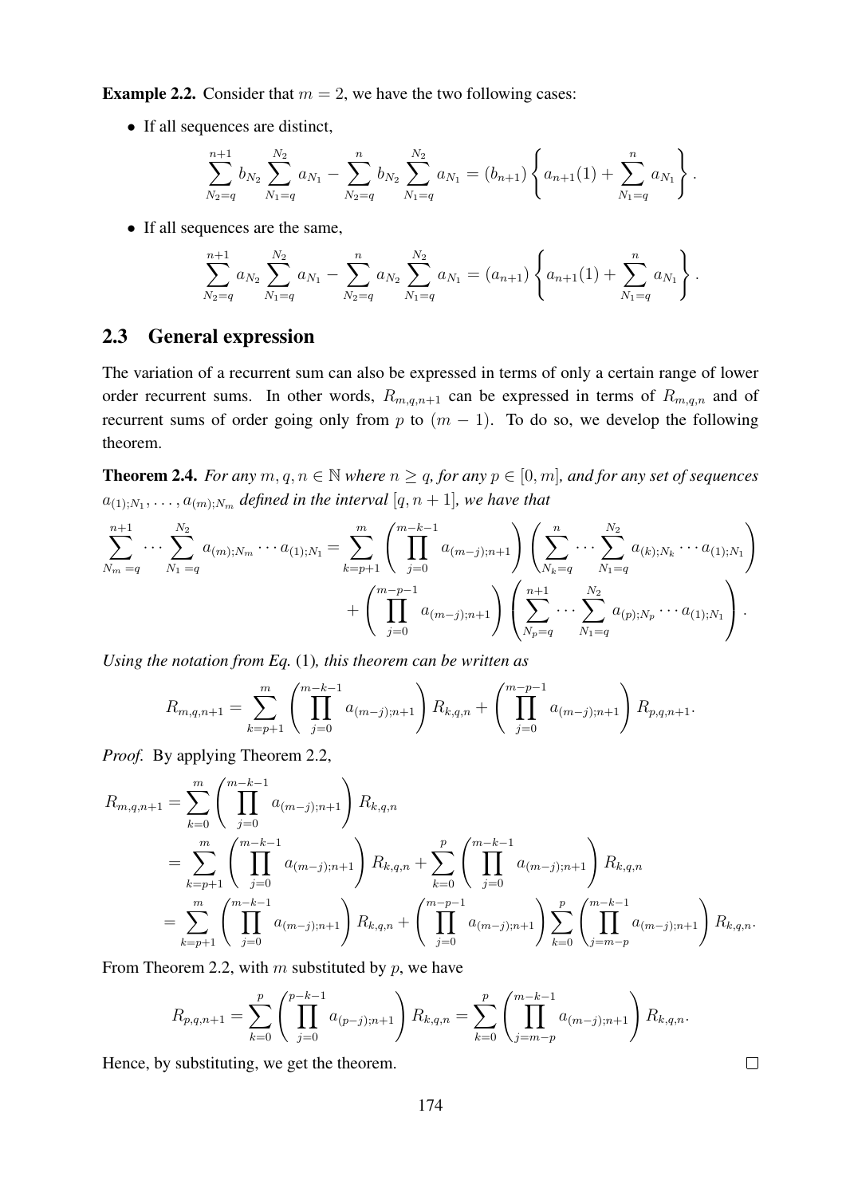**Example 2.2.** Consider that $m = 2$, we have the two following cases:

- If all sequences are distinct,

$$\sum_{N_2=q}^{n+1} b_{N_2} \sum_{N_1=q}^{N_2} a_{N_1} - \sum_{N_2=q}^{n} b_{N_2} \sum_{N_1=q}^{N_2} a_{N_1} = (b_{n+1}) \left\{ a_{n+1}(1) + \sum_{N_1=q}^{n} a_{N_1} \right\}.$$

- If all sequences are the same,

$$\sum_{N_2=q}^{n+1} a_{N_2} \sum_{N_1=q}^{N_2} a_{N_1} - \sum_{N_2=q}^{n} a_{N_2} \sum_{N_1=q}^{N_2} a_{N_1} = (a_{n+1}) \left\{ a_{n+1}(1) + \sum_{N_1=q}^{n} a_{N_1} \right\}.$$

## 2.3 General expression

The variation of a recurrent sum can also be expressed in terms of only a certain range of lower order recurrent sums. In other words, $R_{m,q,n+1}$ can be expressed in terms of $R_{m,q,n}$ and of recurrent sums of order going only from $p$ to $(m-1)$. To do so, we develop the following theorem.

**Theorem 2.4.** *For any $m, q, n \in \mathbb{N}$ where $n \geq q$, for any $p \in [0, m]$, and for any set of sequences $a_{(1);N_1}, \ldots, a_{(m);N_m}$ defined in the interval $[q, n+1]$, we have that*

$$\sum_{N_m=q}^{n+1} \cdots \sum_{N_1=q}^{N_2} a_{(m);N_m} \cdots a_{(1);N_1} = \sum_{k=p+1}^{m} \left( \prod_{j=0}^{m-k-1} a_{(m-j);n+1} \right) \left( \sum_{N_k=q}^{n} \cdots \sum_{N_1=q}^{N_2} a_{(k);N_k} \cdots a_{(1);N_1} \right) + \left( \prod_{j=0}^{m-p-1} a_{(m-j);n+1} \right) \left( \sum_{N_p=q}^{n+1} \cdots \sum_{N_1=q}^{N_2} a_{(p);N_p} \cdots a_{(1);N_1} \right).$$

*Using the notation from Eq.* (1)*, this theorem can be written as*

$$R_{m,q,n+1} = \sum_{k=p+1}^{m} \left( \prod_{j=0}^{m-k-1} a_{(m-j);n+1} \right) R_{k,q,n} + \left( \prod_{j=0}^{m-p-1} a_{(m-j);n+1} \right) R_{p,q,n+1}.$$

*Proof.* By applying Theorem 2.2,

$$\begin{aligned}
R_{m,q,n+1} &= \sum_{k=0}^{m} \left( \prod_{j=0}^{m-k-1} a_{(m-j);n+1} \right) R_{k,q,n} \\
&= \sum_{k=p+1}^{m} \left( \prod_{j=0}^{m-k-1} a_{(m-j);n+1} \right) R_{k,q,n} + \sum_{k=0}^{p} \left( \prod_{j=0}^{m-k-1} a_{(m-j);n+1} \right) R_{k,q,n} \\
&= \sum_{k=p+1}^{m} \left( \prod_{j=0}^{m-k-1} a_{(m-j);n+1} \right) R_{k,q,n} + \left( \prod_{j=0}^{m-p-1} a_{(m-j);n+1} \right) \sum_{k=0}^{p} \left( \prod_{j=m-p}^{m-k-1} a_{(m-j);n+1} \right) R_{k,q,n}.
\end{aligned}$$

From Theorem 2.2, with $m$ substituted by $p$, we have

$$R_{p,q,n+1} = \sum_{k=0}^{p} \left( \prod_{j=0}^{p-k-1} a_{(p-j);n+1} \right) R_{k,q,n} = \sum_{k=0}^{p} \left( \prod_{j=m-p}^{m-k-1} a_{(m-j);n+1} \right) R_{k,q,n}.$$

Hence, by substituting, we get the theorem. $\square$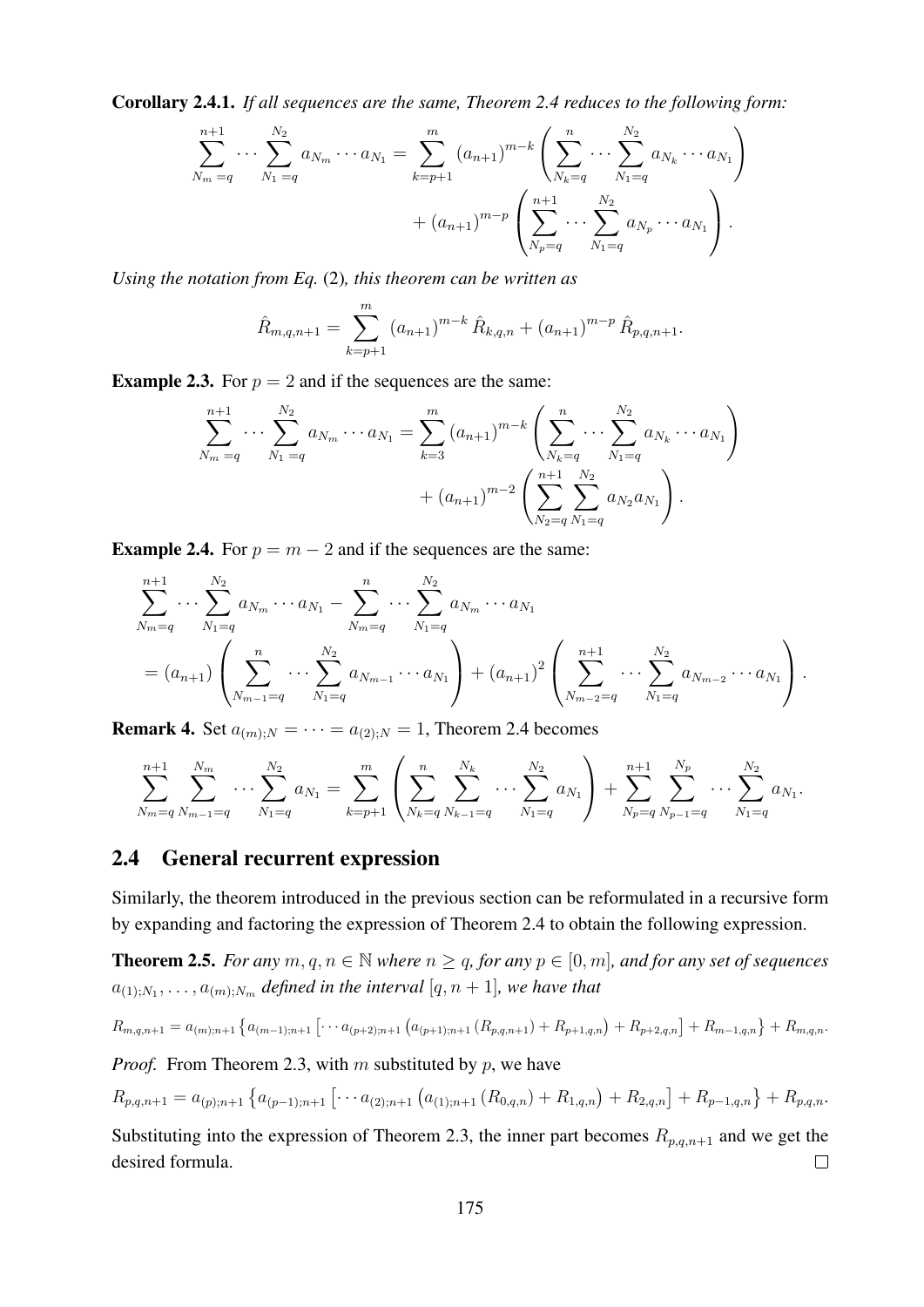**Corollary 2.4.1.** *If all sequences are the same, Theorem 2.4 reduces to the following form:*

$$\sum_{N_m=q}^{n+1} \cdots \sum_{N_1=q}^{N_2} a_{N_m} \cdots a_{N_1} = \sum_{k=p+1}^{m} (a_{n+1})^{m-k} \left( \sum_{N_k=q}^{n} \cdots \sum_{N_1=q}^{N_2} a_{N_k} \cdots a_{N_1} \right) + (a_{n+1})^{m-p} \left( \sum_{N_p=q}^{n+1} \cdots \sum_{N_1=q}^{N_2} a_{N_p} \cdots a_{N_1} \right).$$

*Using the notation from Eq.* (2)*, this theorem can be written as*

$$\hat{R}_{m,q,n+1} = \sum_{k=p+1}^{m} (a_{n+1})^{m-k} \hat{R}_{k,q,n} + (a_{n+1})^{m-p} \hat{R}_{p,q,n+1}.$$

**Example 2.3.** For $p = 2$ and if the sequences are the same:

$$\sum_{N_m=q}^{n+1} \cdots \sum_{N_1=q}^{N_2} a_{N_m} \cdots a_{N_1} = \sum_{k=3}^{m} (a_{n+1})^{m-k} \left( \sum_{N_k=q}^{n} \cdots \sum_{N_1=q}^{N_2} a_{N_k} \cdots a_{N_1} \right) + (a_{n+1})^{m-2} \left( \sum_{N_2=q}^{n+1} \sum_{N_1=q}^{N_2} a_{N_2} a_{N_1} \right).$$

**Example 2.4.** For $p = m - 2$ and if the sequences are the same:

$$\sum_{N_m=q}^{n+1} \cdots \sum_{N_1=q}^{N_2} a_{N_m} \cdots a_{N_1} - \sum_{N_m=q}^{n} \cdots \sum_{N_1=q}^{N_2} a_{N_m} \cdots a_{N_1}$$
$$= (a_{n+1}) \left( \sum_{N_{m-1}=q}^{n} \cdots \sum_{N_1=q}^{N_2} a_{N_{m-1}} \cdots a_{N_1} \right) + (a_{n+1})^2 \left( \sum_{N_{m-2}=q}^{n+1} \cdots \sum_{N_1=q}^{N_2} a_{N_{m-2}} \cdots a_{N_1} \right).$$

**Remark 4.** Set $a_{(m);N} = \cdots = a_{(2);N} = 1$, Theorem 2.4 becomes

$$\sum_{N_m=q}^{n+1} \sum_{N_{m-1}=q}^{N_m} \cdots \sum_{N_1=q}^{N_2} a_{N_1} = \sum_{k=p+1}^{m} \left( \sum_{N_k=q}^{n} \sum_{N_{k-1}=q}^{N_k} \cdots \sum_{N_1=q}^{N_2} a_{N_1} \right) + \sum_{N_p=q}^{n+1} \sum_{N_{p-1}=q}^{N_p} \cdots \sum_{N_1=q}^{N_2} a_{N_1}.$$

## 2.4 General recurrent expression

Similarly, the theorem introduced in the previous section can be reformulated in a recursive form by expanding and factoring the expression of Theorem 2.4 to obtain the following expression.

**Theorem 2.5.** *For any $m, q, n \in \mathbb{N}$ where $n \geq q$, for any $p \in [0, m]$, and for any set of sequences $a_{(1);N_1}, \ldots, a_{(m);N_m}$ defined in the interval $[q, n+1]$, we have that*

$$R_{m,q,n+1} = a_{(m);n+1} \left\{ a_{(m-1);n+1} \left[ \cdots a_{(p+2);n+1} \left( a_{(p+1);n+1} \left( R_{p,q,n+1} \right) + R_{p+1,q,n} \right) + R_{p+2,q,n} \right] + R_{m-1,q,n} \right\} + R_{m,q,n}.$$

*Proof.* From Theorem 2.3, with $m$ substituted by $p$, we have

$$R_{p,q,n+1} = a_{(p);n+1} \left\{ a_{(p-1);n+1} \left[ \cdots a_{(2);n+1} \left( a_{(1);n+1} \left( R_{0,q,n} \right) + R_{1,q,n} \right) + R_{2,q,n} \right] + R_{p-1,q,n} \right\} + R_{p,q,n}.$$

Substituting into the expression of Theorem 2.3, the inner part becomes $R_{p,q,n+1}$ and we get the desired formula. $\square$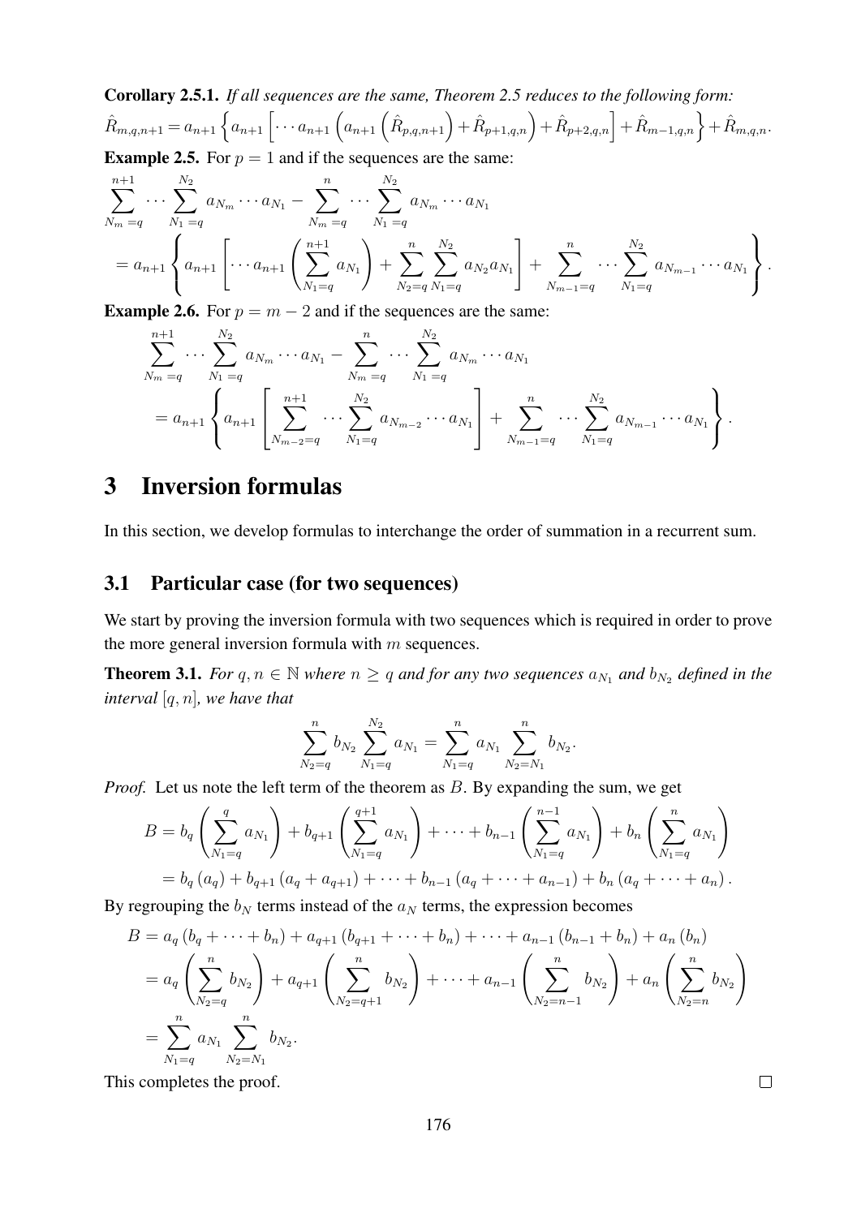**Corollary 2.5.1.** *If all sequences are the same, Theorem 2.5 reduces to the following form:*
$\hat{R}_{m,q,n+1} = a_{n+1}\left\{a_{n+1}\left[\cdots a_{n+1}\left(a_{n+1}\left(\hat{R}_{p,q,n+1}\right)+\hat{R}_{p+1,q,n}\right)+\hat{R}_{p+2,q,n}\right]+\hat{R}_{m-1,q,n}\right\}+\hat{R}_{m,q,n}.$

**Example 2.5.** For $p = 1$ and if the sequences are the same:

$$
\begin{aligned}
&\sum_{N_m=q}^{n+1}\cdots\sum_{N_1=q}^{N_2} a_{N_m}\cdots a_{N_1} - \sum_{N_m=q}^{n}\cdots\sum_{N_1=q}^{N_2} a_{N_m}\cdots a_{N_1}\\
&= a_{n+1}\left\{a_{n+1}\left[\cdots a_{n+1}\left(\sum_{N_1=q}^{n+1} a_{N_1}\right)+\sum_{N_2=q}^{n}\sum_{N_1=q}^{N_2} a_{N_2}a_{N_1}\right]+\sum_{N_{m-1}=q}^{n}\cdots\sum_{N_1=q}^{N_2} a_{N_{m-1}}\cdots a_{N_1}\right\}.
\end{aligned}
$$

**Example 2.6.** For $p = m - 2$ and if the sequences are the same:

$$
\begin{aligned}
&\sum_{N_m=q}^{n+1}\cdots\sum_{N_1=q}^{N_2} a_{N_m}\cdots a_{N_1} - \sum_{N_m=q}^{n}\cdots\sum_{N_1=q}^{N_2} a_{N_m}\cdots a_{N_1}\\
&\quad = a_{n+1}\left\{a_{n+1}\left[\sum_{N_{m-2}=q}^{n+1}\cdots\sum_{N_1=q}^{N_2} a_{N_{m-2}}\cdots a_{N_1}\right]+\sum_{N_{m-1}=q}^{n}\cdots\sum_{N_1=q}^{N_2} a_{N_{m-1}}\cdots a_{N_1}\right\}.
\end{aligned}
$$

# 3 Inversion formulas

In this section, we develop formulas to interchange the order of summation in a recurrent sum.

## 3.1 Particular case (for two sequences)

We start by proving the inversion formula with two sequences which is required in order to prove the more general inversion formula with $m$ sequences.

**Theorem 3.1.** *For $q, n \in \mathbb{N}$ where $n \geq q$ and for any two sequences $a_{N_1}$ and $b_{N_2}$ defined in the interval $[q, n]$, we have that*

$$
\sum_{N_2=q}^{n} b_{N_2}\sum_{N_1=q}^{N_2} a_{N_1} = \sum_{N_1=q}^{n} a_{N_1}\sum_{N_2=N_1}^{n} b_{N_2}.
$$

*Proof.* Let us note the left term of the theorem as $B$. By expanding the sum, we get

$$
\begin{aligned}
B &= b_q\left(\sum_{N_1=q}^{q} a_{N_1}\right)+b_{q+1}\left(\sum_{N_1=q}^{q+1} a_{N_1}\right)+\cdots+b_{n-1}\left(\sum_{N_1=q}^{n-1} a_{N_1}\right)+b_n\left(\sum_{N_1=q}^{n} a_{N_1}\right)\\
&= b_q\left(a_q\right)+b_{q+1}\left(a_q+a_{q+1}\right)+\cdots+b_{n-1}\left(a_q+\cdots+a_{n-1}\right)+b_n\left(a_q+\cdots+a_n\right).
\end{aligned}
$$

By regrouping the $b_N$ terms instead of the $a_N$ terms, the expression becomes

$$
\begin{aligned}
B &= a_q\left(b_q+\cdots+b_n\right)+a_{q+1}\left(b_{q+1}+\cdots+b_n\right)+\cdots+a_{n-1}\left(b_{n-1}+b_n\right)+a_n\left(b_n\right)\\
&= a_q\left(\sum_{N_2=q}^{n} b_{N_2}\right)+a_{q+1}\left(\sum_{N_2=q+1}^{n} b_{N_2}\right)+\cdots+a_{n-1}\left(\sum_{N_2=n-1}^{n} b_{N_2}\right)+a_n\left(\sum_{N_2=n}^{n} b_{N_2}\right)\\
&= \sum_{N_1=q}^{n} a_{N_1}\sum_{N_2=N_1}^{n} b_{N_2}.
\end{aligned}
$$

This completes the proof. $\square$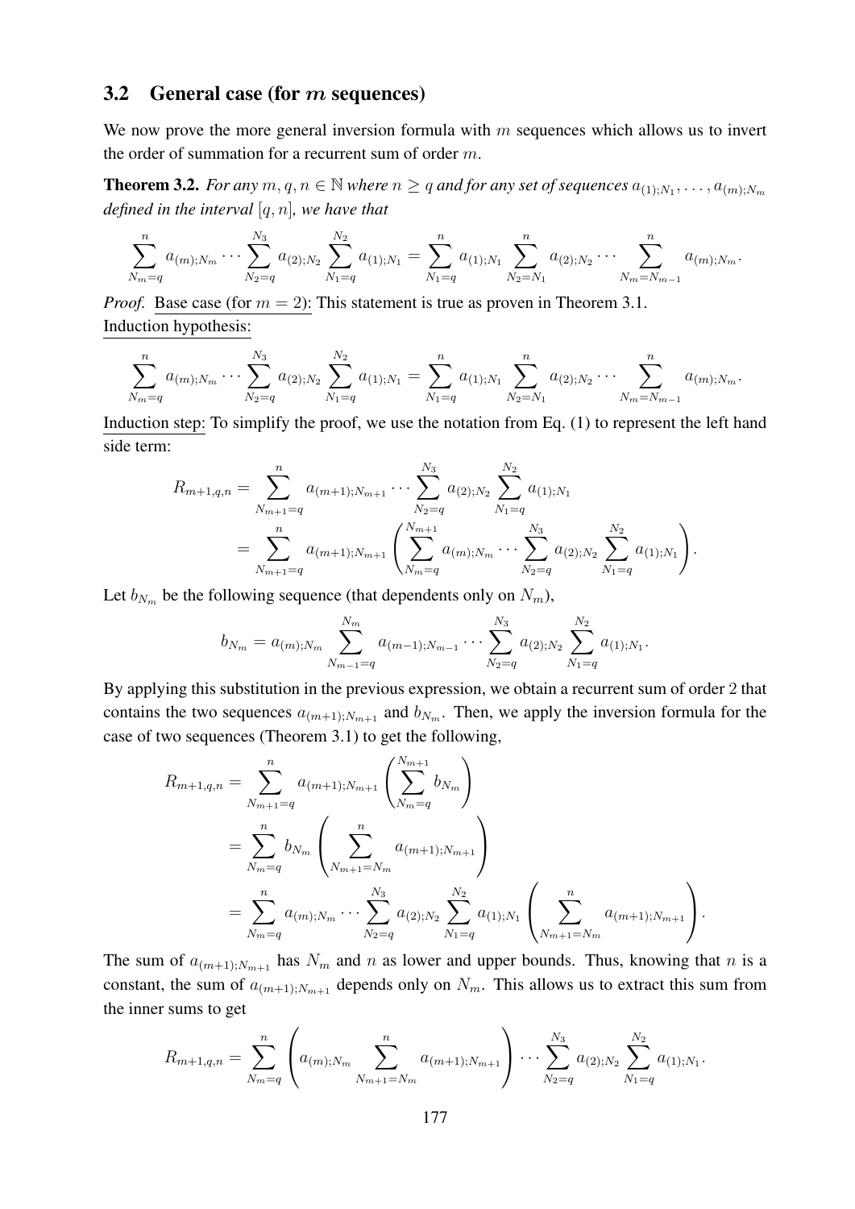### 3.2 General case (for $m$ sequences)

We now prove the more general inversion formula with $m$ sequences which allows us to invert the order of summation for a recurrent sum of order $m$.

**Theorem 3.2.** *For any $m, q, n \in \mathbb{N}$ where $n \geq q$ and for any set of sequences $a_{(1);N_1}, \ldots, a_{(m);N_m}$ defined in the interval $[q, n]$, we have that*

$$\sum_{N_m=q}^{n} a_{(m);N_m} \cdots \sum_{N_2=q}^{N_3} a_{(2);N_2} \sum_{N_1=q}^{N_2} a_{(1);N_1} = \sum_{N_1=q}^{n} a_{(1);N_1} \sum_{N_2=N_1}^{n} a_{(2);N_2} \cdots \sum_{N_m=N_{m-1}}^{n} a_{(m);N_m}.$$

*Proof.* Base case (for $m = 2$): This statement is true as proven in Theorem 3.1.
Induction hypothesis:

$$\sum_{N_m=q}^{n} a_{(m);N_m} \cdots \sum_{N_2=q}^{N_3} a_{(2);N_2} \sum_{N_1=q}^{N_2} a_{(1);N_1} = \sum_{N_1=q}^{n} a_{(1);N_1} \sum_{N_2=N_1}^{n} a_{(2);N_2} \cdots \sum_{N_m=N_{m-1}}^{n} a_{(m);N_m}.$$

Induction step: To simplify the proof, we use the notation from Eq. (1) to represent the left hand side term:

$$\begin{aligned}
R_{m+1,q,n} &= \sum_{N_{m+1}=q}^{n} a_{(m+1);N_{m+1}} \cdots \sum_{N_2=q}^{N_3} a_{(2);N_2} \sum_{N_1=q}^{N_2} a_{(1);N_1} \\
&= \sum_{N_{m+1}=q}^{n} a_{(m+1);N_{m+1}} \left( \sum_{N_m=q}^{N_{m+1}} a_{(m);N_m} \cdots \sum_{N_2=q}^{N_3} a_{(2);N_2} \sum_{N_1=q}^{N_2} a_{(1);N_1} \right).
\end{aligned}$$

Let $b_{N_m}$ be the following sequence (that dependents only on $N_m$),

$$b_{N_m} = a_{(m);N_m} \sum_{N_{m-1}=q}^{N_m} a_{(m-1);N_{m-1}} \cdots \sum_{N_2=q}^{N_3} a_{(2);N_2} \sum_{N_1=q}^{N_2} a_{(1);N_1}.$$

By applying this substitution in the previous expression, we obtain a recurrent sum of order 2 that contains the two sequences $a_{(m+1);N_{m+1}}$ and $b_{N_m}$. Then, we apply the inversion formula for the case of two sequences (Theorem 3.1) to get the following,

$$\begin{aligned}
R_{m+1,q,n} &= \sum_{N_{m+1}=q}^{n} a_{(m+1);N_{m+1}} \left( \sum_{N_m=q}^{N_{m+1}} b_{N_m} \right) \\
&= \sum_{N_m=q}^{n} b_{N_m} \left( \sum_{N_{m+1}=N_m}^{n} a_{(m+1);N_{m+1}} \right) \\
&= \sum_{N_m=q}^{n} a_{(m);N_m} \cdots \sum_{N_2=q}^{N_3} a_{(2);N_2} \sum_{N_1=q}^{N_2} a_{(1);N_1} \left( \sum_{N_{m+1}=N_m}^{n} a_{(m+1);N_{m+1}} \right).
\end{aligned}$$

The sum of $a_{(m+1);N_{m+1}}$ has $N_m$ and $n$ as lower and upper bounds. Thus, knowing that $n$ is a constant, the sum of $a_{(m+1);N_{m+1}}$ depends only on $N_m$. This allows us to extract this sum from the inner sums to get

$$R_{m+1,q,n} = \sum_{N_m=q}^{n} \left( a_{(m);N_m} \sum_{N_{m+1}=N_m}^{n} a_{(m+1);N_{m+1}} \right) \cdots \sum_{N_2=q}^{N_3} a_{(2);N_2} \sum_{N_1=q}^{N_2} a_{(1);N_1}.$$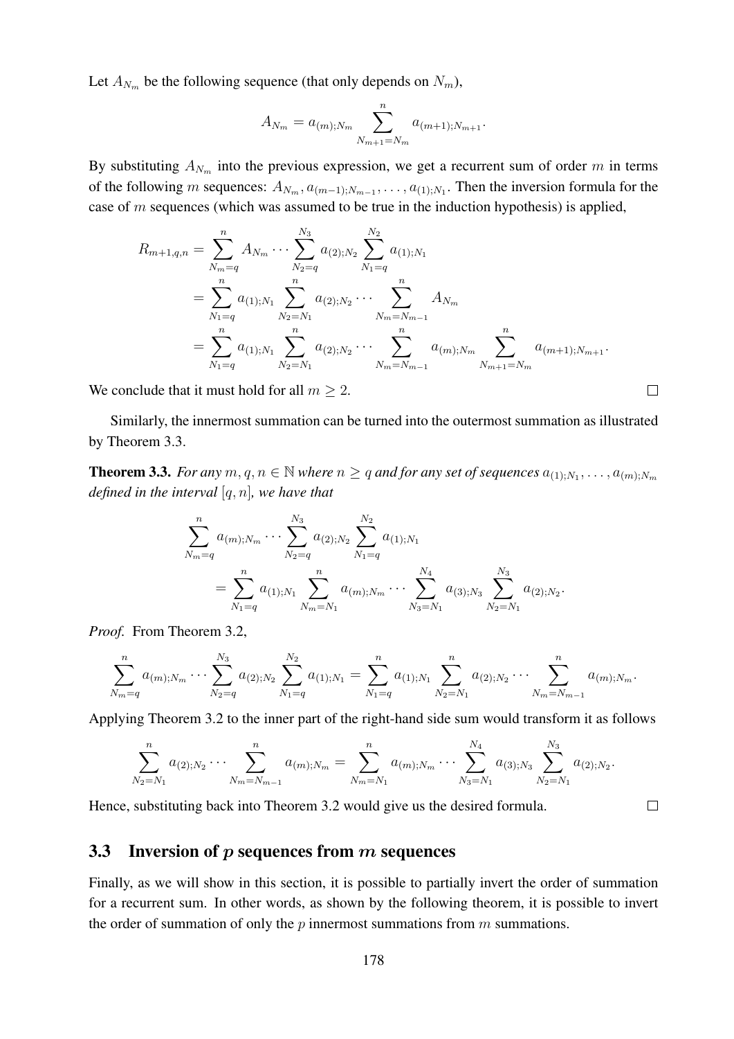Let $A_{N_m}$ be the following sequence (that only depends on $N_m$),

$$A_{N_m} = a_{(m);N_m} \sum_{N_{m+1}=N_m}^{n} a_{(m+1);N_{m+1}}.$$

By substituting $A_{N_m}$ into the previous expression, we get a recurrent sum of order $m$ in terms of the following $m$ sequences: $A_{N_m}, a_{(m-1);N_{m-1}}, \ldots, a_{(1);N_1}$. Then the inversion formula for the case of $m$ sequences (which was assumed to be true in the induction hypothesis) is applied,

$$\begin{aligned}
R_{m+1,q,n} &= \sum_{N_m=q}^{n} A_{N_m} \cdots \sum_{N_2=q}^{N_3} a_{(2);N_2} \sum_{N_1=q}^{N_2} a_{(1);N_1} \\
&= \sum_{N_1=q}^{n} a_{(1);N_1} \sum_{N_2=N_1}^{n} a_{(2);N_2} \cdots \sum_{N_m=N_{m-1}}^{n} A_{N_m} \\
&= \sum_{N_1=q}^{n} a_{(1);N_1} \sum_{N_2=N_1}^{n} a_{(2);N_2} \cdots \sum_{N_m=N_{m-1}}^{n} a_{(m);N_m} \sum_{N_{m+1}=N_m}^{n} a_{(m+1);N_{m+1}}.
\end{aligned}$$

We conclude that it must hold for all $m \geq 2$. $\square$

Similarly, the innermost summation can be turned into the outermost summation as illustrated by Theorem 3.3.

**Theorem 3.3.** *For any $m, q, n \in \mathbb{N}$ where $n \geq q$ and for any set of sequences $a_{(1);N_1}, \ldots, a_{(m);N_m}$ defined in the interval $[q, n]$, we have that*

$$\begin{aligned}
&\sum_{N_m=q}^{n} a_{(m);N_m} \cdots \sum_{N_2=q}^{N_3} a_{(2);N_2} \sum_{N_1=q}^{N_2} a_{(1);N_1} \\
&\qquad = \sum_{N_1=q}^{n} a_{(1);N_1} \sum_{N_m=N_1}^{n} a_{(m);N_m} \cdots \sum_{N_3=N_1}^{N_4} a_{(3);N_3} \sum_{N_2=N_1}^{N_3} a_{(2);N_2}.
\end{aligned}$$

*Proof.* From Theorem 3.2,

$$\sum_{N_m=q}^{n} a_{(m);N_m} \cdots \sum_{N_2=q}^{N_3} a_{(2);N_2} \sum_{N_1=q}^{N_2} a_{(1);N_1} = \sum_{N_1=q}^{n} a_{(1);N_1} \sum_{N_2=N_1}^{n} a_{(2);N_2} \cdots \sum_{N_m=N_{m-1}}^{n} a_{(m);N_m}.$$

Applying Theorem 3.2 to the inner part of the right-hand side sum would transform it as follows

$$\sum_{N_2=N_1}^{n} a_{(2);N_2} \cdots \sum_{N_m=N_{m-1}}^{n} a_{(m);N_m} = \sum_{N_m=N_1}^{n} a_{(m);N_m} \cdots \sum_{N_3=N_1}^{N_4} a_{(3);N_3} \sum_{N_2=N_1}^{N_3} a_{(2);N_2}.$$

Hence, substituting back into Theorem 3.2 would give us the desired formula. $\square$

## 3.3 Inversion of $p$ sequences from $m$ sequences

Finally, as we will show in this section, it is possible to partially invert the order of summation for a recurrent sum. In other words, as shown by the following theorem, it is possible to invert the order of summation of only the $p$ innermost summations from $m$ summations.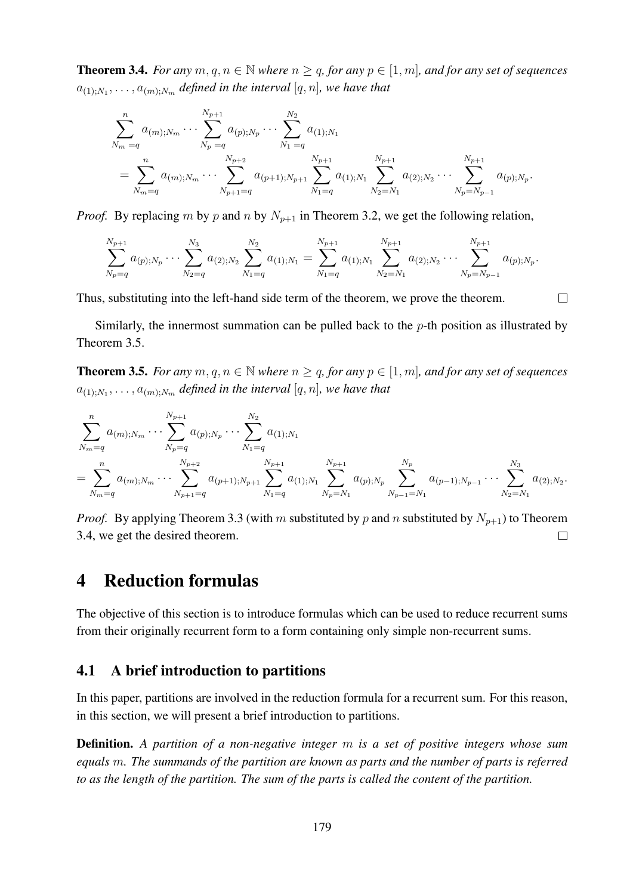**Theorem 3.4.** *For any $m, q, n \in \mathbb{N}$ where $n \geq q$, for any $p \in [1, m]$, and for any set of sequences $a_{(1);N_1}, \dots, a_{(m);N_m}$ defined in the interval $[q, n]$, we have that*

$$
\begin{aligned}
&\sum_{N_m=q}^{n} a_{(m);N_m} \cdots \sum_{N_p=q}^{N_{p+1}} a_{(p);N_p} \cdots \sum_{N_1=q}^{N_2} a_{(1);N_1} \\
&= \sum_{N_m=q}^{n} a_{(m);N_m} \cdots \sum_{N_{p+1}=q}^{N_{p+2}} a_{(p+1);N_{p+1}} \sum_{N_1=q}^{N_{p+1}} a_{(1);N_1} \sum_{N_2=N_1}^{N_{p+1}} a_{(2);N_2} \cdots \sum_{N_p=N_{p-1}}^{N_{p+1}} a_{(p);N_p}.
\end{aligned}
$$

*Proof.* By replacing $m$ by $p$ and $n$ by $N_{p+1}$ in Theorem 3.2, we get the following relation,

$$
\sum_{N_p=q}^{N_{p+1}} a_{(p);N_p} \cdots \sum_{N_2=q}^{N_3} a_{(2);N_2} \sum_{N_1=q}^{N_2} a_{(1);N_1} = \sum_{N_1=q}^{N_{p+1}} a_{(1);N_1} \sum_{N_2=N_1}^{N_{p+1}} a_{(2);N_2} \cdots \sum_{N_p=N_{p-1}}^{N_{p+1}} a_{(p);N_p}.
$$

Thus, substituting into the left-hand side term of the theorem, we prove the theorem. $\square$

Similarly, the innermost summation can be pulled back to the $p$-th position as illustrated by Theorem 3.5.

**Theorem 3.5.** *For any $m, q, n \in \mathbb{N}$ where $n \geq q$, for any $p \in [1, m]$, and for any set of sequences $a_{(1);N_1}, \dots, a_{(m);N_m}$ defined in the interval $[q, n]$, we have that*

$$
\begin{aligned}
&\sum_{N_m=q}^{n} a_{(m);N_m} \cdots \sum_{N_p=q}^{N_{p+1}} a_{(p);N_p} \cdots \sum_{N_1=q}^{N_2} a_{(1);N_1} \\
&= \sum_{N_m=q}^{n} a_{(m);N_m} \cdots \sum_{N_{p+1}=q}^{N_{p+2}} a_{(p+1);N_{p+1}} \sum_{N_1=q}^{N_{p+1}} a_{(1);N_1} \sum_{N_p=N_1}^{N_{p+1}} a_{(p);N_p} \sum_{N_{p-1}=N_1}^{N_p} a_{(p-1);N_{p-1}} \cdots \sum_{N_2=N_1}^{N_3} a_{(2);N_2}.
\end{aligned}
$$

*Proof.* By applying Theorem 3.3 (with $m$ substituted by $p$ and $n$ substituted by $N_{p+1}$) to Theorem 3.4, we get the desired theorem. $\square$

# 4 Reduction formulas

The objective of this section is to introduce formulas which can be used to reduce recurrent sums from their originally recurrent form to a form containing only simple non-recurrent sums.

## 4.1 A brief introduction to partitions

In this paper, partitions are involved in the reduction formula for a recurrent sum. For this reason, in this section, we will present a brief introduction to partitions.

**Definition.** *A partition of a non-negative integer $m$ is a set of positive integers whose sum equals $m$. The summands of the partition are known as parts and the number of parts is referred to as the length of the partition. The sum of the parts is called the content of the partition.*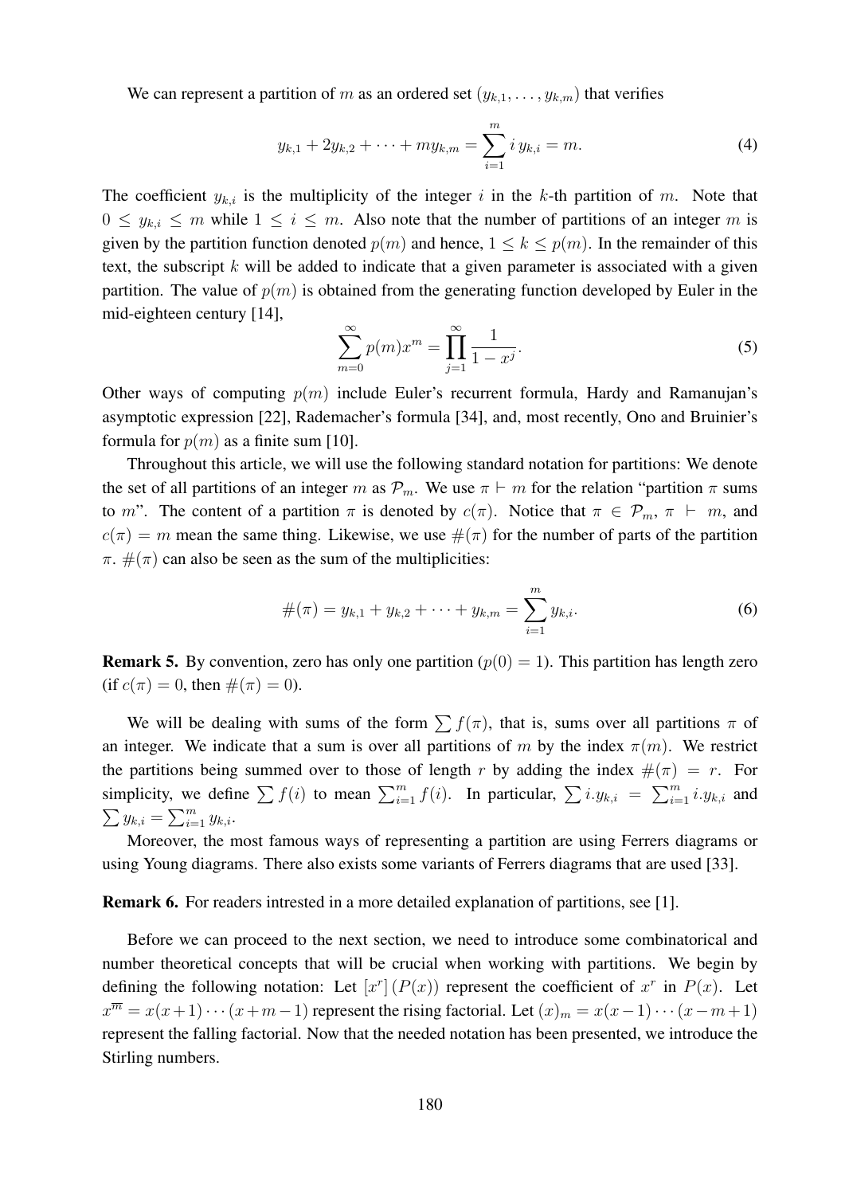We can represent a partition of $m$ as an ordered set $(y_{k,1}, \ldots, y_{k,m})$ that verifies

$$y_{k,1} + 2y_{k,2} + \cdots + my_{k,m} = \sum_{i=1}^{m} i\, y_{k,i} = m. \tag{4}$$

The coefficient $y_{k,i}$ is the multiplicity of the integer $i$ in the $k$-th partition of $m$. Note that $0 \leq y_{k,i} \leq m$ while $1 \leq i \leq m$. Also note that the number of partitions of an integer $m$ is given by the partition function denoted $p(m)$ and hence, $1 \leq k \leq p(m)$. In the remainder of this text, the subscript $k$ will be added to indicate that a given parameter is associated with a given partition. The value of $p(m)$ is obtained from the generating function developed by Euler in the mid-eighteen century [14],

$$\sum_{m=0}^{\infty} p(m)x^m = \prod_{j=1}^{\infty} \frac{1}{1-x^j}. \tag{5}$$

Other ways of computing $p(m)$ include Euler's recurrent formula, Hardy and Ramanujan's asymptotic expression [22], Rademacher's formula [34], and, most recently, Ono and Bruinier's formula for $p(m)$ as a finite sum [10].

Throughout this article, we will use the following standard notation for partitions: We denote the set of all partitions of an integer $m$ as $\mathcal{P}_m$. We use $\pi \vdash m$ for the relation "partition $\pi$ sums to $m$". The content of a partition $\pi$ is denoted by $c(\pi)$. Notice that $\pi \in \mathcal{P}_m$, $\pi \vdash m$, and $c(\pi) = m$ mean the same thing. Likewise, we use $\#(\pi)$ for the number of parts of the partition $\pi$. $\#(\pi)$ can also be seen as the sum of the multiplicities:

$$\#(\pi) = y_{k,1} + y_{k,2} + \cdots + y_{k,m} = \sum_{i=1}^{m} y_{k,i}. \tag{6}$$

**Remark 5.** By convention, zero has only one partition ($p(0) = 1$). This partition has length zero (if $c(\pi) = 0$, then $\#(\pi) = 0$).

We will be dealing with sums of the form $\sum f(\pi)$, that is, sums over all partitions $\pi$ of an integer. We indicate that a sum is over all partitions of $m$ by the index $\pi(m)$. We restrict the partitions being summed over to those of length $r$ by adding the index $\#(\pi) = r$. For simplicity, we define $\sum f(i)$ to mean $\sum_{i=1}^{m} f(i)$. In particular, $\sum i.y_{k,i} = \sum_{i=1}^{m} i.y_{k,i}$ and $\sum y_{k,i} = \sum_{i=1}^{m} y_{k,i}$.

Moreover, the most famous ways of representing a partition are using Ferrers diagrams or using Young diagrams. There also exists some variants of Ferrers diagrams that are used [33].

**Remark 6.** For readers intrested in a more detailed explanation of partitions, see [1].

Before we can proceed to the next section, we need to introduce some combinatorical and number theoretical concepts that will be crucial when working with partitions. We begin by defining the following notation: Let $[x^r]\,(P(x))$ represent the coefficient of $x^r$ in $P(x)$. Let $x^{\overline{m}} = x(x+1)\cdots(x+m-1)$ represent the rising factorial. Let $(x)_m = x(x-1)\cdots(x-m+1)$ represent the falling factorial. Now that the needed notation has been presented, we introduce the Stirling numbers.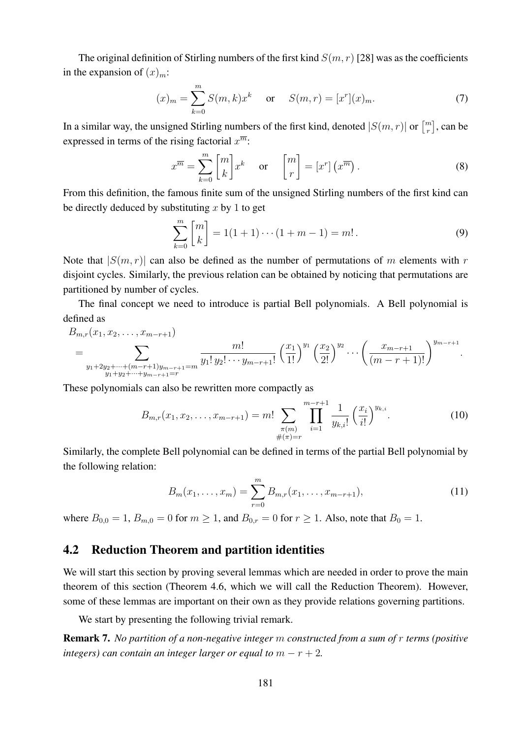The original definition of Stirling numbers of the first kind $S(m,r)$ [28] was as the coefficients in the expansion of $(x)_m$:

$$(x)_m = \sum_{k=0}^{m} S(m,k)x^k \quad \text{ or } \quad S(m,r) = [x^r](x)_m. \tag{7}$$

In a similar way, the unsigned Stirling numbers of the first kind, denoted $|S(m,r)|$ or $\left[{m \atop r}\right]$, can be expressed in terms of the rising factorial $x^{\overline{m}}$:

$$x^{\overline{m}} = \sum_{k=0}^{m} \left[{m \atop k}\right] x^k \quad \text{ or } \quad \left[{m \atop r}\right] = [x^r]\left(x^{\overline{m}}\right). \tag{8}$$

From this definition, the famous finite sum of the unsigned Stirling numbers of the first kind can be directly deduced by substituting $x$ by $1$ to get

$$\sum_{k=0}^{m} \left[{m \atop k}\right] = 1(1+1)\cdots(1+m-1) = m!\,. \tag{9}$$

Note that $|S(m,r)|$ can also be defined as the number of permutations of $m$ elements with $r$ disjoint cycles. Similarly, the previous relation can be obtained by noticing that permutations are partitioned by number of cycles.

The final concept we need to introduce is partial Bell polynomials. A Bell polynomial is defined as

$$B_{m,r}(x_1, x_2, \ldots, x_{m-r+1}) = \sum_{\substack{y_1+2y_2+\cdots+(m-r+1)y_{m-r+1}=m \\ y_1+y_2+\cdots+y_{m-r+1}=r}} \frac{m!}{y_1!\,y_2!\cdots y_{m-r+1}!} \left(\frac{x_1}{1!}\right)^{y_1} \left(\frac{x_2}{2!}\right)^{y_2} \cdots \left(\frac{x_{m-r+1}}{(m-r+1)!}\right)^{y_{m-r+1}}.$$

These polynomials can also be rewritten more compactly as

$$B_{m,r}(x_1, x_2, \ldots, x_{m-r+1}) = m! \sum_{\substack{\pi(m) \\ \#(\pi)=r}} \prod_{i=1}^{m-r+1} \frac{1}{y_{k,i}!} \left(\frac{x_i}{i!}\right)^{y_{k,i}}. \tag{10}$$

Similarly, the complete Bell polynomial can be defined in terms of the partial Bell polynomial by the following relation:

$$B_m(x_1, \ldots, x_m) = \sum_{r=0}^{m} B_{m,r}(x_1, \ldots, x_{m-r+1}), \tag{11}$$

where $B_{0,0} = 1$, $B_{m,0} = 0$ for $m \geq 1$, and $B_{0,r} = 0$ for $r \geq 1$. Also, note that $B_0 = 1$.

## 4.2 Reduction Theorem and partition identities

We will start this section by proving several lemmas which are needed in order to prove the main theorem of this section (Theorem 4.6, which we will call the Reduction Theorem). However, some of these lemmas are important on their own as they provide relations governing partitions.

We start by presenting the following trivial remark.

**Remark 7.** *No partition of a non-negative integer $m$ constructed from a sum of $r$ terms (positive integers) can contain an integer larger or equal to $m - r + 2$.*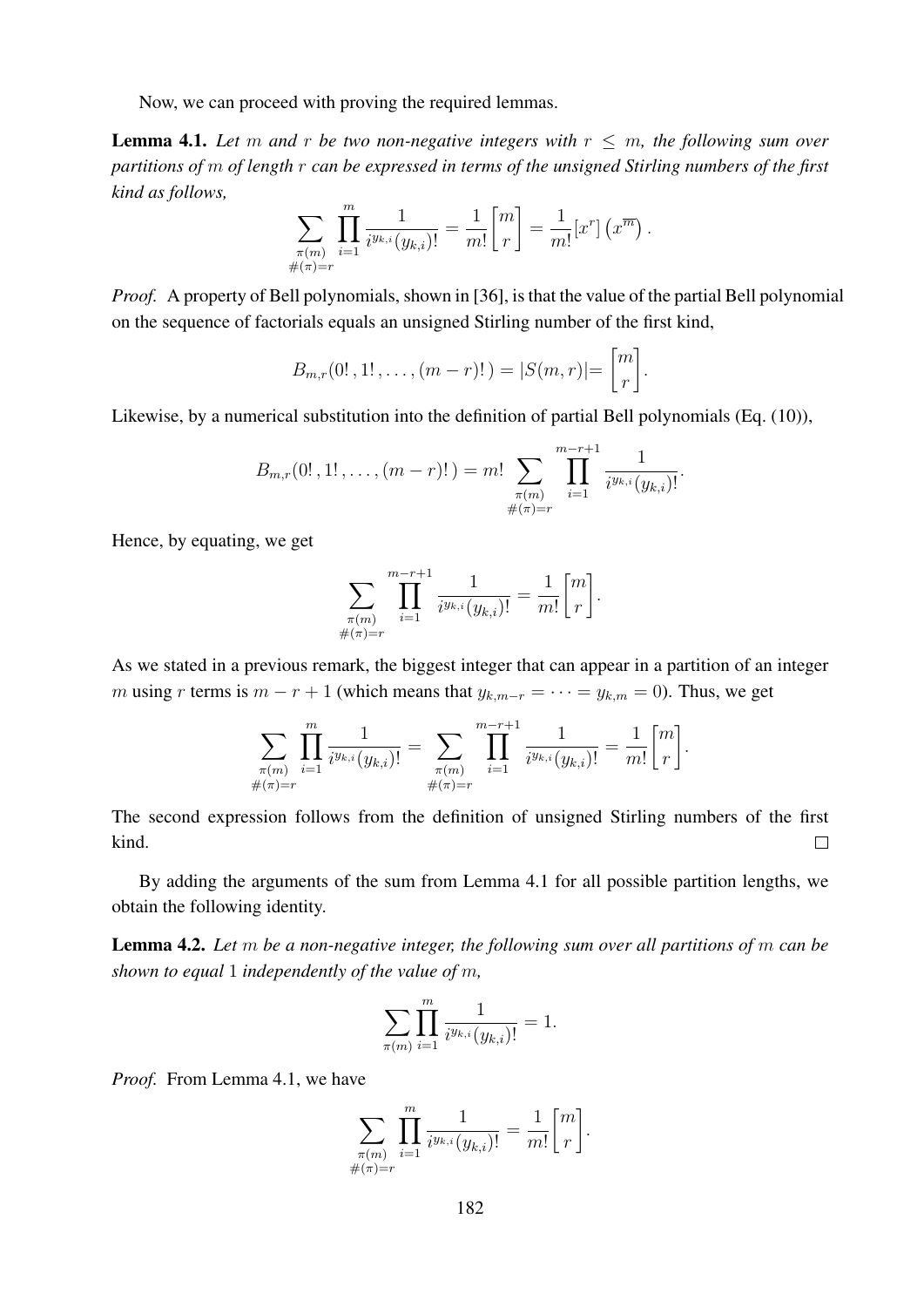Now, we can proceed with proving the required lemmas.

**Lemma 4.1.** *Let $m$ and $r$ be two non-negative integers with $r \leq m$, the following sum over partitions of $m$ of length $r$ can be expressed in terms of the unsigned Stirling numbers of the first kind as follows,*

$$\sum_{\substack{\pi(m) \\ \#(\pi)=r}} \prod_{i=1}^{m} \frac{1}{i^{y_{k,i}}(y_{k,i})!} = \frac{1}{m!} \begin{bmatrix} m \\ r \end{bmatrix} = \frac{1}{m!} [x^r] \left( x^{\overline{m}} \right).$$

*Proof.* A property of Bell polynomials, shown in [36], is that the value of the partial Bell polynomial on the sequence of factorials equals an unsigned Stirling number of the first kind,

$$B_{m,r}(0!\,, 1!\,, \ldots, (m-r)!\,) = |S(m,r)| = \begin{bmatrix} m \\ r \end{bmatrix}.$$

Likewise, by a numerical substitution into the definition of partial Bell polynomials (Eq. (10)),

$$B_{m,r}(0!\,, 1!\,, \ldots, (m-r)!\,) = m! \sum_{\substack{\pi(m) \\ \#(\pi)=r}} \prod_{i=1}^{m-r+1} \frac{1}{i^{y_{k,i}}(y_{k,i})!}.$$

Hence, by equating, we get

$$\sum_{\substack{\pi(m) \\ \#(\pi)=r}} \prod_{i=1}^{m-r+1} \frac{1}{i^{y_{k,i}}(y_{k,i})!} = \frac{1}{m!} \begin{bmatrix} m \\ r \end{bmatrix}.$$

As we stated in a previous remark, the biggest integer that can appear in a partition of an integer $m$ using $r$ terms is $m - r + 1$ (which means that $y_{k,m-r} = \cdots = y_{k,m} = 0$). Thus, we get

$$\sum_{\substack{\pi(m) \\ \#(\pi)=r}} \prod_{i=1}^{m} \frac{1}{i^{y_{k,i}}(y_{k,i})!} = \sum_{\substack{\pi(m) \\ \#(\pi)=r}} \prod_{i=1}^{m-r+1} \frac{1}{i^{y_{k,i}}(y_{k,i})!} = \frac{1}{m!} \begin{bmatrix} m \\ r \end{bmatrix}.$$

The second expression follows from the definition of unsigned Stirling numbers of the first kind. □

By adding the arguments of the sum from Lemma 4.1 for all possible partition lengths, we obtain the following identity.

**Lemma 4.2.** *Let $m$ be a non-negative integer, the following sum over all partitions of $m$ can be shown to equal $1$ independently of the value of $m$,*

$$\sum_{\pi(m)} \prod_{i=1}^{m} \frac{1}{i^{y_{k,i}}(y_{k,i})!} = 1.$$

*Proof.* From Lemma 4.1, we have

$$\sum_{\substack{\pi(m) \\ \#(\pi)=r}} \prod_{i=1}^{m} \frac{1}{i^{y_{k,i}}(y_{k,i})!} = \frac{1}{m!} \begin{bmatrix} m \\ r \end{bmatrix}.$$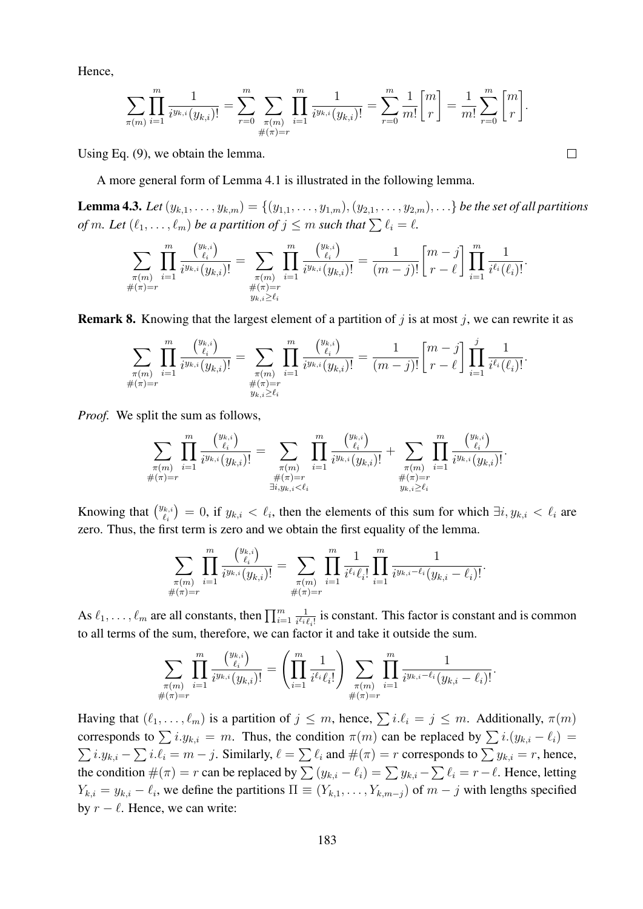Hence,

$$\sum_{\pi(m)} \prod_{i=1}^{m} \frac{1}{i^{y_{k,i}}(y_{k,i})!} = \sum_{r=0}^{m} \sum_{\substack{\pi(m) \\ \#(\pi)=r}} \prod_{i=1}^{m} \frac{1}{i^{y_{k,i}}(y_{k,i})!} = \sum_{r=0}^{m} \frac{1}{m!} \begin{bmatrix} m \\ r \end{bmatrix} = \frac{1}{m!} \sum_{r=0}^{m} \begin{bmatrix} m \\ r \end{bmatrix}.$$

Using Eq. (9), we obtain the lemma. ∎

A more general form of Lemma 4.1 is illustrated in the following lemma.

**Lemma 4.3.** *Let $(y_{k,1}, \ldots, y_{k,m}) = \{(y_{1,1}, \ldots, y_{1,m}), (y_{2,1}, \ldots, y_{2,m}), \ldots\}$ be the set of all partitions of $m$. Let $(\ell_1, \ldots, \ell_m)$ be a partition of $j \leq m$ such that $\sum \ell_i = \ell$.*

$$\sum_{\substack{\pi(m) \\ \#(\pi)=r}} \prod_{i=1}^{m} \frac{\binom{y_{k,i}}{\ell_i}}{i^{y_{k,i}}(y_{k,i})!} = \sum_{\substack{\pi(m) \\ \#(\pi)=r \\ y_{k,i} \geq \ell_i}} \prod_{i=1}^{m} \frac{\binom{y_{k,i}}{\ell_i}}{i^{y_{k,i}}(y_{k,i})!} = \frac{1}{(m-j)!} \begin{bmatrix} m-j \\ r-\ell \end{bmatrix} \prod_{i=1}^{m} \frac{1}{i^{\ell_i}(\ell_i)!}.$$

**Remark 8.** Knowing that the largest element of a partition of $j$ is at most $j$, we can rewrite it as

$$\sum_{\substack{\pi(m) \\ \#(\pi)=r}} \prod_{i=1}^{m} \frac{\binom{y_{k,i}}{\ell_i}}{i^{y_{k,i}}(y_{k,i})!} = \sum_{\substack{\pi(m) \\ \#(\pi)=r \\ y_{k,i} \geq \ell_i}} \prod_{i=1}^{m} \frac{\binom{y_{k,i}}{\ell_i}}{i^{y_{k,i}}(y_{k,i})!} = \frac{1}{(m-j)!} \begin{bmatrix} m-j \\ r-\ell \end{bmatrix} \prod_{i=1}^{j} \frac{1}{i^{\ell_i}(\ell_i)!}.$$

*Proof.* We split the sum as follows,

$$\sum_{\substack{\pi(m) \\ \#(\pi)=r}} \prod_{i=1}^{m} \frac{\binom{y_{k,i}}{\ell_i}}{i^{y_{k,i}}(y_{k,i})!} = \sum_{\substack{\pi(m) \\ \#(\pi)=r \\ \exists i, y_{k,i} < \ell_i}} \prod_{i=1}^{m} \frac{\binom{y_{k,i}}{\ell_i}}{i^{y_{k,i}}(y_{k,i})!} + \sum_{\substack{\pi(m) \\ \#(\pi)=r \\ y_{k,i} \geq \ell_i}} \prod_{i=1}^{m} \frac{\binom{y_{k,i}}{\ell_i}}{i^{y_{k,i}}(y_{k,i})!}.$$

Knowing that $\binom{y_{k,i}}{\ell_i} = 0$, if $y_{k,i} < \ell_i$, then the elements of this sum for which $\exists i, y_{k,i} < \ell_i$ are zero. Thus, the first term is zero and we obtain the first equality of the lemma.

$$\sum_{\substack{\pi(m) \\ \#(\pi)=r}} \prod_{i=1}^{m} \frac{\binom{y_{k,i}}{\ell_i}}{i^{y_{k,i}}(y_{k,i})!} = \sum_{\substack{\pi(m) \\ \#(\pi)=r}} \prod_{i=1}^{m} \frac{1}{i^{\ell_i}\ell_i!} \prod_{i=1}^{m} \frac{1}{i^{y_{k,i}-\ell_i}(y_{k,i}-\ell_i)!}.$$

As $\ell_1, \ldots, \ell_m$ are all constants, then $\prod_{i=1}^{m} \frac{1}{i^{\ell_i}\ell_i!}$ is constant. This factor is constant and is common to all terms of the sum, therefore, we can factor it and take it outside the sum.

$$\sum_{\substack{\pi(m) \\ \#(\pi)=r}} \prod_{i=1}^{m} \frac{\binom{y_{k,i}}{\ell_i}}{i^{y_{k,i}}(y_{k,i})!} = \left( \prod_{i=1}^{m} \frac{1}{i^{\ell_i}\ell_i!} \right) \sum_{\substack{\pi(m) \\ \#(\pi)=r}} \prod_{i=1}^{m} \frac{1}{i^{y_{k,i}-\ell_i}(y_{k,i}-\ell_i)!}.$$

Having that $(\ell_1, \ldots, \ell_m)$ is a partition of $j \leq m$, hence, $\sum i.\ell_i = j \leq m$. Additionally, $\pi(m)$ corresponds to $\sum i.y_{k,i} = m$. Thus, the condition $\pi(m)$ can be replaced by $\sum i.(y_{k,i} - \ell_i) = \sum i.y_{k,i} - \sum i.\ell_i = m - j$. Similarly, $\ell = \sum \ell_i$ and $\#(\pi) = r$ corresponds to $\sum y_{k,i} = r$, hence, the condition $\#(\pi) = r$ can be replaced by $\sum (y_{k,i} - \ell_i) = \sum y_{k,i} - \sum \ell_i = r - \ell$. Hence, letting $Y_{k,i} = y_{k,i} - \ell_i$, we define the partitions $\Pi \equiv (Y_{k,1}, \ldots, Y_{k,m-j})$ of $m - j$ with lengths specified by $r - \ell$. Hence, we can write: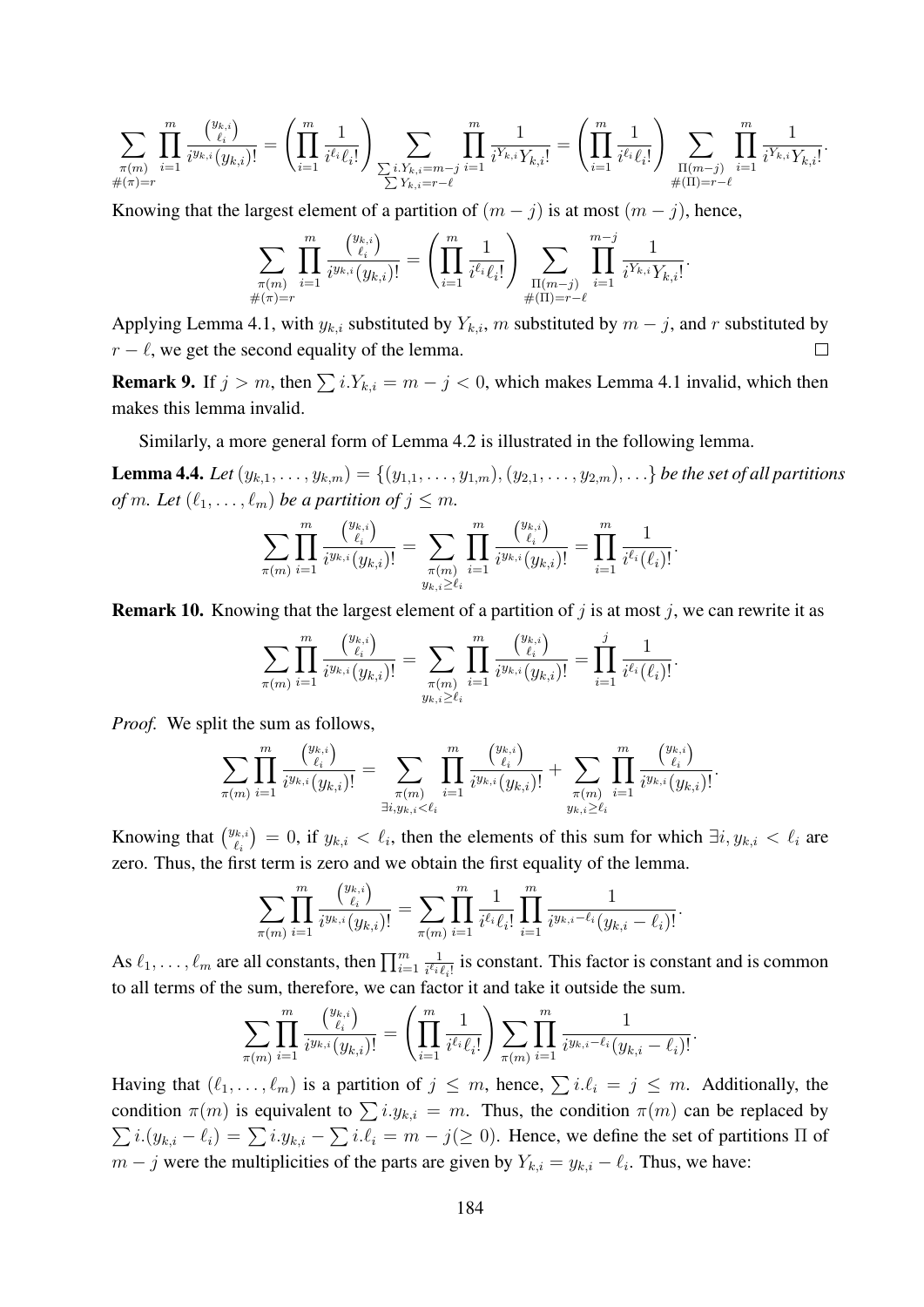$$\sum_{\substack{\pi(m)\\ \#(\pi)=r}} \prod_{i=1}^{m} \frac{\binom{y_{k,i}}{\ell_i}}{i^{y_{k,i}}(y_{k,i})!} = \left(\prod_{i=1}^{m} \frac{1}{i^{\ell_i}\ell_i!}\right) \sum_{\substack{\sum i.Y_{k,i}=m-j\\ \sum Y_{k,i}=r-\ell}} \prod_{i=1}^{m} \frac{1}{i^{Y_{k,i}}Y_{k,i}!} = \left(\prod_{i=1}^{m} \frac{1}{i^{\ell_i}\ell_i!}\right) \sum_{\substack{\Pi(m-j)\\ \#(\Pi)=r-\ell}} \prod_{i=1}^{m} \frac{1}{i^{Y_{k,i}}Y_{k,i}!}.$$

Knowing that the largest element of a partition of $(m-j)$ is at most $(m-j)$, hence,

$$\sum_{\substack{\pi(m)\\ \#(\pi)=r}} \prod_{i=1}^{m} \frac{\binom{y_{k,i}}{\ell_i}}{i^{y_{k,i}}(y_{k,i})!} = \left(\prod_{i=1}^{m} \frac{1}{i^{\ell_i}\ell_i!}\right) \sum_{\substack{\Pi(m-j)\\ \#(\Pi)=r-\ell}} \prod_{i=1}^{m-j} \frac{1}{i^{Y_{k,i}}Y_{k,i}!}.$$

Applying Lemma 4.1, with $y_{k,i}$ substituted by $Y_{k,i}$, $m$ substituted by $m-j$, and $r$ substituted by $r-\ell$, we get the second equality of the lemma. $\square$

**Remark 9.** If $j > m$, then $\sum i.Y_{k,i} = m-j < 0$, which makes Lemma 4.1 invalid, which then makes this lemma invalid.

Similarly, a more general form of Lemma 4.2 is illustrated in the following lemma.

**Lemma 4.4.** *Let $(y_{k,1}, \ldots, y_{k,m}) = \{(y_{1,1}, \ldots, y_{1,m}), (y_{2,1}, \ldots, y_{2,m}), \ldots\}$ be the set of all partitions of $m$. Let $(\ell_1, \ldots, \ell_m)$ be a partition of $j \leq m$.*

$$\sum_{\pi(m)} \prod_{i=1}^{m} \frac{\binom{y_{k,i}}{\ell_i}}{i^{y_{k,i}}(y_{k,i})!} = \sum_{\substack{\pi(m)\\ y_{k,i}\geq \ell_i}} \prod_{i=1}^{m} \frac{\binom{y_{k,i}}{\ell_i}}{i^{y_{k,i}}(y_{k,i})!} = \prod_{i=1}^{m} \frac{1}{i^{\ell_i}(\ell_i)!}.$$

**Remark 10.** Knowing that the largest element of a partition of $j$ is at most $j$, we can rewrite it as

$$\sum_{\pi(m)} \prod_{i=1}^{m} \frac{\binom{y_{k,i}}{\ell_i}}{i^{y_{k,i}}(y_{k,i})!} = \sum_{\substack{\pi(m)\\ y_{k,i}\geq \ell_i}} \prod_{i=1}^{m} \frac{\binom{y_{k,i}}{\ell_i}}{i^{y_{k,i}}(y_{k,i})!} = \prod_{i=1}^{j} \frac{1}{i^{\ell_i}(\ell_i)!}.$$

*Proof.* We split the sum as follows,

$$\sum_{\pi(m)} \prod_{i=1}^{m} \frac{\binom{y_{k,i}}{\ell_i}}{i^{y_{k,i}}(y_{k,i})!} = \sum_{\substack{\pi(m)\\ \exists i, y_{k,i}<\ell_i}} \prod_{i=1}^{m} \frac{\binom{y_{k,i}}{\ell_i}}{i^{y_{k,i}}(y_{k,i})!} + \sum_{\substack{\pi(m)\\ y_{k,i}\geq \ell_i}} \prod_{i=1}^{m} \frac{\binom{y_{k,i}}{\ell_i}}{i^{y_{k,i}}(y_{k,i})!}.$$

Knowing that $\binom{y_{k,i}}{\ell_i} = 0$, if $y_{k,i} < \ell_i$, then the elements of this sum for which $\exists i, y_{k,i} < \ell_i$ are zero. Thus, the first term is zero and we obtain the first equality of the lemma.

$$\sum_{\pi(m)} \prod_{i=1}^{m} \frac{\binom{y_{k,i}}{\ell_i}}{i^{y_{k,i}}(y_{k,i})!} = \sum_{\pi(m)} \prod_{i=1}^{m} \frac{1}{i^{\ell_i}\ell_i!} \prod_{i=1}^{m} \frac{1}{i^{y_{k,i}-\ell_i}(y_{k,i}-\ell_i)!}.$$

As $\ell_1, \ldots, \ell_m$ are all constants, then $\prod_{i=1}^{m} \frac{1}{i^{\ell_i}\ell_i!}$ is constant. This factor is constant and is common to all terms of the sum, therefore, we can factor it and take it outside the sum.

$$\sum_{\pi(m)} \prod_{i=1}^{m} \frac{\binom{y_{k,i}}{\ell_i}}{i^{y_{k,i}}(y_{k,i})!} = \left(\prod_{i=1}^{m} \frac{1}{i^{\ell_i}\ell_i!}\right) \sum_{\pi(m)} \prod_{i=1}^{m} \frac{1}{i^{y_{k,i}-\ell_i}(y_{k,i}-\ell_i)!}.$$

Having that $(\ell_1, \ldots, \ell_m)$ is a partition of $j \leq m$, hence, $\sum i.\ell_i = j \leq m$. Additionally, the condition $\pi(m)$ is equivalent to $\sum i.y_{k,i} = m$. Thus, the condition $\pi(m)$ can be replaced by $\sum i.(y_{k,i} - \ell_i) = \sum i.y_{k,i} - \sum i.\ell_i = m - j (\geq 0)$. Hence, we define the set of partitions $\Pi$ of $m-j$ were the multiplicities of the parts are given by $Y_{k,i} = y_{k,i} - \ell_i$. Thus, we have: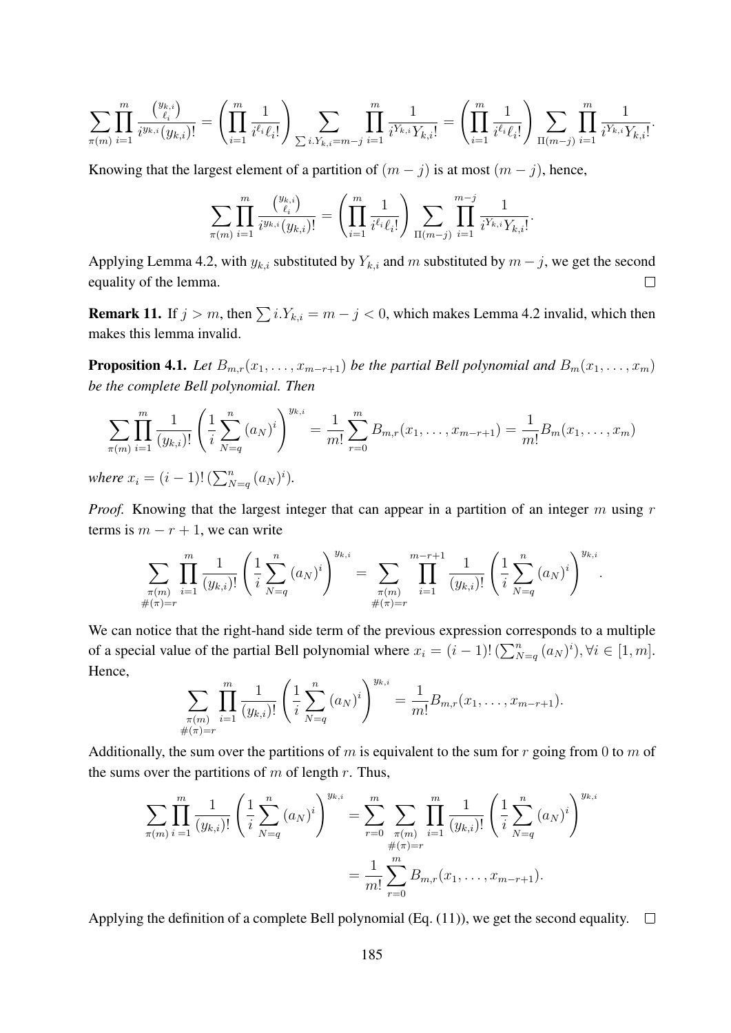$$\sum_{\pi(m)} \prod_{i=1}^{m} \frac{\binom{y_{k,i}}{\ell_i}}{i^{y_{k,i}}(y_{k,i})!} = \left( \prod_{i=1}^{m} \frac{1}{i^{\ell_i}\ell_i!} \right) \sum_{\sum i.Y_{k,i}=m-j} \prod_{i=1}^{m} \frac{1}{i^{Y_{k,i}}Y_{k,i}!} = \left( \prod_{i=1}^{m} \frac{1}{i^{\ell_i}\ell_i!} \right) \sum_{\Pi(m-j)} \prod_{i=1}^{m} \frac{1}{i^{Y_{k,i}}Y_{k,i}!}.$$

Knowing that the largest element of a partition of $(m-j)$ is at most $(m-j)$, hence,

$$\sum_{\pi(m)} \prod_{i=1}^{m} \frac{\binom{y_{k,i}}{\ell_i}}{i^{y_{k,i}}(y_{k,i})!} = \left( \prod_{i=1}^{m} \frac{1}{i^{\ell_i}\ell_i!} \right) \sum_{\Pi(m-j)} \prod_{i=1}^{m-j} \frac{1}{i^{Y_{k,i}}Y_{k,i}!}.$$

Applying Lemma 4.2, with $y_{k,i}$ substituted by $Y_{k,i}$ and $m$ substituted by $m-j$, we get the second equality of the lemma. □

**Remark 11.** If $j > m$, then $\sum i.Y_{k,i} = m - j < 0$, which makes Lemma 4.2 invalid, which then makes this lemma invalid.

**Proposition 4.1.** *Let $B_{m,r}(x_1, \ldots, x_{m-r+1})$ be the partial Bell polynomial and $B_m(x_1, \ldots, x_m)$ be the complete Bell polynomial. Then*

$$\sum_{\pi(m)} \prod_{i=1}^{m} \frac{1}{(y_{k,i})!} \left( \frac{1}{i} \sum_{N=q}^{n} (a_N)^i \right)^{y_{k,i}} = \frac{1}{m!} \sum_{r=0}^{m} B_{m,r}(x_1, \ldots, x_{m-r+1}) = \frac{1}{m!} B_m(x_1, \ldots, x_m)$$

*where $x_i = (i-1)! \left(\sum_{N=q}^{n} (a_N)^i\right)$.*

*Proof.* Knowing that the largest integer that can appear in a partition of an integer $m$ using $r$ terms is $m - r + 1$, we can write

$$\sum_{\substack{\pi(m) \\ \#(\pi)=r}} \prod_{i=1}^{m} \frac{1}{(y_{k,i})!} \left( \frac{1}{i} \sum_{N=q}^{n} (a_N)^i \right)^{y_{k,i}} = \sum_{\substack{\pi(m) \\ \#(\pi)=r}} \prod_{i=1}^{m-r+1} \frac{1}{(y_{k,i})!} \left( \frac{1}{i} \sum_{N=q}^{n} (a_N)^i \right)^{y_{k,i}}.$$

We can notice that the right-hand side term of the previous expression corresponds to a multiple of a special value of the partial Bell polynomial where $x_i = (i-1)! \left(\sum_{N=q}^{n} (a_N)^i\right), \forall i \in [1, m]$. Hence,

$$\sum_{\substack{\pi(m) \\ \#(\pi)=r}} \prod_{i=1}^{m} \frac{1}{(y_{k,i})!} \left( \frac{1}{i} \sum_{N=q}^{n} (a_N)^i \right)^{y_{k,i}} = \frac{1}{m!} B_{m,r}(x_1, \ldots, x_{m-r+1}).$$

Additionally, the sum over the partitions of $m$ is equivalent to the sum for $r$ going from $0$ to $m$ of the sums over the partitions of $m$ of length $r$. Thus,

$$\begin{aligned}
\sum_{\pi(m)} \prod_{i=1}^{m} \frac{1}{(y_{k,i})!} \left( \frac{1}{i} \sum_{N=q}^{n} (a_N)^i \right)^{y_{k,i}} &= \sum_{r=0}^{m} \sum_{\substack{\pi(m) \\ \#(\pi)=r}} \prod_{i=1}^{m} \frac{1}{(y_{k,i})!} \left( \frac{1}{i} \sum_{N=q}^{n} (a_N)^i \right)^{y_{k,i}} \\
&= \frac{1}{m!} \sum_{r=0}^{m} B_{m,r}(x_1, \ldots, x_{m-r+1}).
\end{aligned}$$

Applying the definition of a complete Bell polynomial (Eq. (11)), we get the second equality. □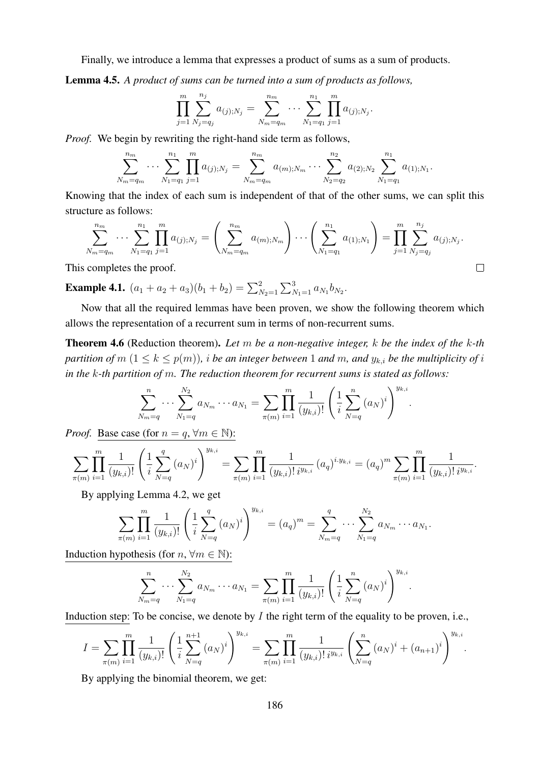Finally, we introduce a lemma that expresses a product of sums as a sum of products.

**Lemma 4.5.** *A product of sums can be turned into a sum of products as follows,*

$$\prod_{j=1}^{m} \sum_{N_j=q_j}^{n_j} a_{(j);N_j} = \sum_{N_m=q_m}^{n_m} \cdots \sum_{N_1=q_1}^{n_1} \prod_{j=1}^{m} a_{(j);N_j}.$$

*Proof.* We begin by rewriting the right-hand side term as follows,

$$\sum_{N_m=q_m}^{n_m} \cdots \sum_{N_1=q_1}^{n_1} \prod_{j=1}^{m} a_{(j);N_j} = \sum_{N_m=q_m}^{n_m} a_{(m);N_m} \cdots \sum_{N_2=q_2}^{n_2} a_{(2);N_2} \sum_{N_1=q_1}^{n_1} a_{(1);N_1}.$$

Knowing that the index of each sum is independent of that of the other sums, we can split this structure as follows:

$$\sum_{N_m=q_m}^{n_m} \cdots \sum_{N_1=q_1}^{n_1} \prod_{j=1}^{m} a_{(j);N_j} = \left( \sum_{N_m=q_m}^{n_m} a_{(m);N_m} \right) \cdots \left( \sum_{N_1=q_1}^{n_1} a_{(1);N_1} \right) = \prod_{j=1}^{m} \sum_{N_j=q_j}^{n_j} a_{(j);N_j}.$$

This completes the proof. ∎

**Example 4.1.** $(a_1 + a_2 + a_3)(b_1 + b_2) = \sum_{N_2=1}^{2} \sum_{N_1=1}^{3} a_{N_1} b_{N_2}$.

Now that all the required lemmas have been proven, we show the following theorem which allows the representation of a recurrent sum in terms of non-recurrent sums.

**Theorem 4.6** (Reduction theorem)**.** *Let $m$ be a non-negative integer, $k$ be the index of the $k$-th partition of $m$ ($1 \leq k \leq p(m)$), $i$ be an integer between $1$ and $m$, and $y_{k,i}$ be the multiplicity of $i$ in the $k$-th partition of $m$. The reduction theorem for recurrent sums is stated as follows:*

$$\sum_{N_m=q}^{n} \cdots \sum_{N_1=q}^{N_2} a_{N_m} \cdots a_{N_1} = \sum_{\pi(m)} \prod_{i=1}^{m} \frac{1}{(y_{k,i})!} \left( \frac{1}{i} \sum_{N=q}^{n} (a_N)^i \right)^{y_{k,i}}.$$

*Proof.* Base case (for $n = q$, $\forall m \in \mathbb{N}$):

$$\sum_{\pi(m)} \prod_{i=1}^{m} \frac{1}{(y_{k,i})!} \left( \frac{1}{i} \sum_{N=q}^{q} (a_N)^i \right)^{y_{k,i}} = \sum_{\pi(m)} \prod_{i=1}^{m} \frac{1}{(y_{k,i})!\, i^{y_{k,i}}} (a_q)^{i.y_{k,i}} = (a_q)^m \sum_{\pi(m)} \prod_{i=1}^{m} \frac{1}{(y_{k,i})!\, i^{y_{k,i}}}.$$

By applying Lemma 4.2, we get

$$\sum_{\pi(m)} \prod_{i=1}^{m} \frac{1}{(y_{k,i})!} \left( \frac{1}{i} \sum_{N=q}^{q} (a_N)^i \right)^{y_{k,i}} = (a_q)^m = \sum_{N_m=q}^{q} \cdots \sum_{N_1=q}^{N_2} a_{N_m} \cdots a_{N_1}.$$

Induction hypothesis (for $n$, $\forall m \in \mathbb{N}$):

$$\sum_{N_m=q}^{n} \cdots \sum_{N_1=q}^{N_2} a_{N_m} \cdots a_{N_1} = \sum_{\pi(m)} \prod_{i=1}^{m} \frac{1}{(y_{k,i})!} \left( \frac{1}{i} \sum_{N=q}^{n} (a_N)^i \right)^{y_{k,i}}.$$

Induction step: To be concise, we denote by $I$ the right term of the equality to be proven, i.e.,

$$I = \sum_{\pi(m)} \prod_{i=1}^{m} \frac{1}{(y_{k,i})!} \left( \frac{1}{i} \sum_{N=q}^{n+1} (a_N)^i \right)^{y_{k,i}} = \sum_{\pi(m)} \prod_{i=1}^{m} \frac{1}{(y_{k,i})!\, i^{y_{k,i}}} \left( \sum_{N=q}^{n} (a_N)^i + (a_{n+1})^i \right)^{y_{k,i}}.$$

By applying the binomial theorem, we get: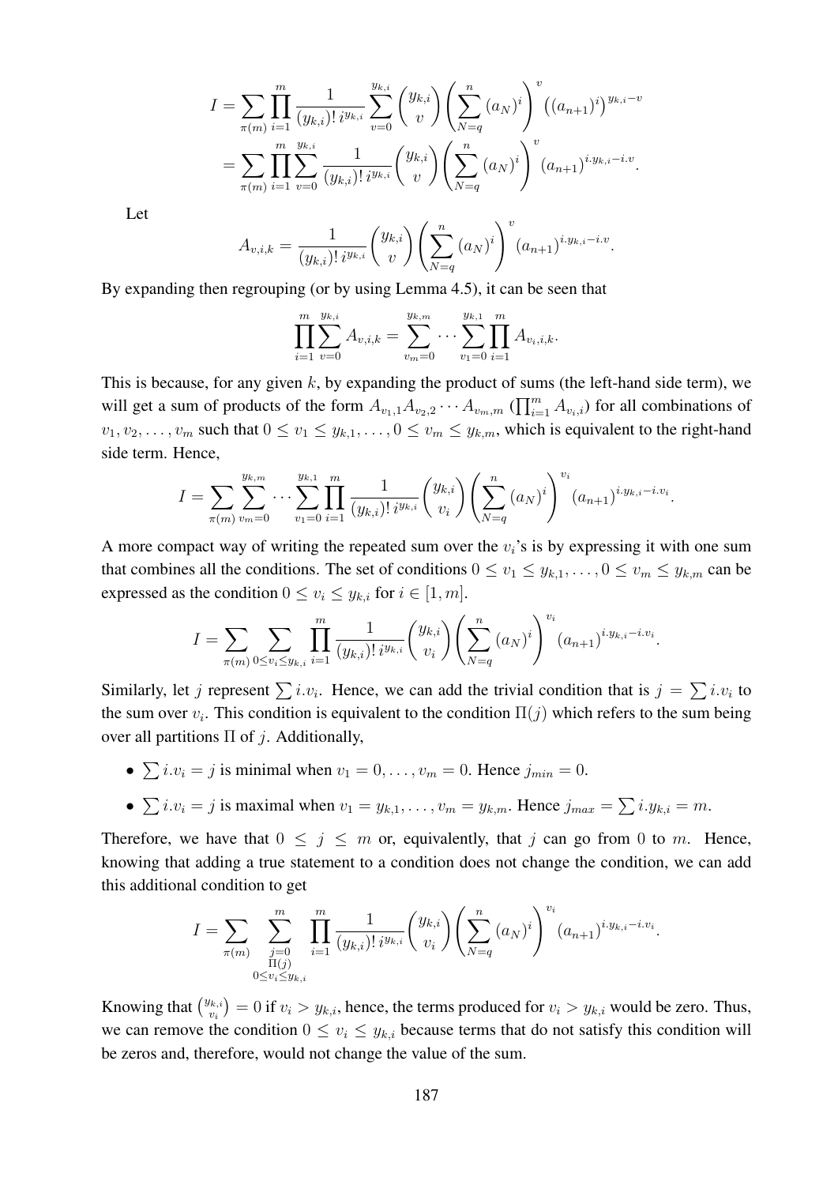$$
\begin{aligned}
I &= \sum_{\pi(m)} \prod_{i=1}^{m} \frac{1}{(y_{k,i})!\, i^{y_{k,i}}} \sum_{v=0}^{y_{k,i}} \binom{y_{k,i}}{v} \left( \sum_{N=q}^{n} (a_N)^i \right)^v \left( (a_{n+1})^i \right)^{y_{k,i}-v} \\
&= \sum_{\pi(m)} \prod_{i=1}^{m} \sum_{v=0}^{y_{k,i}} \frac{1}{(y_{k,i})!\, i^{y_{k,i}}} \binom{y_{k,i}}{v} \left( \sum_{N=q}^{n} (a_N)^i \right)^v (a_{n+1})^{i.y_{k,i}-i.v}.
\end{aligned}
$$

Let

$$
A_{v,i,k} = \frac{1}{(y_{k,i})!\, i^{y_{k,i}}} \binom{y_{k,i}}{v} \left( \sum_{N=q}^{n} (a_N)^i \right)^v (a_{n+1})^{i.y_{k,i}-i.v}.
$$

By expanding then regrouping (or by using Lemma 4.5), it can be seen that

$$
\prod_{i=1}^{m} \sum_{v=0}^{y_{k,i}} A_{v,i,k} = \sum_{v_m=0}^{y_{k,m}} \cdots \sum_{v_1=0}^{y_{k,1}} \prod_{i=1}^{m} A_{v_i,i,k}.
$$

This is because, for any given $k$, by expanding the product of sums (the left-hand side term), we will get a sum of products of the form $A_{v_1,1}A_{v_2,2} \cdots A_{v_m,m}$ ($\prod_{i=1}^{m} A_{v_i,i}$) for all combinations of $v_1, v_2, \ldots, v_m$ such that $0 \leq v_1 \leq y_{k,1}, \ldots, 0 \leq v_m \leq y_{k,m}$, which is equivalent to the right-hand side term. Hence,

$$
I = \sum_{\pi(m)} \sum_{v_m=0}^{y_{k,m}} \cdots \sum_{v_1=0}^{y_{k,1}} \prod_{i=1}^{m} \frac{1}{(y_{k,i})!\, i^{y_{k,i}}} \binom{y_{k,i}}{v_i} \left( \sum_{N=q}^{n} (a_N)^i \right)^{v_i} (a_{n+1})^{i.y_{k,i}-i.v_i}.
$$

A more compact way of writing the repeated sum over the $v_i$'s is by expressing it with one sum that combines all the conditions. The set of conditions $0 \leq v_1 \leq y_{k,1}, \ldots, 0 \leq v_m \leq y_{k,m}$ can be expressed as the condition $0 \leq v_i \leq y_{k,i}$ for $i \in [1, m]$.

$$
I = \sum_{\pi(m)} \sum_{0 \leq v_i \leq y_{k,i}} \prod_{i=1}^{m} \frac{1}{(y_{k,i})!\, i^{y_{k,i}}} \binom{y_{k,i}}{v_i} \left( \sum_{N=q}^{n} (a_N)^i \right)^{v_i} (a_{n+1})^{i.y_{k,i}-i.v_i}.
$$

Similarly, let $j$ represent $\sum i.v_i$. Hence, we can add the trivial condition that is $j = \sum i.v_i$ to the sum over $v_i$. This condition is equivalent to the condition $\Pi(j)$ which refers to the sum being over all partitions $\Pi$ of $j$. Additionally,

- $\sum i.v_i = j$ is minimal when $v_1 = 0, \ldots, v_m = 0$. Hence $j_{min} = 0$.
- $\sum i.v_i = j$ is maximal when $v_1 = y_{k,1}, \ldots, v_m = y_{k,m}$. Hence $j_{max} = \sum i.y_{k,i} = m$.

Therefore, we have that $0 \leq j \leq m$ or, equivalently, that $j$ can go from 0 to $m$. Hence, knowing that adding a true statement to a condition does not change the condition, we can add this additional condition to get

$$
I = \sum_{\pi(m)} \sum_{\substack{j=0 \\ \Pi(j) \\ 0 \leq v_i \leq y_{k,i}}}^{m} \prod_{i=1}^{m} \frac{1}{(y_{k,i})!\, i^{y_{k,i}}} \binom{y_{k,i}}{v_i} \left( \sum_{N=q}^{n} (a_N)^i \right)^{v_i} (a_{n+1})^{i.y_{k,i}-i.v_i}.
$$

Knowing that $\binom{y_{k,i}}{v_i} = 0$ if $v_i > y_{k,i}$, hence, the terms produced for $v_i > y_{k,i}$ would be zero. Thus, we can remove the condition $0 \leq v_i \leq y_{k,i}$ because terms that do not satisfy this condition will be zeros and, therefore, would not change the value of the sum.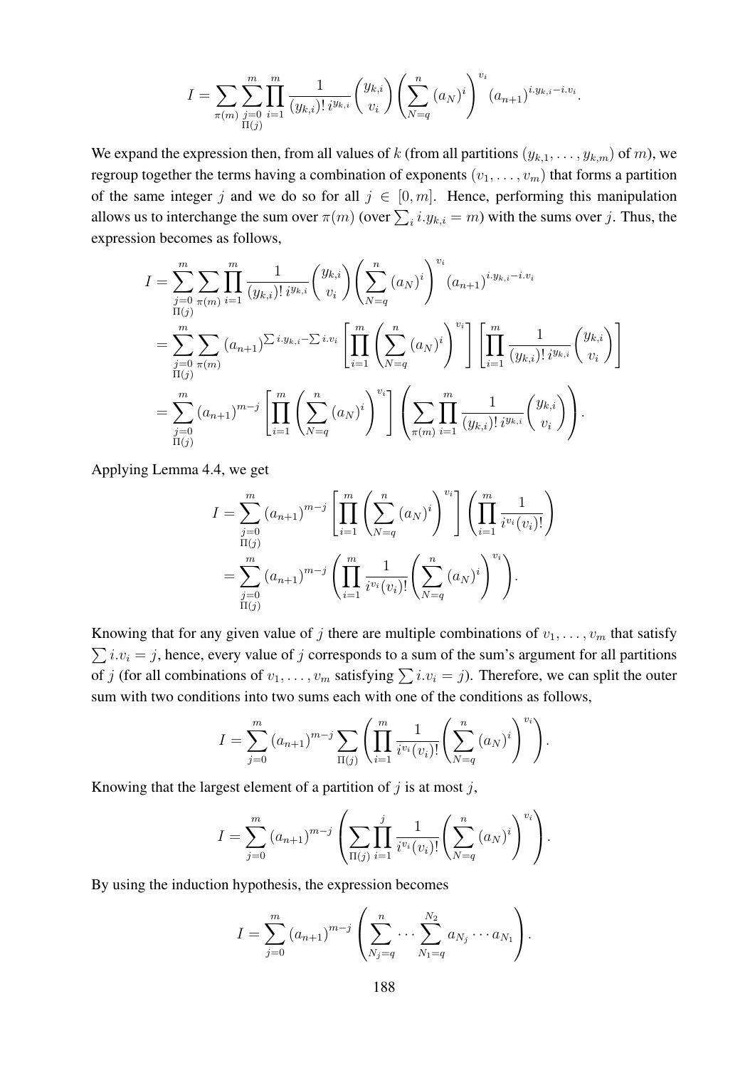$$I = \sum_{\pi(m)} \sum_{\substack{j=0 \\ \Pi(j)}}^{m} \prod_{i=1}^{m} \frac{1}{(y_{k,i})!\, i^{y_{k,i}}} \binom{y_{k,i}}{v_i} \left( \sum_{N=q}^{n} (a_N)^i \right)^{v_i} (a_{n+1})^{i.y_{k,i} - i.v_i}.$$

We expand the expression then, from all values of $k$ (from all partitions $(y_{k,1}, \ldots, y_{k,m})$ of $m$), we regroup together the terms having a combination of exponents $(v_1, \ldots, v_m)$ that forms a partition of the same integer $j$ and we do so for all $j \in [0, m]$. Hence, performing this manipulation allows us to interchange the sum over $\pi(m)$ (over $\sum_i i.y_{k,i} = m$) with the sums over $j$. Thus, the expression becomes as follows,

$$\begin{aligned}
I &= \sum_{\substack{j=0 \\ \Pi(j)}}^{m} \sum_{\pi(m)} \prod_{i=1}^{m} \frac{1}{(y_{k,i})!\, i^{y_{k,i}}} \binom{y_{k,i}}{v_i} \left( \sum_{N=q}^{n} (a_N)^i \right)^{v_i} (a_{n+1})^{i.y_{k,i} - i.v_i} \\
&= \sum_{\substack{j=0 \\ \Pi(j)}}^{m} \sum_{\pi(m)} (a_{n+1})^{\sum i.y_{k,i} - \sum i.v_i} \left[ \prod_{i=1}^{m} \left( \sum_{N=q}^{n} (a_N)^i \right)^{v_i} \right] \left[ \prod_{i=1}^{m} \frac{1}{(y_{k,i})!\, i^{y_{k,i}}} \binom{y_{k,i}}{v_i} \right] \\
&= \sum_{\substack{j=0 \\ \Pi(j)}}^{m} (a_{n+1})^{m-j} \left[ \prod_{i=1}^{m} \left( \sum_{N=q}^{n} (a_N)^i \right)^{v_i} \right] \left( \sum_{\pi(m)} \prod_{i=1}^{m} \frac{1}{(y_{k,i})!\, i^{y_{k,i}}} \binom{y_{k,i}}{v_i} \right).
\end{aligned}$$

Applying Lemma 4.4, we get

$$\begin{aligned}
I &= \sum_{\substack{j=0 \\ \Pi(j)}}^{m} (a_{n+1})^{m-j} \left[ \prod_{i=1}^{m} \left( \sum_{N=q}^{n} (a_N)^i \right)^{v_i} \right] \left( \prod_{i=1}^{m} \frac{1}{i^{v_i} (v_i)!} \right) \\
&= \sum_{\substack{j=0 \\ \Pi(j)}}^{m} (a_{n+1})^{m-j} \left( \prod_{i=1}^{m} \frac{1}{i^{v_i} (v_i)!} \left( \sum_{N=q}^{n} (a_N)^i \right)^{v_i} \right).
\end{aligned}$$

Knowing that for any given value of $j$ there are multiple combinations of $v_1, \ldots, v_m$ that satisfy $\sum i.v_i = j$, hence, every value of $j$ corresponds to a sum of the sum's argument for all partitions of $j$ (for all combinations of $v_1, \ldots, v_m$ satisfying $\sum i.v_i = j$). Therefore, we can split the outer sum with two conditions into two sums each with one of the conditions as follows,

$$I = \sum_{j=0}^{m} (a_{n+1})^{m-j} \sum_{\Pi(j)} \left( \prod_{i=1}^{m} \frac{1}{i^{v_i} (v_i)!} \left( \sum_{N=q}^{n} (a_N)^i \right)^{v_i} \right).$$

Knowing that the largest element of a partition of $j$ is at most $j$,

$$I = \sum_{j=0}^{m} (a_{n+1})^{m-j} \left( \sum_{\Pi(j)} \prod_{i=1}^{j} \frac{1}{i^{v_i} (v_i)!} \left( \sum_{N=q}^{n} (a_N)^i \right)^{v_i} \right).$$

By using the induction hypothesis, the expression becomes

$$I = \sum_{j=0}^{m} (a_{n+1})^{m-j} \left( \sum_{N_j=q}^{n} \cdots \sum_{N_1=q}^{N_2} a_{N_j} \cdots a_{N_1} \right).$$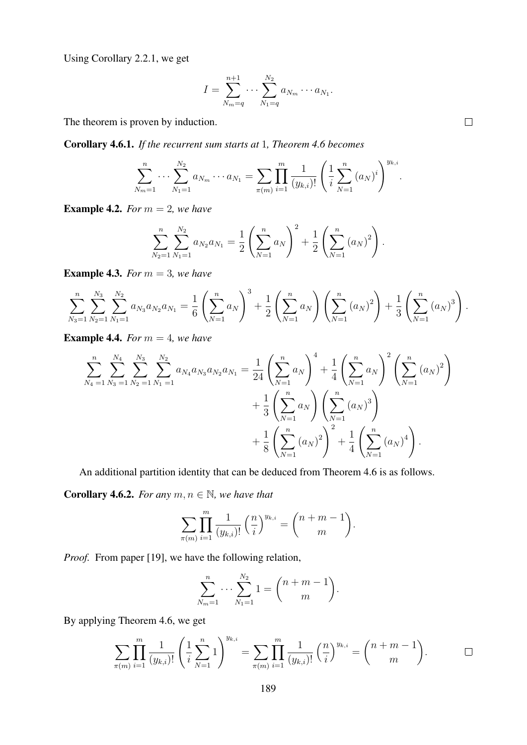Using Corollary 2.2.1, we get

$$I = \sum_{N_m=q}^{n+1} \cdots \sum_{N_1=q}^{N_2} a_{N_m} \cdots a_{N_1}.$$

The theorem is proven by induction. $\square$

**Corollary 4.6.1.** *If the recurrent sum starts at* 1*, Theorem 4.6 becomes*

$$\sum_{N_m=1}^{n} \cdots \sum_{N_1=1}^{N_2} a_{N_m} \cdots a_{N_1} = \sum_{\pi(m)} \prod_{i=1}^{m} \frac{1}{(y_{k,i})!} \left( \frac{1}{i} \sum_{N=1}^{n} (a_N)^i \right)^{y_{k,i}}.$$

**Example 4.2.** *For $m = 2$, we have*

$$\sum_{N_2=1}^{n} \sum_{N_1=1}^{N_2} a_{N_2} a_{N_1} = \frac{1}{2} \left( \sum_{N=1}^{n} a_N \right)^2 + \frac{1}{2} \left( \sum_{N=1}^{n} (a_N)^2 \right).$$

**Example 4.3.** *For $m = 3$, we have*

$$\sum_{N_3=1}^{n} \sum_{N_2=1}^{N_3} \sum_{N_1=1}^{N_2} a_{N_3} a_{N_2} a_{N_1} = \frac{1}{6} \left( \sum_{N=1}^{n} a_N \right)^3 + \frac{1}{2} \left( \sum_{N=1}^{n} a_N \right) \left( \sum_{N=1}^{n} (a_N)^2 \right) + \frac{1}{3} \left( \sum_{N=1}^{n} (a_N)^3 \right).$$

**Example 4.4.** *For $m = 4$, we have*

$$\begin{aligned}
\sum_{N_4=1}^{n} \sum_{N_3=1}^{N_4} \sum_{N_2=1}^{N_3} \sum_{N_1=1}^{N_2} a_{N_4} a_{N_3} a_{N_2} a_{N_1} &= \frac{1}{24} \left( \sum_{N=1}^{n} a_N \right)^4 + \frac{1}{4} \left( \sum_{N=1}^{n} a_N \right)^2 \left( \sum_{N=1}^{n} (a_N)^2 \right) \\
&\quad + \frac{1}{3} \left( \sum_{N=1}^{n} a_N \right) \left( \sum_{N=1}^{n} (a_N)^3 \right) \\
&\quad + \frac{1}{8} \left( \sum_{N=1}^{n} (a_N)^2 \right)^2 + \frac{1}{4} \left( \sum_{N=1}^{n} (a_N)^4 \right).
\end{aligned}$$

An additional partition identity that can be deduced from Theorem 4.6 is as follows.

**Corollary 4.6.2.** *For any $m, n \in \mathbb{N}$, we have that*

$$\sum_{\pi(m)} \prod_{i=1}^{m} \frac{1}{(y_{k,i})!} \left( \frac{n}{i} \right)^{y_{k,i}} = \binom{n+m-1}{m}.$$

*Proof.* From paper [19], we have the following relation,

$$\sum_{N_m=1}^{n} \cdots \sum_{N_1=1}^{N_2} 1 = \binom{n+m-1}{m}.$$

By applying Theorem 4.6, we get

$$\sum_{\pi(m)} \prod_{i=1}^{m} \frac{1}{(y_{k,i})!} \left( \frac{1}{i} \sum_{N=1}^{n} 1 \right)^{y_{k,i}} = \sum_{\pi(m)} \prod_{i=1}^{m} \frac{1}{(y_{k,i})!} \left( \frac{n}{i} \right)^{y_{k,i}} = \binom{n+m-1}{m}.$$

$\square$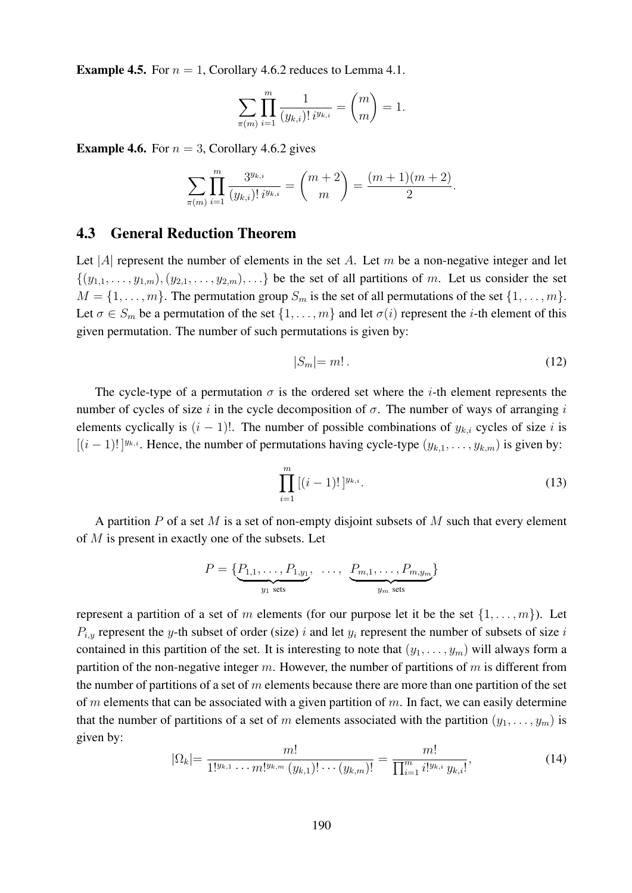**Example 4.5.** For $n = 1$, Corollary 4.6.2 reduces to Lemma 4.1.

$$\sum_{\pi(m)} \prod_{i=1}^{m} \frac{1}{(y_{k,i})!\, i^{y_{k,i}}} = \binom{m}{m} = 1.$$

**Example 4.6.** For $n = 3$, Corollary 4.6.2 gives

$$\sum_{\pi(m)} \prod_{i=1}^{m} \frac{3^{y_{k,i}}}{(y_{k,i})!\, i^{y_{k,i}}} = \binom{m+2}{m} = \frac{(m+1)(m+2)}{2}.$$

## 4.3 General Reduction Theorem

Let $|A|$ represent the number of elements in the set $A$. Let $m$ be a non-negative integer and let $\{(y_{1,1}, \ldots, y_{1,m}), (y_{2,1}, \ldots, y_{2,m}), \ldots\}$ be the set of all partitions of $m$. Let us consider the set $M = \{1, \ldots, m\}$. The permutation group $S_m$ is the set of all permutations of the set $\{1, \ldots, m\}$. Let $\sigma \in S_m$ be a permutation of the set $\{1, \ldots, m\}$ and let $\sigma(i)$ represent the $i$-th element of this given permutation. The number of such permutations is given by:

$$|S_m| = m!\,. \tag{12}$$

The cycle-type of a permutation $\sigma$ is the ordered set where the $i$-th element represents the number of cycles of size $i$ in the cycle decomposition of $\sigma$. The number of ways of arranging $i$ elements cyclically is $(i-1)!$. The number of possible combinations of $y_{k,i}$ cycles of size $i$ is $[(i-1)!\,]^{y_{k,i}}$. Hence, the number of permutations having cycle-type $(y_{k,1}, \ldots, y_{k,m})$ is given by:

$$\prod_{i=1}^{m} [(i-1)!\,]^{y_{k,i}}. \tag{13}$$

A partition $P$ of a set $M$ is a set of non-empty disjoint subsets of $M$ such that every element of $M$ is present in exactly one of the subsets. Let

$$P = \{\underbrace{P_{1,1}, \ldots, P_{1,y_1}}_{y_1 \text{ sets}}, \ \ldots, \ \underbrace{P_{m,1}, \ldots, P_{m,y_m}}_{y_m \text{ sets}}\}$$

represent a partition of a set of $m$ elements (for our purpose let it be the set $\{1, \ldots, m\}$). Let $P_{i,y}$ represent the $y$-th subset of order (size) $i$ and let $y_i$ represent the number of subsets of size $i$ contained in this partition of the set. It is interesting to note that $(y_1, \ldots, y_m)$ will always form a partition of the non-negative integer $m$. However, the number of partitions of $m$ is different from the number of partitions of a set of $m$ elements because there are more than one partition of the set of $m$ elements that can be associated with a given partition of $m$. In fact, we can easily determine that the number of partitions of a set of $m$ elements associated with the partition $(y_1, \ldots, y_m)$ is given by:

$$|\Omega_k| = \frac{m!}{1!^{y_{k,1}} \cdots m!^{y_{k,m}}\, (y_{k,1})! \cdots (y_{k,m})!} = \frac{m!}{\prod_{i=1}^{m} i!^{y_{k,i}}\, y_{k,i}!}, \tag{14}$$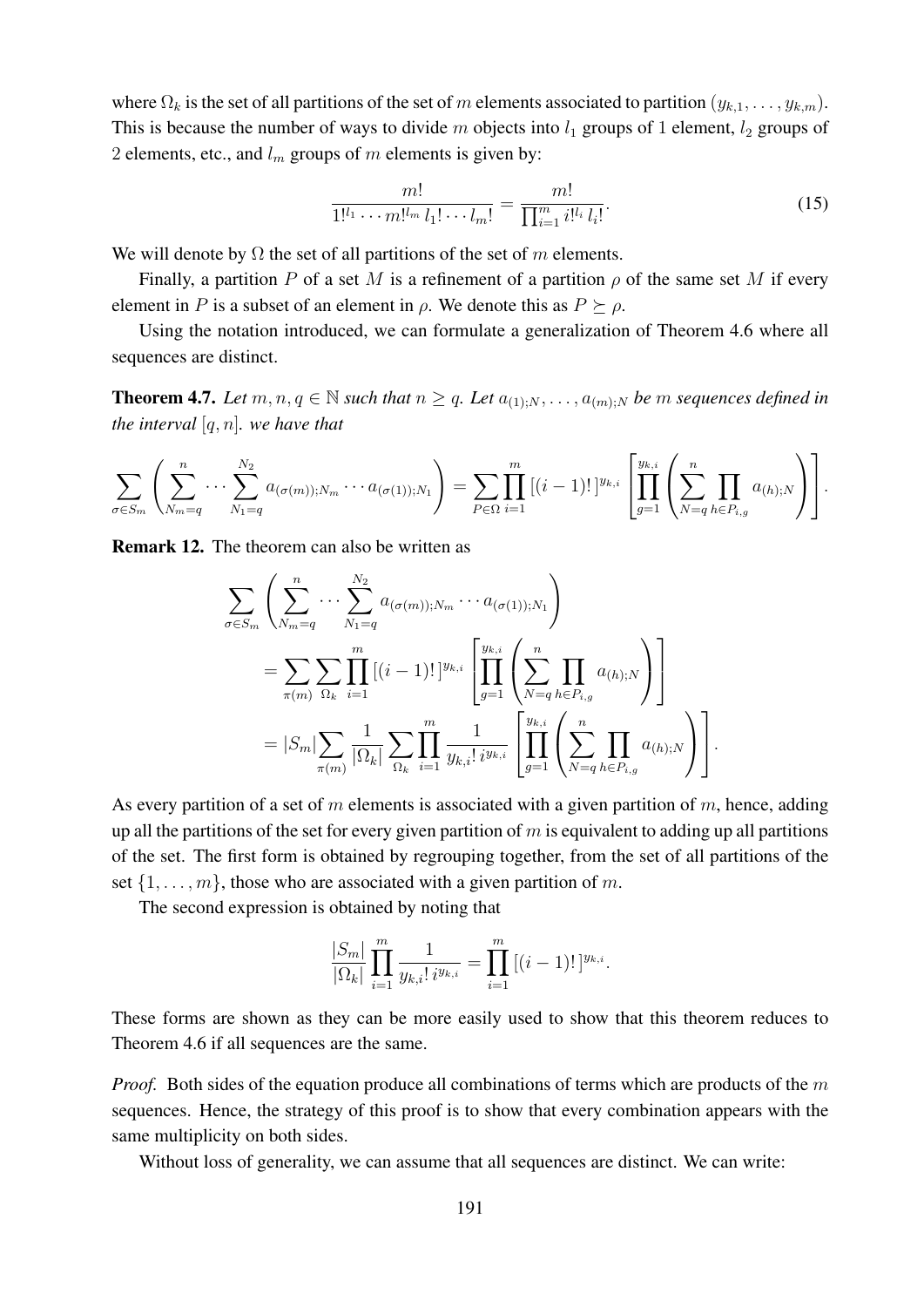where $\Omega_k$ is the set of all partitions of the set of $m$ elements associated to partition $(y_{k,1}, \ldots, y_{k,m})$. This is because the number of ways to divide $m$ objects into $l_1$ groups of 1 element, $l_2$ groups of 2 elements, etc., and $l_m$ groups of $m$ elements is given by:

$$\frac{m!}{1!^{l_1} \cdots m!^{l_m}\, l_1! \cdots l_m!} = \frac{m!}{\prod_{i=1}^m i!^{l_i}\, l_i!}. \tag{15}$$

We will denote by $\Omega$ the set of all partitions of the set of $m$ elements.

Finally, a partition $P$ of a set $M$ is a refinement of a partition $\rho$ of the same set $M$ if every element in $P$ is a subset of an element in $\rho$. We denote this as $P \succeq \rho$.

Using the notation introduced, we can formulate a generalization of Theorem 4.6 where all sequences are distinct.

**Theorem 4.7.** *Let $m, n, q \in \mathbb{N}$ such that $n \geq q$. Let $a_{(1);N}, \ldots, a_{(m);N}$ be $m$ sequences defined in the interval $[q, n]$. we have that*

$$\sum_{\sigma \in S_m} \left( \sum_{N_m=q}^{n} \cdots \sum_{N_1=q}^{N_2} a_{(\sigma(m));N_m} \cdots a_{(\sigma(1));N_1} \right) = \sum_{P \in \Omega} \prod_{i=1}^{m} [(i-1)!]^{y_{k,i}} \left[ \prod_{g=1}^{y_{k,i}} \left( \sum_{N=q}^{n} \prod_{h \in P_{i,g}} a_{(h);N} \right) \right].$$

**Remark 12.** The theorem can also be written as

$$\begin{aligned}
&\sum_{\sigma \in S_m} \left( \sum_{N_m=q}^{n} \cdots \sum_{N_1=q}^{N_2} a_{(\sigma(m));N_m} \cdots a_{(\sigma(1));N_1} \right) \\
&\quad = \sum_{\pi(m)} \sum_{\Omega_k} \prod_{i=1}^{m} [(i-1)!]^{y_{k,i}} \left[ \prod_{g=1}^{y_{k,i}} \left( \sum_{N=q}^{n} \prod_{h \in P_{i,g}} a_{(h);N} \right) \right] \\
&\quad = |S_m| \sum_{\pi(m)} \frac{1}{|\Omega_k|} \sum_{\Omega_k} \prod_{i=1}^{m} \frac{1}{y_{k,i}!\, i^{y_{k,i}}} \left[ \prod_{g=1}^{y_{k,i}} \left( \sum_{N=q}^{n} \prod_{h \in P_{i,g}} a_{(h);N} \right) \right].
\end{aligned}$$

As every partition of a set of $m$ elements is associated with a given partition of $m$, hence, adding up all the partitions of the set for every given partition of $m$ is equivalent to adding up all partitions of the set. The first form is obtained by regrouping together, from the set of all partitions of the set $\{1, \ldots, m\}$, those who are associated with a given partition of $m$.

The second expression is obtained by noting that

$$\frac{|S_m|}{|\Omega_k|} \prod_{i=1}^{m} \frac{1}{y_{k,i}!\, i^{y_{k,i}}} = \prod_{i=1}^{m} [(i-1)!]^{y_{k,i}}.$$

These forms are shown as they can be more easily used to show that this theorem reduces to Theorem 4.6 if all sequences are the same.

*Proof.* Both sides of the equation produce all combinations of terms which are products of the $m$ sequences. Hence, the strategy of this proof is to show that every combination appears with the same multiplicity on both sides.

Without loss of generality, we can assume that all sequences are distinct. We can write: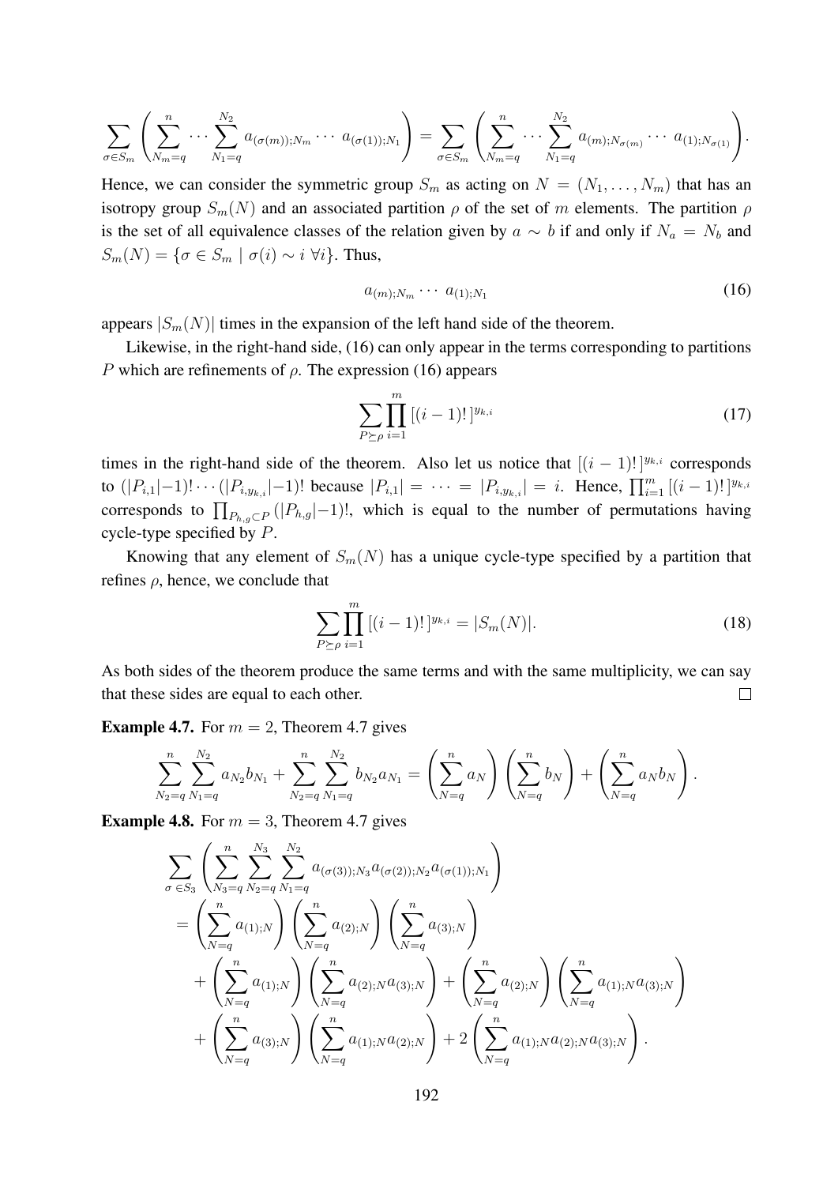$$\sum_{\sigma\in S_m}\left(\sum_{N_m=q}^{n}\cdots\sum_{N_1=q}^{N_2}a_{(\sigma(m));N_m}\cdots\ a_{(\sigma(1));N_1}\right)=\sum_{\sigma\in S_m}\left(\sum_{N_m=q}^{n}\cdots\sum_{N_1=q}^{N_2}a_{(m);N_{\sigma(m)}}\cdots\ a_{(1);N_{\sigma(1)}}\right).$$

Hence, we can consider the symmetric group $S_m$ as acting on $N = (N_1, \ldots, N_m)$ that has an isotropy group $S_m(N)$ and an associated partition $\rho$ of the set of $m$ elements. The partition $\rho$ is the set of all equivalence classes of the relation given by $a \sim b$ if and only if $N_a = N_b$ and $S_m(N) = \{\sigma \in S_m \mid \sigma(i) \sim i\ \forall i\}$. Thus,

$$a_{(m);N_m}\cdots\ a_{(1);N_1} \tag{16}$$

appears $|S_m(N)|$ times in the expansion of the left hand side of the theorem.

Likewise, in the right-hand side, (16) can only appear in the terms corresponding to partitions $P$ which are refinements of $\rho$. The expression (16) appears

$$\sum_{P\succeq\rho}\prod_{i=1}^{m}[(i-1)!\,]^{y_{k,i}} \tag{17}$$

times in the right-hand side of the theorem. Also let us notice that $[(i-1)!\,]^{y_{k,i}}$ corresponds to $(|P_{i,1}|-1)!\cdots(|P_{i,y_{k,i}}|-1)!$ because $|P_{i,1}| = \cdots = |P_{i,y_{k,i}}| = i$. Hence, $\prod_{i=1}^{m}[(i-1)!\,]^{y_{k,i}}$ corresponds to $\prod_{P_{h,g}\subset P}(|P_{h,g}|-1)!$, which is equal to the number of permutations having cycle-type specified by $P$.

Knowing that any element of $S_m(N)$ has a unique cycle-type specified by a partition that refines $\rho$, hence, we conclude that

$$\sum_{P\succeq\rho}\prod_{i=1}^{m}[(i-1)!\,]^{y_{k,i}} = |S_m(N)|. \tag{18}$$

As both sides of the theorem produce the same terms and with the same multiplicity, we can say that these sides are equal to each other. ◻

**Example 4.7.** For $m = 2$, Theorem 4.7 gives

$$\sum_{N_2=q}^{n}\sum_{N_1=q}^{N_2}a_{N_2}b_{N_1}+\sum_{N_2=q}^{n}\sum_{N_1=q}^{N_2}b_{N_2}a_{N_1}=\left(\sum_{N=q}^{n}a_N\right)\left(\sum_{N=q}^{n}b_N\right)+\left(\sum_{N=q}^{n}a_Nb_N\right).$$

**Example 4.8.** For $m = 3$, Theorem 4.7 gives

$$\begin{aligned}
&\sum_{\sigma\,\in S_3}\left(\sum_{N_3=q}^{n}\sum_{N_2=q}^{N_3}\sum_{N_1=q}^{N_2}a_{(\sigma(3));N_3}a_{(\sigma(2));N_2}a_{(\sigma(1));N_1}\right)\\
&=\left(\sum_{N=q}^{n}a_{(1);N}\right)\left(\sum_{N=q}^{n}a_{(2);N}\right)\left(\sum_{N=q}^{n}a_{(3);N}\right)\\
&\quad+\left(\sum_{N=q}^{n}a_{(1);N}\right)\left(\sum_{N=q}^{n}a_{(2);N}a_{(3);N}\right)+\left(\sum_{N=q}^{n}a_{(2);N}\right)\left(\sum_{N=q}^{n}a_{(1);N}a_{(3);N}\right)\\
&\quad+\left(\sum_{N=q}^{n}a_{(3);N}\right)\left(\sum_{N=q}^{n}a_{(1);N}a_{(2);N}\right)+2\left(\sum_{N=q}^{n}a_{(1);N}a_{(2);N}a_{(3);N}\right).
\end{aligned}$$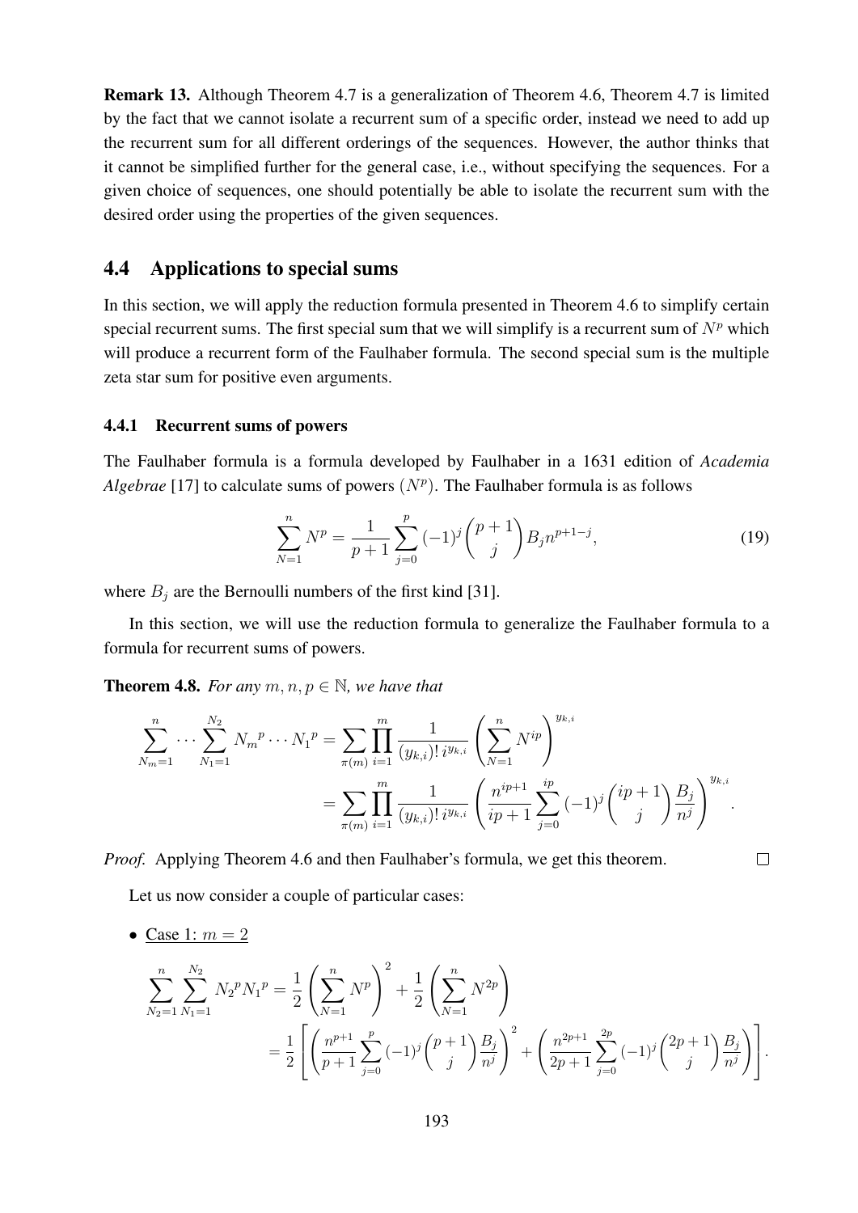**Remark 13.** Although Theorem 4.7 is a generalization of Theorem 4.6, Theorem 4.7 is limited by the fact that we cannot isolate a recurrent sum of a specific order, instead we need to add up the recurrent sum for all different orderings of the sequences. However, the author thinks that it cannot be simplified further for the general case, i.e., without specifying the sequences. For a given choice of sequences, one should potentially be able to isolate the recurrent sum with the desired order using the properties of the given sequences.

## 4.4 Applications to special sums

In this section, we will apply the reduction formula presented in Theorem 4.6 to simplify certain special recurrent sums. The first special sum that we will simplify is a recurrent sum of $N^p$ which will produce a recurrent form of the Faulhaber formula. The second special sum is the multiple zeta star sum for positive even arguments.

### 4.4.1 Recurrent sums of powers

The Faulhaber formula is a formula developed by Faulhaber in a 1631 edition of *Academia Algebrae* [17] to calculate sums of powers $(N^p)$. The Faulhaber formula is as follows

$$\sum_{N=1}^{n} N^p = \frac{1}{p+1}\sum_{j=0}^{p}(-1)^j\binom{p+1}{j}B_j n^{p+1-j}, \tag{19}$$

where $B_j$ are the Bernoulli numbers of the first kind [31].

In this section, we will use the reduction formula to generalize the Faulhaber formula to a formula for recurrent sums of powers.

**Theorem 4.8.** *For any $m, n, p \in \mathbb{N}$, we have that*

$$\begin{aligned}\sum_{N_m=1}^{n}\cdots\sum_{N_1=1}^{N_2} {N_m}^p \cdots {N_1}^p &= \sum_{\pi(m)}\prod_{i=1}^{m}\frac{1}{(y_{k,i})!\, i^{y_{k,i}}}\left(\sum_{N=1}^{n} N^{ip}\right)^{y_{k,i}} \\ &= \sum_{\pi(m)}\prod_{i=1}^{m}\frac{1}{(y_{k,i})!\, i^{y_{k,i}}}\left(\frac{n^{ip+1}}{ip+1}\sum_{j=0}^{ip}(-1)^j\binom{ip+1}{j}\frac{B_j}{n^j}\right)^{y_{k,i}}.\end{aligned}$$

*Proof.* Applying Theorem 4.6 and then Faulhaber's formula, we get this theorem. $\square$

Let us now consider a couple of particular cases:

- Case 1: $m = 2$

$$\begin{aligned}\sum_{N_2=1}^{n}\sum_{N_1=1}^{N_2} {N_2}^p {N_1}^p &= \frac{1}{2}\left(\sum_{N=1}^{n} N^p\right)^2 + \frac{1}{2}\left(\sum_{N=1}^{n} N^{2p}\right) \\ &= \frac{1}{2}\left[\left(\frac{n^{p+1}}{p+1}\sum_{j=0}^{p}(-1)^j\binom{p+1}{j}\frac{B_j}{n^j}\right)^2 + \left(\frac{n^{2p+1}}{2p+1}\sum_{j=0}^{2p}(-1)^j\binom{2p+1}{j}\frac{B_j}{n^j}\right)\right].\end{aligned}$$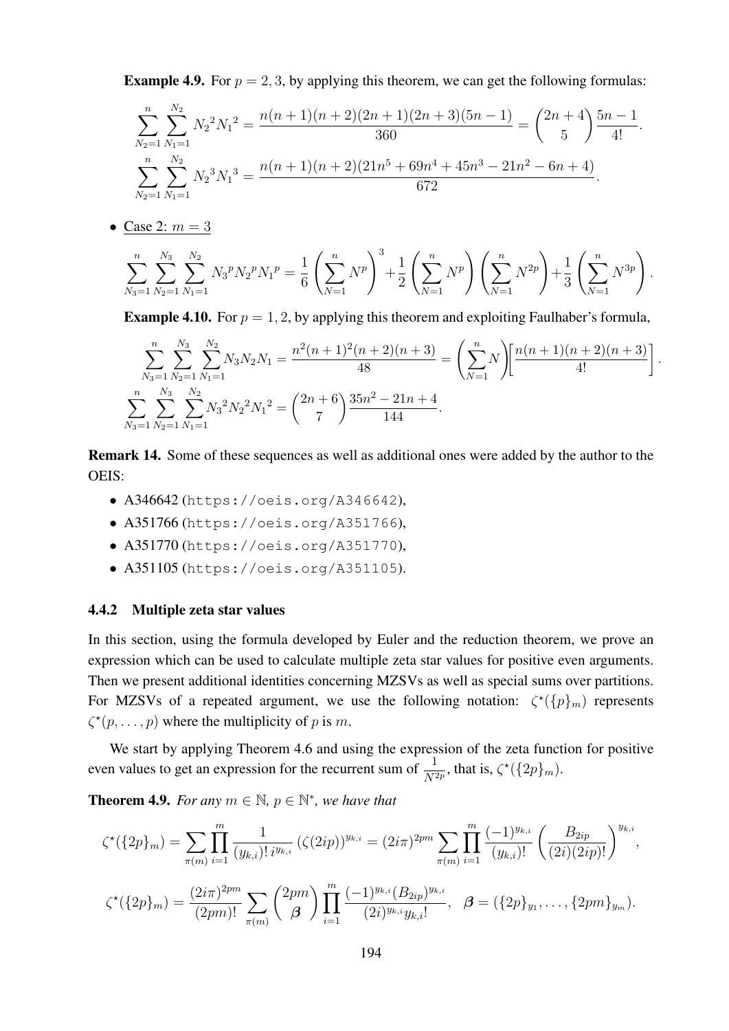**Example 4.9.** For $p = 2, 3$, by applying this theorem, we can get the following formulas:

$$\sum_{N_2=1}^{n}\sum_{N_1=1}^{N_2} {N_2}^2 {N_1}^2 = \frac{n(n+1)(n+2)(2n+1)(2n+3)(5n-1)}{360} = \binom{2n+4}{5}\frac{5n-1}{4!}.$$

$$\sum_{N_2=1}^{n}\sum_{N_1=1}^{N_2} {N_2}^3 {N_1}^3 = \frac{n(n+1)(n+2)(21n^5+69n^4+45n^3-21n^2-6n+4)}{672}.$$

- Case 2: $m = 3$

$$\sum_{N_3=1}^{n}\sum_{N_2=1}^{N_3}\sum_{N_1=1}^{N_2} {N_3}^p {N_2}^p {N_1}^p = \frac{1}{6}\left(\sum_{N=1}^{n} N^p\right)^3 + \frac{1}{2}\left(\sum_{N=1}^{n} N^p\right)\left(\sum_{N=1}^{n} N^{2p}\right) + \frac{1}{3}\left(\sum_{N=1}^{n} N^{3p}\right).$$

**Example 4.10.** For $p = 1, 2$, by applying this theorem and exploiting Faulhaber's formula,

$$\sum_{N_3=1}^{n}\sum_{N_2=1}^{N_3}\sum_{N_1=1}^{N_2} N_3 N_2 N_1 = \frac{n^2(n+1)^2(n+2)(n+3)}{48} = \left(\sum_{N=1}^{n} N\right)\left[\frac{n(n+1)(n+2)(n+3)}{4!}\right].$$

$$\sum_{N_3=1}^{n}\sum_{N_2=1}^{N_3}\sum_{N_1=1}^{N_2} {N_3}^2 {N_2}^2 {N_1}^2 = \binom{2n+6}{7}\frac{35n^2-21n+4}{144}.$$

**Remark 14.** Some of these sequences as well as additional ones were added by the author to the OEIS:

- A346642 (https://oeis.org/A346642),
- A351766 (https://oeis.org/A351766),
- A351770 (https://oeis.org/A351770),
- A351105 (https://oeis.org/A351105).

### 4.4.2 Multiple zeta star values

In this section, using the formula developed by Euler and the reduction theorem, we prove an expression which can be used to calculate multiple zeta star values for positive even arguments. Then we present additional identities concerning MZSVs as well as special sums over partitions. For MZSVs of a repeated argument, we use the following notation: $\zeta^\star(\{p\}_m)$ represents $\zeta^\star(p, \ldots, p)$ where the multiplicity of $p$ is $m$.

We start by applying Theorem 4.6 and using the expression of the zeta function for positive even values to get an expression for the recurrent sum of $\frac{1}{N^{2p}}$, that is, $\zeta^\star(\{2p\}_m)$.

**Theorem 4.9.** *For any $m \in \mathbb{N}$, $p \in \mathbb{N}^*$, we have that*

$$\zeta^\star(\{2p\}_m) = \sum_{\pi(m)}\prod_{i=1}^{m}\frac{1}{(y_{k,i})!\, i^{y_{k,i}}}\left(\zeta(2ip)\right)^{y_{k,i}} = (2i\pi)^{2pm}\sum_{\pi(m)}\prod_{i=1}^{m}\frac{(-1)^{y_{k,i}}}{(y_{k,i})!}\left(\frac{B_{2ip}}{(2i)(2ip)!}\right)^{y_{k,i}},$$

$$\zeta^\star(\{2p\}_m) = \frac{(2i\pi)^{2pm}}{(2pm)!}\sum_{\pi(m)}\binom{2pm}{\boldsymbol{\beta}}\prod_{i=1}^{m}\frac{(-1)^{y_{k,i}}(B_{2ip})^{y_{k,i}}}{(2i)^{y_{k,i}}y_{k,i}!}, \quad \boldsymbol{\beta} = (\{2p\}_{y_1}, \ldots, \{2pm\}_{y_m}).$$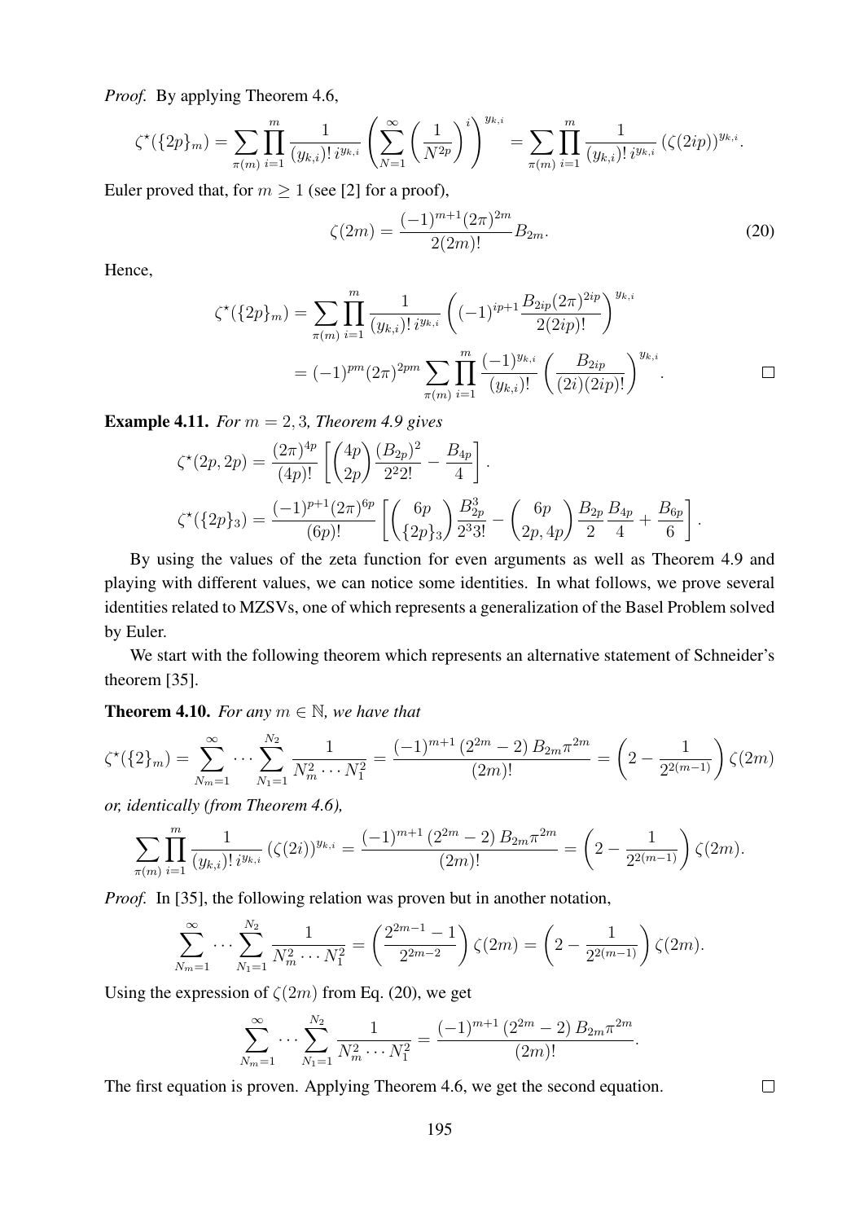*Proof.* By applying Theorem 4.6,

$$\zeta^\star(\{2p\}_m) = \sum_{\pi(m)} \prod_{i=1}^{m} \frac{1}{(y_{k,i})!\, i^{y_{k,i}}} \left( \sum_{N=1}^{\infty} \left( \frac{1}{N^{2p}} \right)^i \right)^{y_{k,i}} = \sum_{\pi(m)} \prod_{i=1}^{m} \frac{1}{(y_{k,i})!\, i^{y_{k,i}}} \left(\zeta(2ip)\right)^{y_{k,i}}.$$

Euler proved that, for $m \geq 1$ (see [2] for a proof),

$$\zeta(2m) = \frac{(-1)^{m+1}(2\pi)^{2m}}{2(2m)!} B_{2m}. \tag{20}$$

Hence,

$$\begin{aligned}
\zeta^\star(\{2p\}_m) &= \sum_{\pi(m)} \prod_{i=1}^{m} \frac{1}{(y_{k,i})!\, i^{y_{k,i}}} \left( (-1)^{ip+1} \frac{B_{2ip}(2\pi)^{2ip}}{2(2ip)!} \right)^{y_{k,i}} \\
&= (-1)^{pm}(2\pi)^{2pm} \sum_{\pi(m)} \prod_{i=1}^{m} \frac{(-1)^{y_{k,i}}}{(y_{k,i})!} \left( \frac{B_{2ip}}{(2i)(2ip)!} \right)^{y_{k,i}}.
\end{aligned}$$

□

**Example 4.11.** *For $m = 2, 3$, Theorem 4.9 gives*

$$\zeta^\star(2p, 2p) = \frac{(2\pi)^{4p}}{(4p)!} \left[ \binom{4p}{2p} \frac{(B_{2p})^2}{2^2 2!} - \frac{B_{4p}}{4} \right].$$

$$\zeta^\star(\{2p\}_3) = \frac{(-1)^{p+1}(2\pi)^{6p}}{(6p)!} \left[ \binom{6p}{\{2p\}_3} \frac{B_{2p}^3}{2^3 3!} - \binom{6p}{2p, 4p} \frac{B_{2p}}{2} \frac{B_{4p}}{4} + \frac{B_{6p}}{6} \right].$$

By using the values of the zeta function for even arguments as well as Theorem 4.9 and playing with different values, we can notice some identities. In what follows, we prove several identities related to MZSVs, one of which represents a generalization of the Basel Problem solved by Euler.

We start with the following theorem which represents an alternative statement of Schneider's theorem [35].

**Theorem 4.10.** *For any $m \in \mathbb{N}$, we have that*

$$\zeta^\star(\{2\}_m) = \sum_{N_m=1}^{\infty} \cdots \sum_{N_1=1}^{N_2} \frac{1}{N_m^2 \cdots N_1^2} = \frac{(-1)^{m+1}\left(2^{2m}-2\right) B_{2m} \pi^{2m}}{(2m)!} = \left(2 - \frac{1}{2^{2(m-1)}}\right) \zeta(2m)$$

*or, identically (from Theorem 4.6),*

$$\sum_{\pi(m)} \prod_{i=1}^{m} \frac{1}{(y_{k,i})!\, i^{y_{k,i}}} \left(\zeta(2i)\right)^{y_{k,i}} = \frac{(-1)^{m+1}\left(2^{2m}-2\right) B_{2m} \pi^{2m}}{(2m)!} = \left(2 - \frac{1}{2^{2(m-1)}}\right) \zeta(2m).$$

*Proof.* In [35], the following relation was proven but in another notation,

$$\sum_{N_m=1}^{\infty} \cdots \sum_{N_1=1}^{N_2} \frac{1}{N_m^2 \cdots N_1^2} = \left( \frac{2^{2m-1}-1}{2^{2m-2}} \right) \zeta(2m) = \left(2 - \frac{1}{2^{2(m-1)}}\right) \zeta(2m).$$

Using the expression of $\zeta(2m)$ from Eq. (20), we get

$$\sum_{N_m=1}^{\infty} \cdots \sum_{N_1=1}^{N_2} \frac{1}{N_m^2 \cdots N_1^2} = \frac{(-1)^{m+1}\left(2^{2m}-2\right) B_{2m} \pi^{2m}}{(2m)!}.$$

The first equation is proven. Applying Theorem 4.6, we get the second equation. □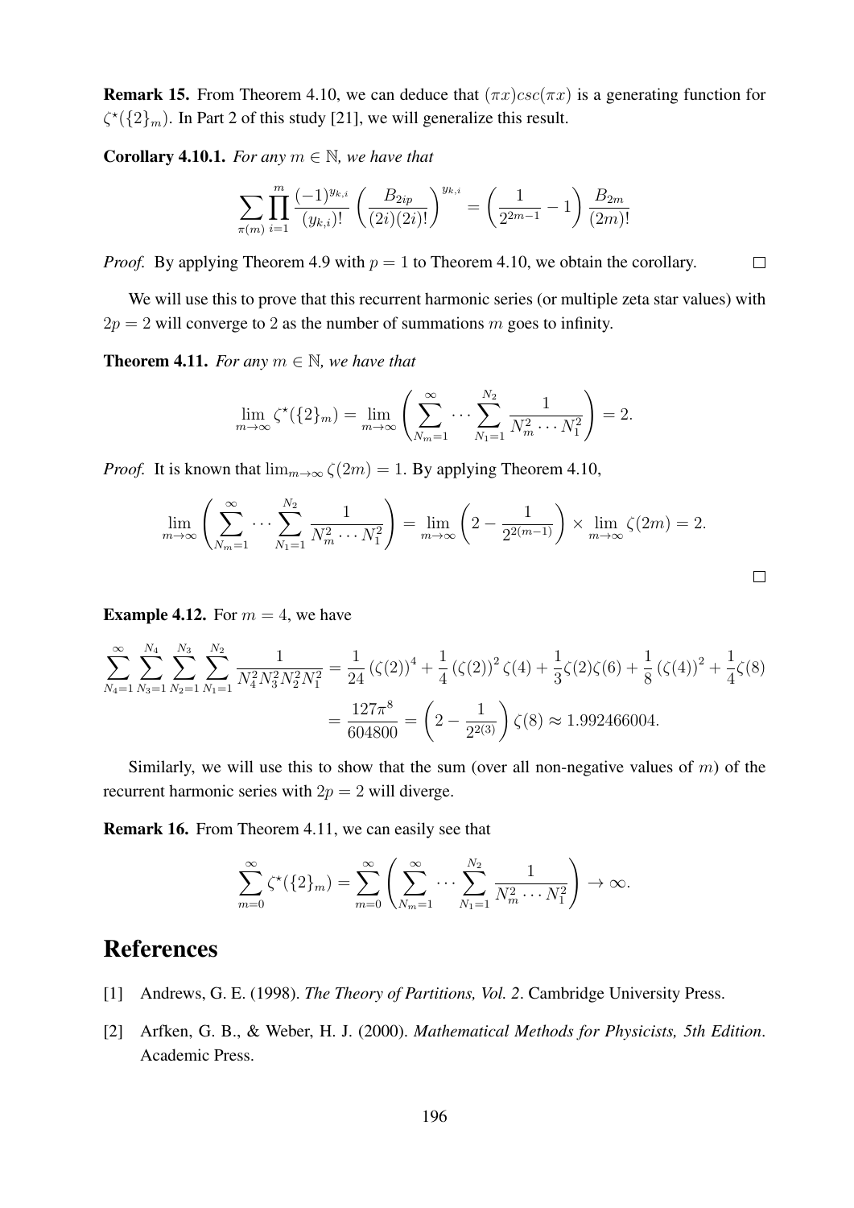**Remark 15.** From Theorem 4.10, we can deduce that $(\pi x)csc(\pi x)$ is a generating function for $\zeta^{\star}(\{2\}_m)$. In Part 2 of this study [21], we will generalize this result.

**Corollary 4.10.1.** *For any $m \in \mathbb{N}$, we have that*

$$\sum_{\pi(m)} \prod_{i=1}^{m} \frac{(-1)^{y_{k,i}}}{(y_{k,i})!} \left( \frac{B_{2ip}}{(2i)(2i)!} \right)^{y_{k,i}} = \left( \frac{1}{2^{2m-1}} - 1 \right) \frac{B_{2m}}{(2m)!}$$

*Proof.* By applying Theorem 4.9 with $p = 1$ to Theorem 4.10, we obtain the corollary. $\square$

We will use this to prove that this recurrent harmonic series (or multiple zeta star values) with $2p = 2$ will converge to 2 as the number of summations $m$ goes to infinity.

**Theorem 4.11.** *For any $m \in \mathbb{N}$, we have that*

$$\lim_{m\to\infty} \zeta^{\star}(\{2\}_m) = \lim_{m\to\infty} \left( \sum_{N_m=1}^{\infty} \cdots \sum_{N_1=1}^{N_2} \frac{1}{N_m^2 \cdots N_1^2} \right) = 2.$$

*Proof.* It is known that $\lim_{m\to\infty} \zeta(2m) = 1$. By applying Theorem 4.10,

$$\lim_{m\to\infty} \left( \sum_{N_m=1}^{\infty} \cdots \sum_{N_1=1}^{N_2} \frac{1}{N_m^2 \cdots N_1^2} \right) = \lim_{m\to\infty} \left( 2 - \frac{1}{2^{2(m-1)}} \right) \times \lim_{m\to\infty} \zeta(2m) = 2.$$

$\square$

**Example 4.12.** For $m = 4$, we have

$$\sum_{N_4=1}^{\infty} \sum_{N_3=1}^{N_4} \sum_{N_2=1}^{N_3} \sum_{N_1=1}^{N_2} \frac{1}{N_4^2 N_3^2 N_2^2 N_1^2} = \frac{1}{24} (\zeta(2))^4 + \frac{1}{4} (\zeta(2))^2 \zeta(4) + \frac{1}{3} \zeta(2)\zeta(6) + \frac{1}{8} (\zeta(4))^2 + \frac{1}{4} \zeta(8)$$
$$= \frac{127\pi^8}{604800} = \left( 2 - \frac{1}{2^{2(3)}} \right) \zeta(8) \approx 1.992466004.$$

Similarly, we will use this to show that the sum (over all non-negative values of $m$) of the recurrent harmonic series with $2p = 2$ will diverge.

**Remark 16.** From Theorem 4.11, we can easily see that

$$\sum_{m=0}^{\infty} \zeta^{\star}(\{2\}_m) = \sum_{m=0}^{\infty} \left( \sum_{N_m=1}^{\infty} \cdots \sum_{N_1=1}^{N_2} \frac{1}{N_m^2 \cdots N_1^2} \right) \to \infty.$$

# References

[1] Andrews, G. E. (1998). *The Theory of Partitions, Vol. 2*. Cambridge University Press.

[2] Arfken, G. B., & Weber, H. J. (2000). *Mathematical Methods for Physicists, 5th Edition*. Academic Press.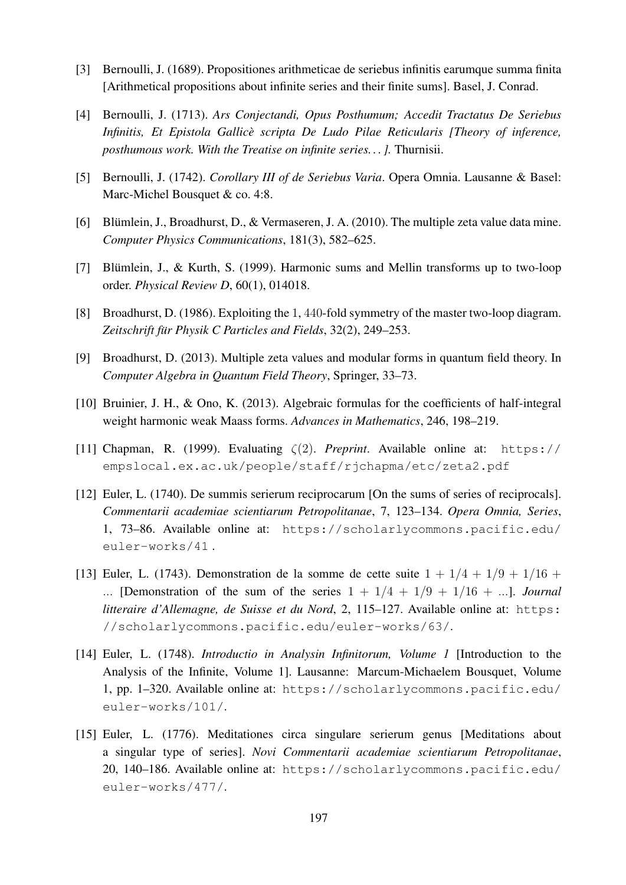[3] Bernoulli, J. (1689). Propositiones arithmeticae de seriebus infinitis earumque summa finita [Arithmetical propositions about infinite series and their finite sums]. Basel, J. Conrad.

[4] Bernoulli, J. (1713). *Ars Conjectandi, Opus Posthumum; Accedit Tractatus De Seriebus Infinitis, Et Epistola Gallicè scripta De Ludo Pilae Reticularis [Theory of inference, posthumous work. With the Treatise on infinite series. . . ].* Thurnisii.

[5] Bernoulli, J. (1742). *Corollary III of de Seriebus Varia*. Opera Omnia. Lausanne & Basel: Marc-Michel Bousquet & co. 4:8.

[6] Blümlein, J., Broadhurst, D., & Vermaseren, J. A. (2010). The multiple zeta value data mine. *Computer Physics Communications*, 181(3), 582–625.

[7] Blümlein, J., & Kurth, S. (1999). Harmonic sums and Mellin transforms up to two-loop order. *Physical Review D*, 60(1), 014018.

[8] Broadhurst, D. (1986). Exploiting the $1, 440$-fold symmetry of the master two-loop diagram. *Zeitschrift für Physik C Particles and Fields*, 32(2), 249–253.

[9] Broadhurst, D. (2013). Multiple zeta values and modular forms in quantum field theory. In *Computer Algebra in Quantum Field Theory*, Springer, 33–73.

[10] Bruinier, J. H., & Ono, K. (2013). Algebraic formulas for the coefficients of half-integral weight harmonic weak Maass forms. *Advances in Mathematics*, 246, 198–219.

[11] Chapman, R. (1999). Evaluating $\zeta(2)$. *Preprint*. Available online at: https://empslocal.ex.ac.uk/people/staff/rjchapma/etc/zeta2.pdf

[12] Euler, L. (1740). De summis serierum reciprocarum [On the sums of series of reciprocals]. *Commentarii academiae scientiarum Petropolitanae*, 7, 123–134. *Opera Omnia, Series*, 1, 73–86. Available online at: https://scholarlycommons.pacific.edu/euler-works/41 .

[13] Euler, L. (1743). Demonstration de la somme de cette suite $1 + 1/4 + 1/9 + 1/16 + ...$ [Demonstration of the sum of the series $1 + 1/4 + 1/9 + 1/16 + ...$]. *Journal litteraire d'Allemagne, de Suisse et du Nord*, 2, 115–127. Available online at: https://scholarlycommons.pacific.edu/euler-works/63/.

[14] Euler, L. (1748). *Introductio in Analysin Infinitorum, Volume 1* [Introduction to the Analysis of the Infinite, Volume 1]. Lausanne: Marcum-Michaelem Bousquet, Volume 1, pp. 1–320. Available online at: https://scholarlycommons.pacific.edu/euler-works/101/.

[15] Euler, L. (1776). Meditationes circa singulare serierum genus [Meditations about a singular type of series]. *Novi Commentarii academiae scientiarum Petropolitanae*, 20, 140–186. Available online at: https://scholarlycommons.pacific.edu/euler-works/477/.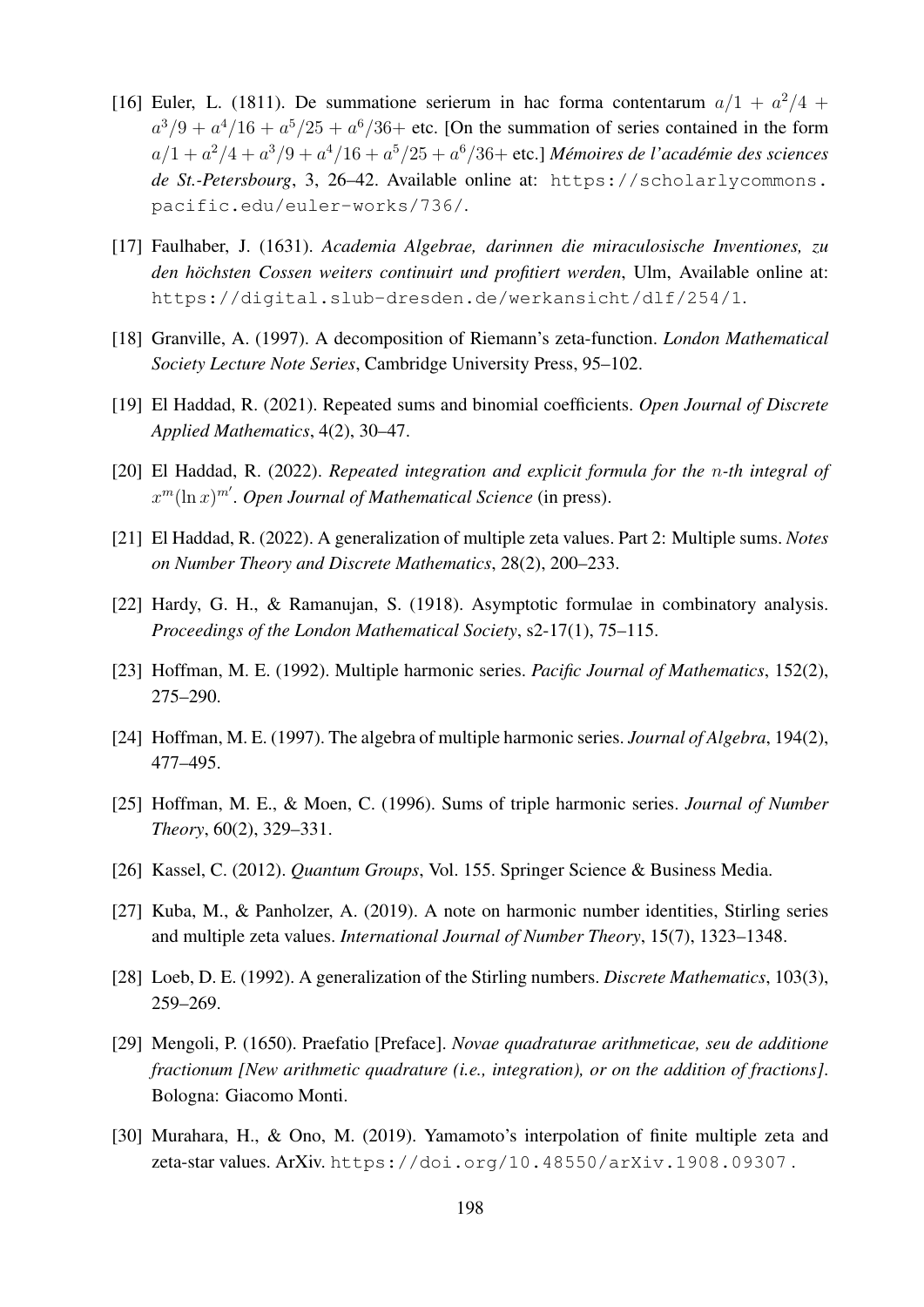[16] Euler, L. (1811). De summatione serierum in hac forma contentarum $a/1 + a^2/4 + a^3/9 + a^4/16 + a^5/25 + a^6/36+$ etc. [On the summation of series contained in the form $a/1 + a^2/4 + a^3/9 + a^4/16 + a^5/25 + a^6/36+$ etc.] *Mémoires de l'académie des sciences de St.-Petersbourg*, 3, 26–42. Available online at: https://scholarlycommons.pacific.edu/euler-works/736/.

[17] Faulhaber, J. (1631). *Academia Algebrae, darinnen die miraculosische Inventiones, zu den höchsten Cossen weiters continuirt und profitiert werden*, Ulm, Available online at: https://digital.slub-dresden.de/werkansicht/dlf/254/1.

[18] Granville, A. (1997). A decomposition of Riemann's zeta-function. *London Mathematical Society Lecture Note Series*, Cambridge University Press, 95–102.

[19] El Haddad, R. (2021). Repeated sums and binomial coefficients. *Open Journal of Discrete Applied Mathematics*, 4(2), 30–47.

[20] El Haddad, R. (2022). *Repeated integration and explicit formula for the $n$-th integral of $x^m(\ln x)^{m'}$*. *Open Journal of Mathematical Science* (in press).

[21] El Haddad, R. (2022). A generalization of multiple zeta values. Part 2: Multiple sums. *Notes on Number Theory and Discrete Mathematics*, 28(2), 200–233.

[22] Hardy, G. H., & Ramanujan, S. (1918). Asymptotic formulae in combinatory analysis. *Proceedings of the London Mathematical Society*, s2-17(1), 75–115.

[23] Hoffman, M. E. (1992). Multiple harmonic series. *Pacific Journal of Mathematics*, 152(2), 275–290.

[24] Hoffman, M. E. (1997). The algebra of multiple harmonic series. *Journal of Algebra*, 194(2), 477–495.

[25] Hoffman, M. E., & Moen, C. (1996). Sums of triple harmonic series. *Journal of Number Theory*, 60(2), 329–331.

[26] Kassel, C. (2012). *Quantum Groups*, Vol. 155. Springer Science & Business Media.

[27] Kuba, M., & Panholzer, A. (2019). A note on harmonic number identities, Stirling series and multiple zeta values. *International Journal of Number Theory*, 15(7), 1323–1348.

[28] Loeb, D. E. (1992). A generalization of the Stirling numbers. *Discrete Mathematics*, 103(3), 259–269.

[29] Mengoli, P. (1650). Praefatio [Preface]. *Novae quadraturae arithmeticae, seu de additione fractionum [New arithmetic quadrature (i.e., integration), or on the addition of fractions]*. Bologna: Giacomo Monti.

[30] Murahara, H., & Ono, M. (2019). Yamamoto's interpolation of finite multiple zeta and zeta-star values. ArXiv. https://doi.org/10.48550/arXiv.1908.09307 .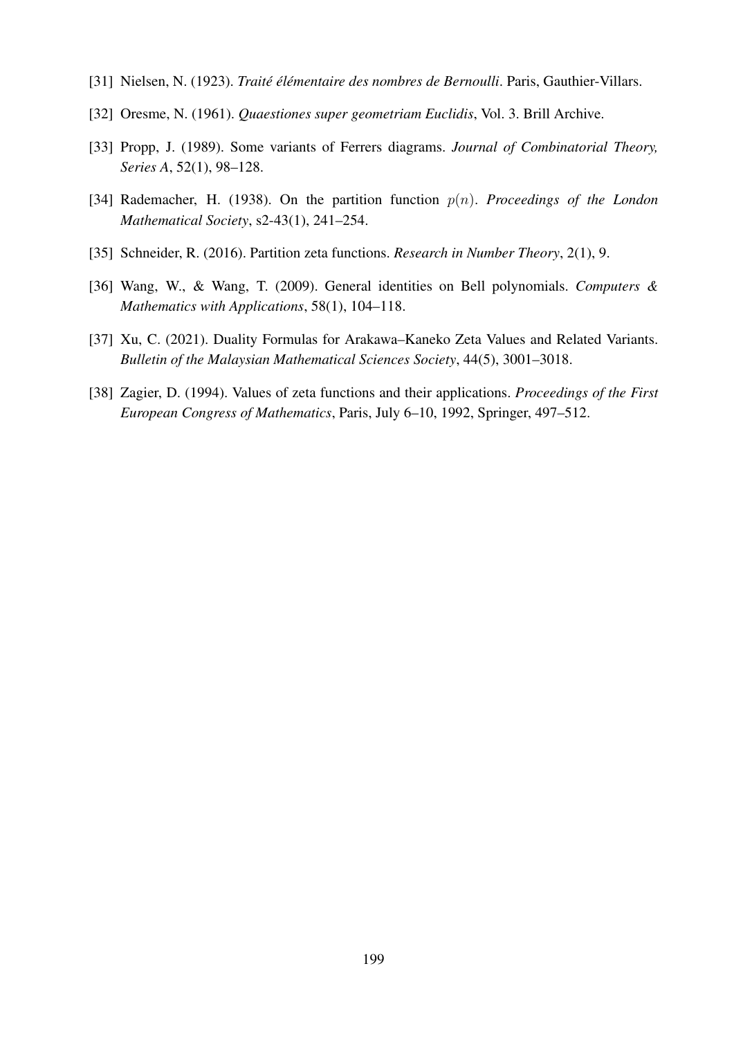[31] Nielsen, N. (1923). *Traité élémentaire des nombres de Bernoulli*. Paris, Gauthier-Villars.

[32] Oresme, N. (1961). *Quaestiones super geometriam Euclidis*, Vol. 3. Brill Archive.

[33] Propp, J. (1989). Some variants of Ferrers diagrams. *Journal of Combinatorial Theory, Series A*, 52(1), 98–128.

[34] Rademacher, H. (1938). On the partition function $p(n)$. *Proceedings of the London Mathematical Society*, s2-43(1), 241–254.

[35] Schneider, R. (2016). Partition zeta functions. *Research in Number Theory*, 2(1), 9.

[36] Wang, W., & Wang, T. (2009). General identities on Bell polynomials. *Computers & Mathematics with Applications*, 58(1), 104–118.

[37] Xu, C. (2021). Duality Formulas for Arakawa–Kaneko Zeta Values and Related Variants. *Bulletin of the Malaysian Mathematical Sciences Society*, 44(5), 3001–3018.

[38] Zagier, D. (1994). Values of zeta functions and their applications. *Proceedings of the First European Congress of Mathematics*, Paris, July 6–10, 1992, Springer, 497–512.